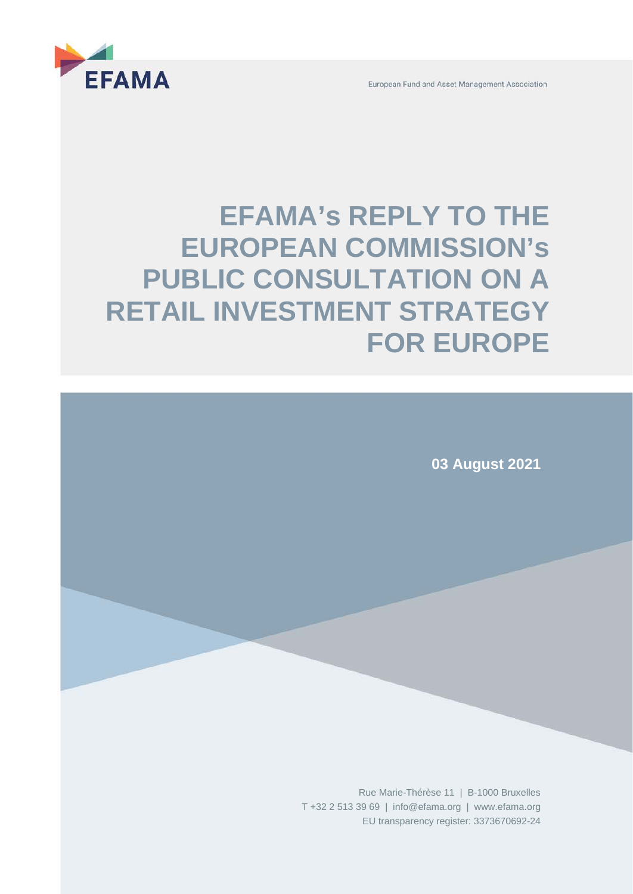EFAMA

European Fund and Asset Management Association

# EFAMA's REPLY TO THE EUROPEAN COMMISSION's PUBLIC CONSULTATION ON A RETAIL INVESTMENT STRATEGY FOR EUROPE

**03 August 2021**

Rue Marie-Thérèse 11 | B-1000 Bruxelles
T +32 2 513 39 69 | info@efama.org | www.efama.org
EU transparency register: 3373670692-24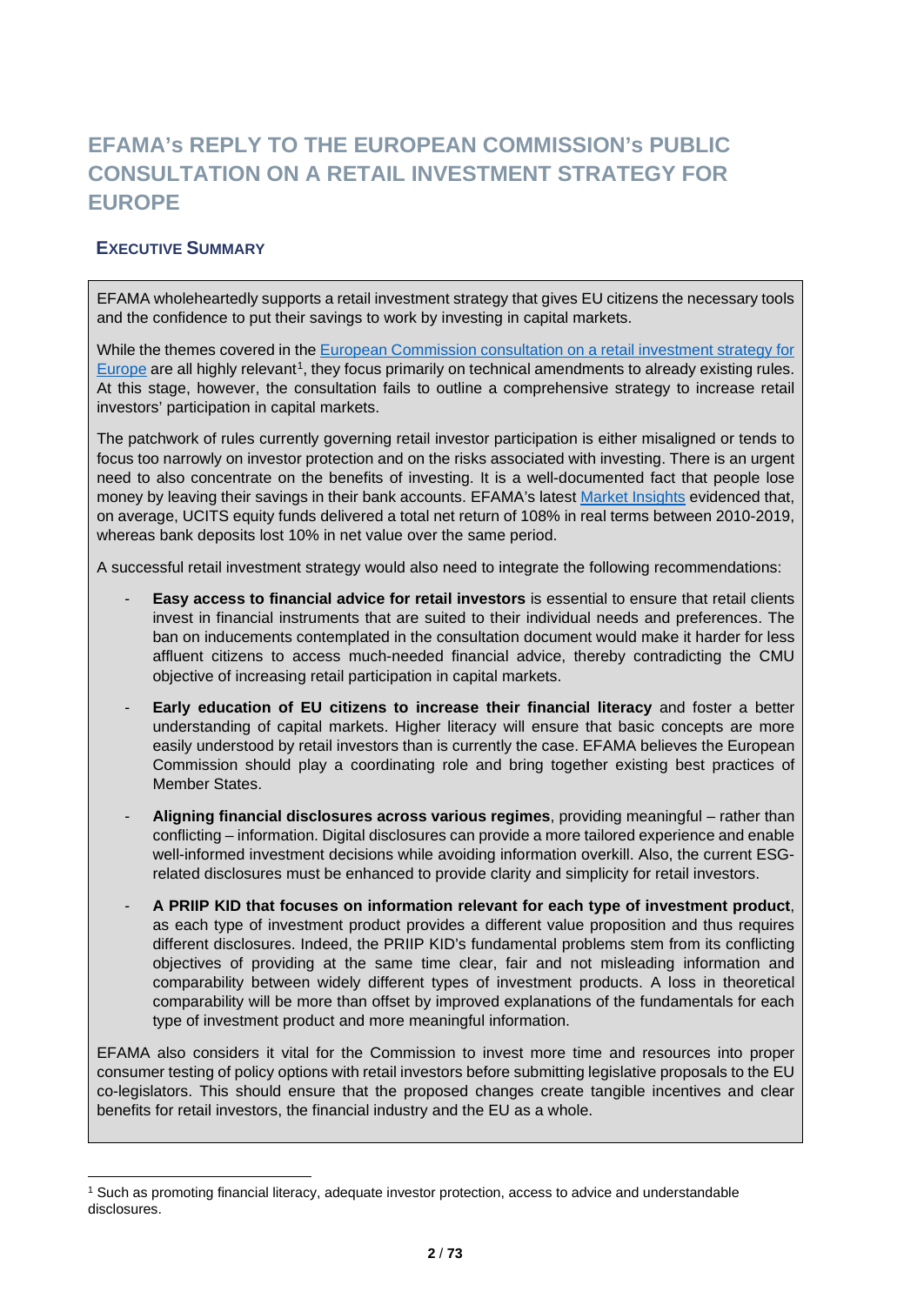# EFAMA's REPLY TO THE EUROPEAN COMMISSION's PUBLIC CONSULTATION ON A RETAIL INVESTMENT STRATEGY FOR EUROPE

## EXECUTIVE SUMMARY

EFAMA wholeheartedly supports a retail investment strategy that gives EU citizens the necessary tools and the confidence to put their savings to work by investing in capital markets.

While the themes covered in the European Commission consultation on a retail investment strategy for Europe are all highly relevant[1], they focus primarily on technical amendments to already existing rules. At this stage, however, the consultation fails to outline a comprehensive strategy to increase retail investors' participation in capital markets.

The patchwork of rules currently governing retail investor participation is either misaligned or tends to focus too narrowly on investor protection and on the risks associated with investing. There is an urgent need to also concentrate on the benefits of investing. It is a well-documented fact that people lose money by leaving their savings in their bank accounts. EFAMA's latest Market Insights evidenced that, on average, UCITS equity funds delivered a total net return of 108% in real terms between 2010-2019, whereas bank deposits lost 10% in net value over the same period.

A successful retail investment strategy would also need to integrate the following recommendations:

- **Easy access to financial advice for retail investors** is essential to ensure that retail clients invest in financial instruments that are suited to their individual needs and preferences. The ban on inducements contemplated in the consultation document would make it harder for less affluent citizens to access much-needed financial advice, thereby contradicting the CMU objective of increasing retail participation in capital markets.
- **Early education of EU citizens to increase their financial literacy** and foster a better understanding of capital markets. Higher literacy will ensure that basic concepts are more easily understood by retail investors than is currently the case. EFAMA believes the European Commission should play a coordinating role and bring together existing best practices of Member States.
- **Aligning financial disclosures across various regimes**, providing meaningful – rather than conflicting – information. Digital disclosures can provide a more tailored experience and enable well-informed investment decisions while avoiding information overkill. Also, the current ESG-related disclosures must be enhanced to provide clarity and simplicity for retail investors.
- **A PRIIP KID that focuses on information relevant for each type of investment product**, as each type of investment product provides a different value proposition and thus requires different disclosures. Indeed, the PRIIP KID's fundamental problems stem from its conflicting objectives of providing at the same time clear, fair and not misleading information and comparability between widely different types of investment products. A loss in theoretical comparability will be more than offset by improved explanations of the fundamentals for each type of investment product and more meaningful information.

EFAMA also considers it vital for the Commission to invest more time and resources into proper consumer testing of policy options with retail investors before submitting legislative proposals to the EU co-legislators. This should ensure that the proposed changes create tangible incentives and clear benefits for retail investors, the financial industry and the EU as a whole.

[1] Such as promoting financial literacy, adequate investor protection, access to advice and understandable disclosures.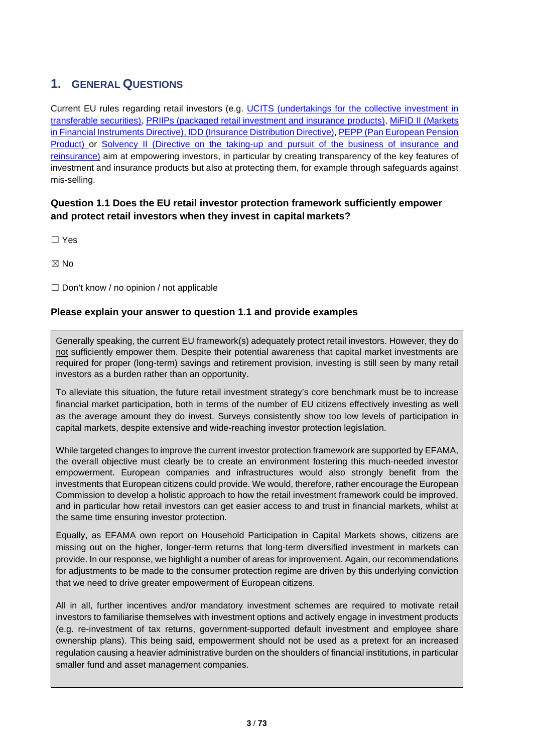## 1. GENERAL QUESTIONS

Current EU rules regarding retail investors (e.g. UCITS (undertakings for the collective investment in transferable securities), PRIIPs (packaged retail investment and insurance products), MiFID II (Markets in Financial Instruments Directive), IDD (Insurance Distribution Directive), PEPP (Pan European Pension Product) or Solvency II (Directive on the taking-up and pursuit of the business of insurance and reinsurance) aim at empowering investors, in particular by creating transparency of the key features of investment and insurance products but also at protecting them, for example through safeguards against mis-selling.

### Question 1.1 Does the EU retail investor protection framework sufficiently empower and protect retail investors when they invest in capital markets?

☐ Yes

☒ No

☐ Don't know / no opinion / not applicable

### Please explain your answer to question 1.1 and provide examples

Generally speaking, the current EU framework(s) adequately protect retail investors. However, they do not sufficiently empower them. Despite their potential awareness that capital market investments are required for proper (long-term) savings and retirement provision, investing is still seen by many retail investors as a burden rather than an opportunity.

To alleviate this situation, the future retail investment strategy's core benchmark must be to increase financial market participation, both in terms of the number of EU citizens effectively investing as well as the average amount they do invest. Surveys consistently show too low levels of participation in capital markets, despite extensive and wide-reaching investor protection legislation.

While targeted changes to improve the current investor protection framework are supported by EFAMA, the overall objective must clearly be to create an environment fostering this much-needed investor empowerment. European companies and infrastructures would also strongly benefit from the investments that European citizens could provide. We would, therefore, rather encourage the European Commission to develop a holistic approach to how the retail investment framework could be improved, and in particular how retail investors can get easier access to and trust in financial markets, whilst at the same time ensuring investor protection.

Equally, as EFAMA own report on Household Participation in Capital Markets shows, citizens are missing out on the higher, longer-term returns that long-term diversified investment in markets can provide. In our response, we highlight a number of areas for improvement. Again, our recommendations for adjustments to be made to the consumer protection regime are driven by this underlying conviction that we need to drive greater empowerment of European citizens.

All in all, further incentives and/or mandatory investment schemes are required to motivate retail investors to familiarise themselves with investment options and actively engage in investment products (e.g. re-investment of tax returns, government-supported default investment and employee share ownership plans). This being said, empowerment should not be used as a pretext for an increased regulation causing a heavier administrative burden on the shoulders of financial institutions, in particular smaller fund and asset management companies.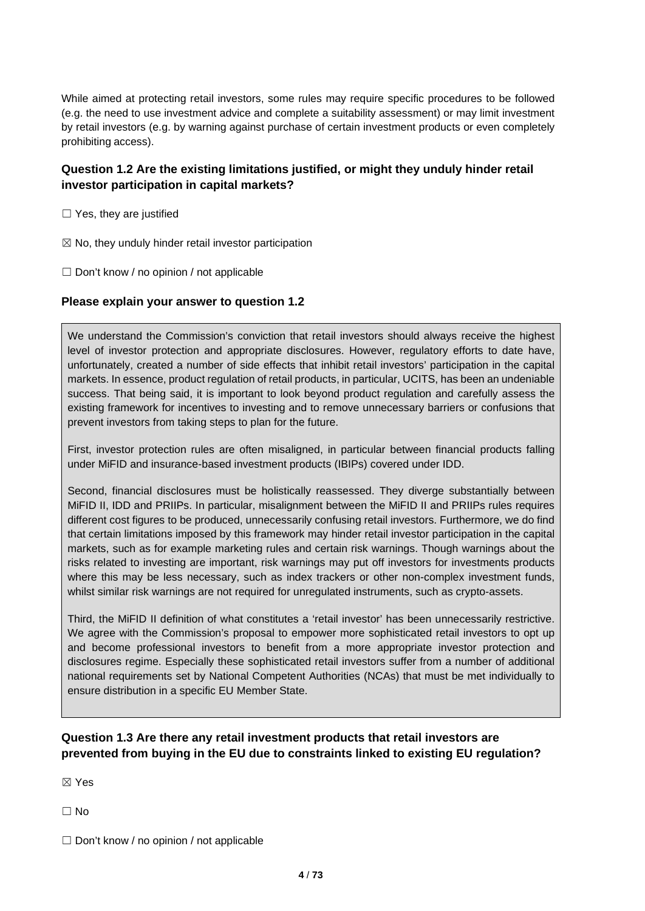While aimed at protecting retail investors, some rules may require specific procedures to be followed (e.g. the need to use investment advice and complete a suitability assessment) or may limit investment by retail investors (e.g. by warning against purchase of certain investment products or even completely prohibiting access).

### Question 1.2 Are the existing limitations justified, or might they unduly hinder retail investor participation in capital markets?

☐ Yes, they are justified

☒ No, they unduly hinder retail investor participation

☐ Don't know / no opinion / not applicable

### Please explain your answer to question 1.2

We understand the Commission's conviction that retail investors should always receive the highest level of investor protection and appropriate disclosures. However, regulatory efforts to date have, unfortunately, created a number of side effects that inhibit retail investors' participation in the capital markets. In essence, product regulation of retail products, in particular, UCITS, has been an undeniable success. That being said, it is important to look beyond product regulation and carefully assess the existing framework for incentives to investing and to remove unnecessary barriers or confusions that prevent investors from taking steps to plan for the future.

First, investor protection rules are often misaligned, in particular between financial products falling under MiFID and insurance-based investment products (IBIPs) covered under IDD.

Second, financial disclosures must be holistically reassessed. They diverge substantially between MiFID II, IDD and PRIIPs. In particular, misalignment between the MiFID II and PRIIPs rules requires different cost figures to be produced, unnecessarily confusing retail investors. Furthermore, we do find that certain limitations imposed by this framework may hinder retail investor participation in the capital markets, such as for example marketing rules and certain risk warnings. Though warnings about the risks related to investing are important, risk warnings may put off investors for investments products where this may be less necessary, such as index trackers or other non-complex investment funds, whilst similar risk warnings are not required for unregulated instruments, such as crypto-assets.

Third, the MiFID II definition of what constitutes a 'retail investor' has been unnecessarily restrictive. We agree with the Commission's proposal to empower more sophisticated retail investors to opt up and become professional investors to benefit from a more appropriate investor protection and disclosures regime. Especially these sophisticated retail investors suffer from a number of additional national requirements set by National Competent Authorities (NCAs) that must be met individually to ensure distribution in a specific EU Member State.

### Question 1.3 Are there any retail investment products that retail investors are prevented from buying in the EU due to constraints linked to existing EU regulation?

☒ Yes

☐ No

☐ Don't know / no opinion / not applicable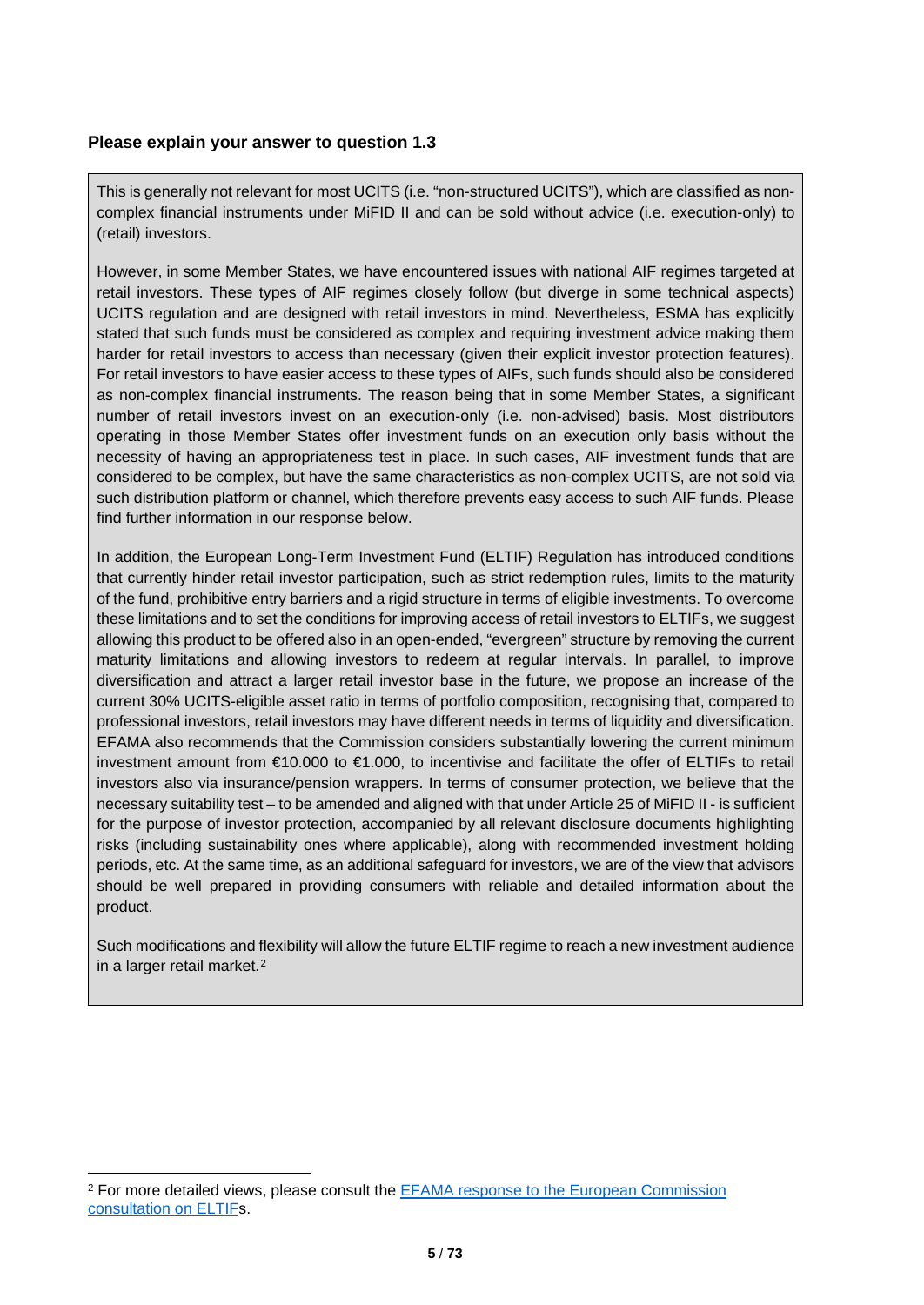**Please explain your answer to question 1.3**

This is generally not relevant for most UCITS (i.e. "non-structured UCITS"), which are classified as non-complex financial instruments under MiFID II and can be sold without advice (i.e. execution-only) to (retail) investors.

However, in some Member States, we have encountered issues with national AIF regimes targeted at retail investors. These types of AIF regimes closely follow (but diverge in some technical aspects) UCITS regulation and are designed with retail investors in mind. Nevertheless, ESMA has explicitly stated that such funds must be considered as complex and requiring investment advice making them harder for retail investors to access than necessary (given their explicit investor protection features). For retail investors to have easier access to these types of AIFs, such funds should also be considered as non-complex financial instruments. The reason being that in some Member States, a significant number of retail investors invest on an execution-only (i.e. non-advised) basis. Most distributors operating in those Member States offer investment funds on an execution only basis without the necessity of having an appropriateness test in place. In such cases, AIF investment funds that are considered to be complex, but have the same characteristics as non-complex UCITS, are not sold via such distribution platform or channel, which therefore prevents easy access to such AIF funds. Please find further information in our response below.

In addition, the European Long-Term Investment Fund (ELTIF) Regulation has introduced conditions that currently hinder retail investor participation, such as strict redemption rules, limits to the maturity of the fund, prohibitive entry barriers and a rigid structure in terms of eligible investments. To overcome these limitations and to set the conditions for improving access of retail investors to ELTIFs, we suggest allowing this product to be offered also in an open-ended, "evergreen" structure by removing the current maturity limitations and allowing investors to redeem at regular intervals. In parallel, to improve diversification and attract a larger retail investor base in the future, we propose an increase of the current 30% UCITS-eligible asset ratio in terms of portfolio composition, recognising that, compared to professional investors, retail investors may have different needs in terms of liquidity and diversification. EFAMA also recommends that the Commission considers substantially lowering the current minimum investment amount from €10.000 to €1.000, to incentivise and facilitate the offer of ELTIFs to retail investors also via insurance/pension wrappers. In terms of consumer protection, we believe that the necessary suitability test – to be amended and aligned with that under Article 25 of MiFID II - is sufficient for the purpose of investor protection, accompanied by all relevant disclosure documents highlighting risks (including sustainability ones where applicable), along with recommended investment holding periods, etc. At the same time, as an additional safeguard for investors, we are of the view that advisors should be well prepared in providing consumers with reliable and detailed information about the product.

Such modifications and flexibility will allow the future ELTIF regime to reach a new investment audience in a larger retail market.[2]

---

[2] For more detailed views, please consult the EFAMA response to the European Commission consultation on ELTIFs.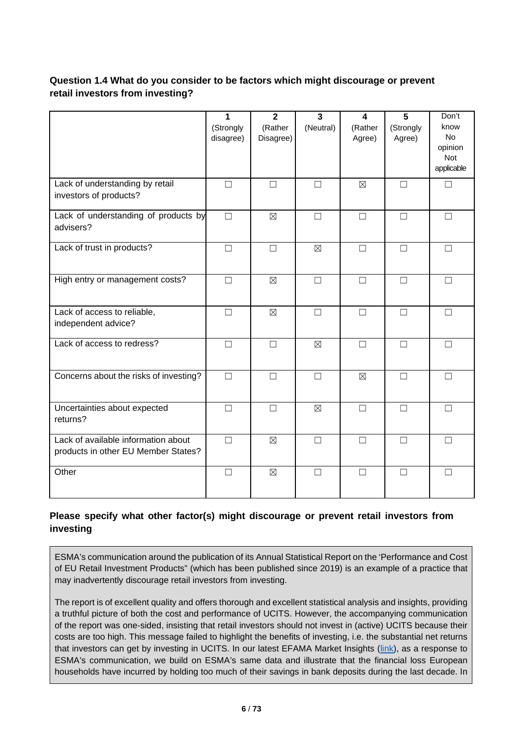**Question 1.4 What do you consider to be factors which might discourage or prevent retail investors from investing?**

| | 1 (Strongly disagree) | 2 (Rather Disagree) | 3 (Neutral) | 4 (Rather Agree) | 5 (Strongly Agree) | Don't know No opinion Not applicable |
|---|---|---|---|---|---|---|
| Lack of understanding by retail investors of products? | ☐ | ☐ | ☐ | ☒ | ☐ | ☐ |
| Lack of understanding of products by advisers? | ☐ | ☒ | ☐ | ☐ | ☐ | ☐ |
| Lack of trust in products? | ☐ | ☐ | ☒ | ☐ | ☐ | ☐ |
| High entry or management costs? | ☐ | ☒ | ☐ | ☐ | ☐ | ☐ |
| Lack of access to reliable, independent advice? | ☐ | ☒ | ☐ | ☐ | ☐ | ☐ |
| Lack of access to redress? | ☐ | ☐ | ☒ | ☐ | ☐ | ☐ |
| Concerns about the risks of investing? | ☐ | ☐ | ☐ | ☒ | ☐ | ☐ |
| Uncertainties about expected returns? | ☐ | ☐ | ☒ | ☐ | ☐ | ☐ |
| Lack of available information about products in other EU Member States? | ☐ | ☒ | ☐ | ☐ | ☐ | ☐ |
| Other | ☐ | ☒ | ☐ | ☐ | ☐ | ☐ |

**Please specify what other factor(s) might discourage or prevent retail investors from investing**

ESMA's communication around the publication of its Annual Statistical Report on the 'Performance and Cost of EU Retail Investment Products" (which has been published since 2019) is an example of a practice that may inadvertently discourage retail investors from investing.

The report is of excellent quality and offers thorough and excellent statistical analysis and insights, providing a truthful picture of both the cost and performance of UCITS. However, the accompanying communication of the report was one-sided, insisting that retail investors should not invest in (active) UCITS because their costs are too high. This message failed to highlight the benefits of investing, i.e. the substantial net returns that investors can get by investing in UCITS. In our latest EFAMA Market Insights (link), as a response to ESMA's communication, we build on ESMA's same data and illustrate that the financial loss European households have incurred by holding too much of their savings in bank deposits during the last decade. In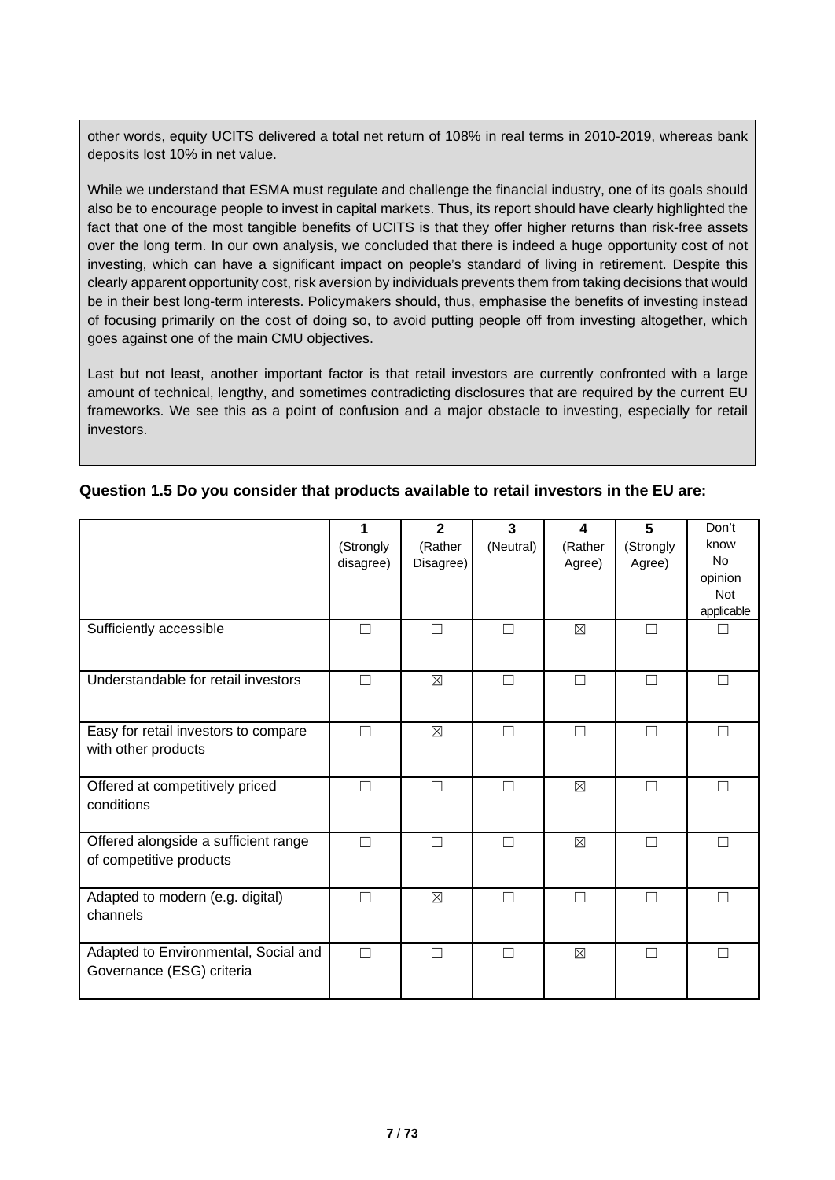other words, equity UCITS delivered a total net return of 108% in real terms in 2010-2019, whereas bank deposits lost 10% in net value.

While we understand that ESMA must regulate and challenge the financial industry, one of its goals should also be to encourage people to invest in capital markets. Thus, its report should have clearly highlighted the fact that one of the most tangible benefits of UCITS is that they offer higher returns than risk-free assets over the long term. In our own analysis, we concluded that there is indeed a huge opportunity cost of not investing, which can have a significant impact on people's standard of living in retirement. Despite this clearly apparent opportunity cost, risk aversion by individuals prevents them from taking decisions that would be in their best long-term interests. Policymakers should, thus, emphasise the benefits of investing instead of focusing primarily on the cost of doing so, to avoid putting people off from investing altogether, which goes against one of the main CMU objectives.

Last but not least, another important factor is that retail investors are currently confronted with a large amount of technical, lengthy, and sometimes contradicting disclosures that are required by the current EU frameworks. We see this as a point of confusion and a major obstacle to investing, especially for retail investors.

**Question 1.5 Do you consider that products available to retail investors in the EU are:**

| | 1 (Strongly disagree) | 2 (Rather Disagree) | 3 (Neutral) | 4 (Rather Agree) | 5 (Strongly Agree) | Don't know No opinion Not applicable |
|---|---|---|---|---|---|---|
| Sufficiently accessible | ☐ | ☐ | ☐ | ☒ | ☐ | ☐ |
| Understandable for retail investors | ☐ | ☒ | ☐ | ☐ | ☐ | ☐ |
| Easy for retail investors to compare with other products | ☐ | ☒ | ☐ | ☐ | ☐ | ☐ |
| Offered at competitively priced conditions | ☐ | ☐ | ☐ | ☒ | ☐ | ☐ |
| Offered alongside a sufficient range of competitive products | ☐ | ☐ | ☐ | ☒ | ☐ | ☐ |
| Adapted to modern (e.g. digital) channels | ☐ | ☒ | ☐ | ☐ | ☐ | ☐ |
| Adapted to Environmental, Social and Governance (ESG) criteria | ☐ | ☐ | ☐ | ☒ | ☐ | ☐ |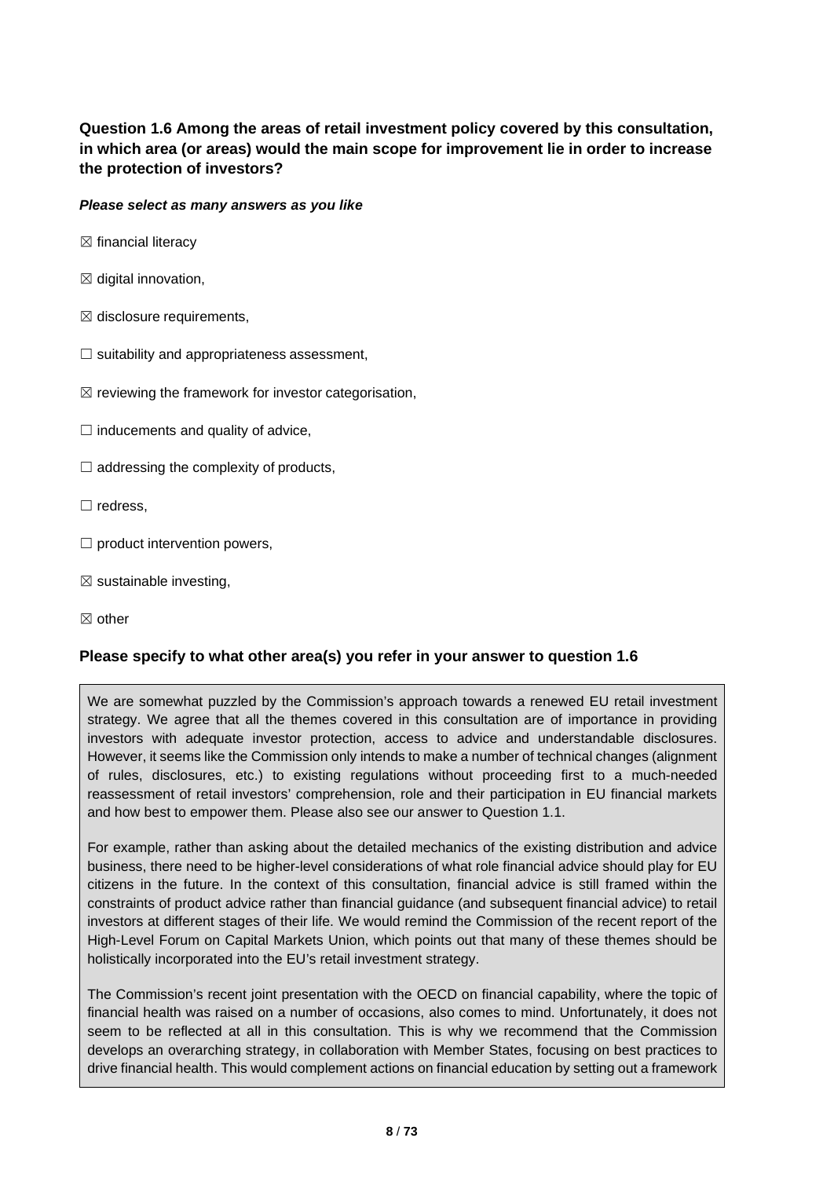**Question 1.6 Among the areas of retail investment policy covered by this consultation, in which area (or areas) would the main scope for improvement lie in order to increase the protection of investors?**

***Please select as many answers as you like***

☒ financial literacy

☒ digital innovation,

☒ disclosure requirements,

☐ suitability and appropriateness assessment,

☒ reviewing the framework for investor categorisation,

☐ inducements and quality of advice,

☐ addressing the complexity of products,

☐ redress,

☐ product intervention powers,

☒ sustainable investing,

☒ other

**Please specify to what other area(s) you refer in your answer to question 1.6**

We are somewhat puzzled by the Commission's approach towards a renewed EU retail investment strategy. We agree that all the themes covered in this consultation are of importance in providing investors with adequate investor protection, access to advice and understandable disclosures. However, it seems like the Commission only intends to make a number of technical changes (alignment of rules, disclosures, etc.) to existing regulations without proceeding first to a much-needed reassessment of retail investors' comprehension, role and their participation in EU financial markets and how best to empower them. Please also see our answer to Question 1.1.

For example, rather than asking about the detailed mechanics of the existing distribution and advice business, there need to be higher-level considerations of what role financial advice should play for EU citizens in the future. In the context of this consultation, financial advice is still framed within the constraints of product advice rather than financial guidance (and subsequent financial advice) to retail investors at different stages of their life. We would remind the Commission of the recent report of the High-Level Forum on Capital Markets Union, which points out that many of these themes should be holistically incorporated into the EU's retail investment strategy.

The Commission's recent joint presentation with the OECD on financial capability, where the topic of financial health was raised on a number of occasions, also comes to mind. Unfortunately, it does not seem to be reflected at all in this consultation. This is why we recommend that the Commission develops an overarching strategy, in collaboration with Member States, focusing on best practices to drive financial health. This would complement actions on financial education by setting out a framework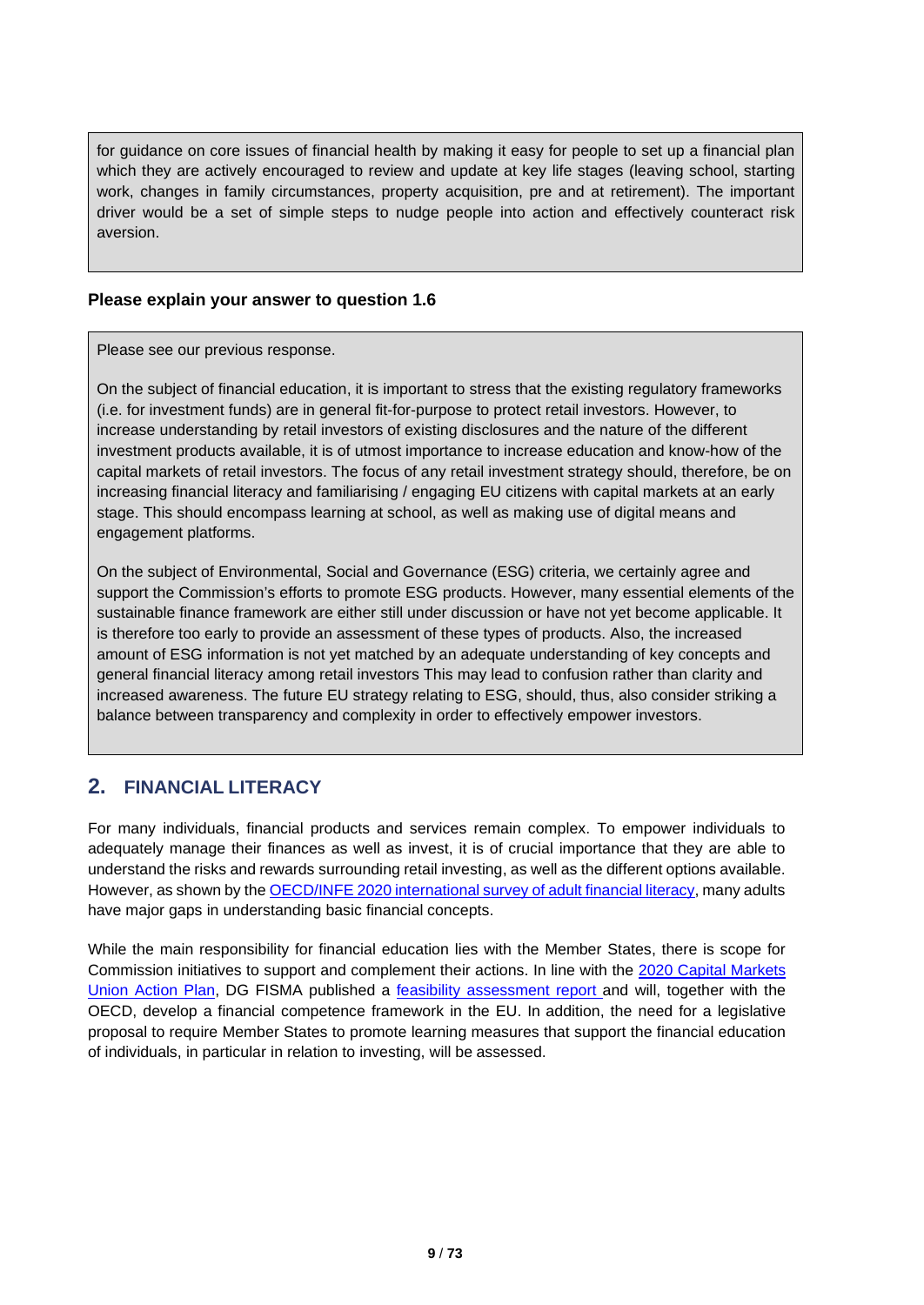for guidance on core issues of financial health by making it easy for people to set up a financial plan which they are actively encouraged to review and update at key life stages (leaving school, starting work, changes in family circumstances, property acquisition, pre and at retirement). The important driver would be a set of simple steps to nudge people into action and effectively counteract risk aversion.

**Please explain your answer to question 1.6**

Please see our previous response.

On the subject of financial education, it is important to stress that the existing regulatory frameworks (i.e. for investment funds) are in general fit-for-purpose to protect retail investors. However, to increase understanding by retail investors of existing disclosures and the nature of the different investment products available, it is of utmost importance to increase education and know-how of the capital markets of retail investors. The focus of any retail investment strategy should, therefore, be on increasing financial literacy and familiarising / engaging EU citizens with capital markets at an early stage. This should encompass learning at school, as well as making use of digital means and engagement platforms.

On the subject of Environmental, Social and Governance (ESG) criteria, we certainly agree and support the Commission's efforts to promote ESG products. However, many essential elements of the sustainable finance framework are either still under discussion or have not yet become applicable. It is therefore too early to provide an assessment of these types of products. Also, the increased amount of ESG information is not yet matched by an adequate understanding of key concepts and general financial literacy among retail investors This may lead to confusion rather than clarity and increased awareness. The future EU strategy relating to ESG, should, thus, also consider striking a balance between transparency and complexity in order to effectively empower investors.

## 2. FINANCIAL LITERACY

For many individuals, financial products and services remain complex. To empower individuals to adequately manage their finances as well as invest, it is of crucial importance that they are able to understand the risks and rewards surrounding retail investing, as well as the different options available. However, as shown by the OECD/INFE 2020 international survey of adult financial literacy, many adults have major gaps in understanding basic financial concepts.

While the main responsibility for financial education lies with the Member States, there is scope for Commission initiatives to support and complement their actions. In line with the 2020 Capital Markets Union Action Plan, DG FISMA published a feasibility assessment report and will, together with the OECD, develop a financial competence framework in the EU. In addition, the need for a legislative proposal to require Member States to promote learning measures that support the financial education of individuals, in particular in relation to investing, will be assessed.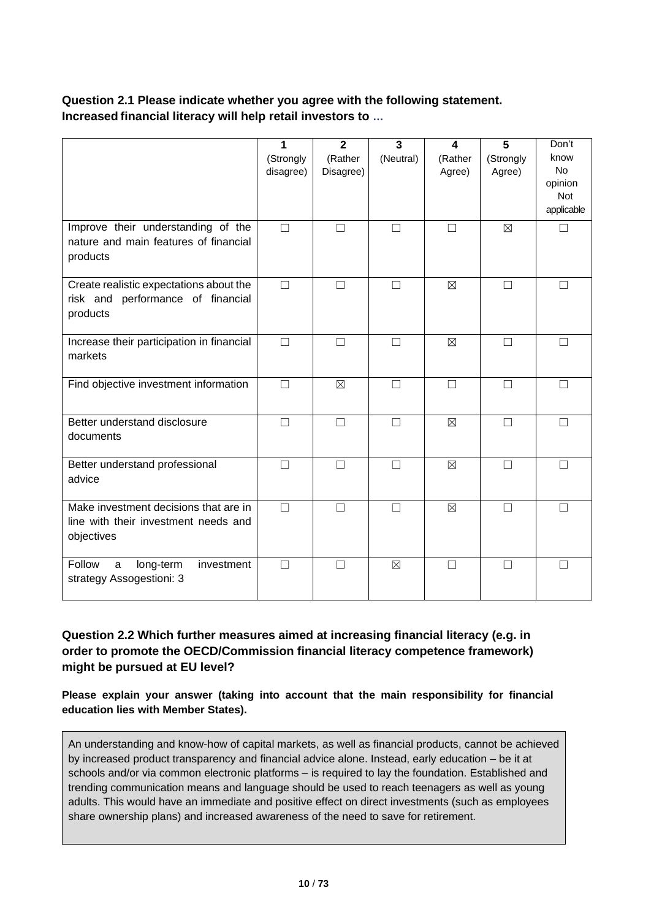**Question 2.1 Please indicate whether you agree with the following statement. Increased financial literacy will help retail investors to …**

| | 1 (Strongly disagree) | 2 (Rather Disagree) | 3 (Neutral) | 4 (Rather Agree) | 5 (Strongly Agree) | Don't know No opinion Not applicable |
|---|---|---|---|---|---|---|
| Improve their understanding of the nature and main features of financial products | ☐ | ☐ | ☐ | ☐ | ☒ | ☐ |
| Create realistic expectations about the risk and performance of financial products | ☐ | ☐ | ☐ | ☒ | ☐ | ☐ |
| Increase their participation in financial markets | ☐ | ☐ | ☐ | ☒ | ☐ | ☐ |
| Find objective investment information | ☐ | ☒ | ☐ | ☐ | ☐ | ☐ |
| Better understand disclosure documents | ☐ | ☐ | ☐ | ☒ | ☐ | ☐ |
| Better understand professional advice | ☐ | ☐ | ☐ | ☒ | ☐ | ☐ |
| Make investment decisions that are in line with their investment needs and objectives | ☐ | ☐ | ☐ | ☒ | ☐ | ☐ |
| Follow a long-term investment strategy Assogestioni: 3 | ☐ | ☐ | ☒ | ☐ | ☐ | ☐ |

**Question 2.2 Which further measures aimed at increasing financial literacy (e.g. in order to promote the OECD/Commission financial literacy competence framework) might be pursued at EU level?**

**Please explain your answer (taking into account that the main responsibility for financial education lies with Member States).**

An understanding and know-how of capital markets, as well as financial products, cannot be achieved by increased product transparency and financial advice alone. Instead, early education – be it at schools and/or via common electronic platforms – is required to lay the foundation. Established and trending communication means and language should be used to reach teenagers as well as young adults. This would have an immediate and positive effect on direct investments (such as employees share ownership plans) and increased awareness of the need to save for retirement.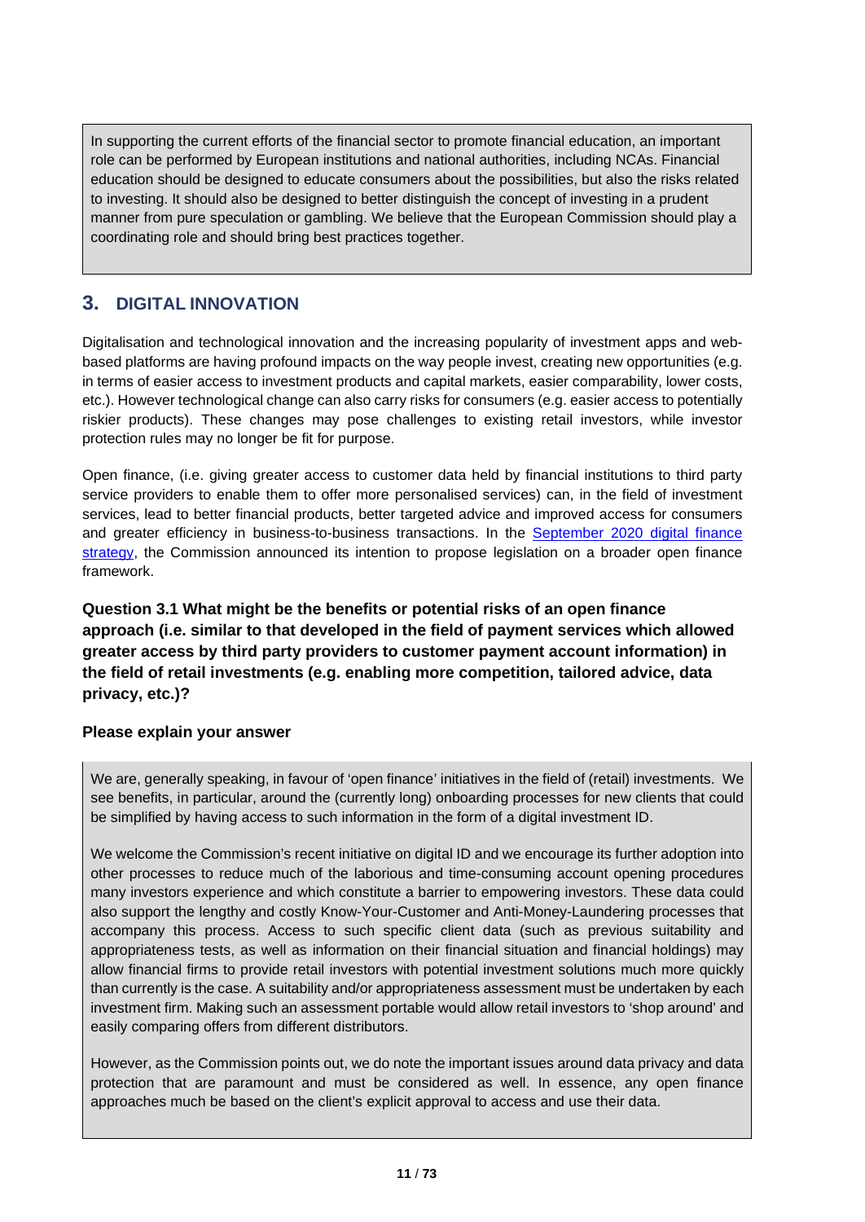In supporting the current efforts of the financial sector to promote financial education, an important role can be performed by European institutions and national authorities, including NCAs. Financial education should be designed to educate consumers about the possibilities, but also the risks related to investing. It should also be designed to better distinguish the concept of investing in a prudent manner from pure speculation or gambling. We believe that the European Commission should play a coordinating role and should bring best practices together.

## 3. DIGITAL INNOVATION

Digitalisation and technological innovation and the increasing popularity of investment apps and web-based platforms are having profound impacts on the way people invest, creating new opportunities (e.g. in terms of easier access to investment products and capital markets, easier comparability, lower costs, etc.). However technological change can also carry risks for consumers (e.g. easier access to potentially riskier products). These changes may pose challenges to existing retail investors, while investor protection rules may no longer be fit for purpose.

Open finance, (i.e. giving greater access to customer data held by financial institutions to third party service providers to enable them to offer more personalised services) can, in the field of investment services, lead to better financial products, better targeted advice and improved access for consumers and greater efficiency in business-to-business transactions. In the September 2020 digital finance strategy, the Commission announced its intention to propose legislation on a broader open finance framework.

**Question 3.1 What might be the benefits or potential risks of an open finance approach (i.e. similar to that developed in the field of payment services which allowed greater access by third party providers to customer payment account information) in the field of retail investments (e.g. enabling more competition, tailored advice, data privacy, etc.)?**

**Please explain your answer**

We are, generally speaking, in favour of 'open finance' initiatives in the field of (retail) investments. We see benefits, in particular, around the (currently long) onboarding processes for new clients that could be simplified by having access to such information in the form of a digital investment ID.

We welcome the Commission's recent initiative on digital ID and we encourage its further adoption into other processes to reduce much of the laborious and time-consuming account opening procedures many investors experience and which constitute a barrier to empowering investors. These data could also support the lengthy and costly Know-Your-Customer and Anti-Money-Laundering processes that accompany this process. Access to such specific client data (such as previous suitability and appropriateness tests, as well as information on their financial situation and financial holdings) may allow financial firms to provide retail investors with potential investment solutions much more quickly than currently is the case. A suitability and/or appropriateness assessment must be undertaken by each investment firm. Making such an assessment portable would allow retail investors to 'shop around' and easily comparing offers from different distributors.

However, as the Commission points out, we do note the important issues around data privacy and data protection that are paramount and must be considered as well. In essence, any open finance approaches much be based on the client's explicit approval to access and use their data.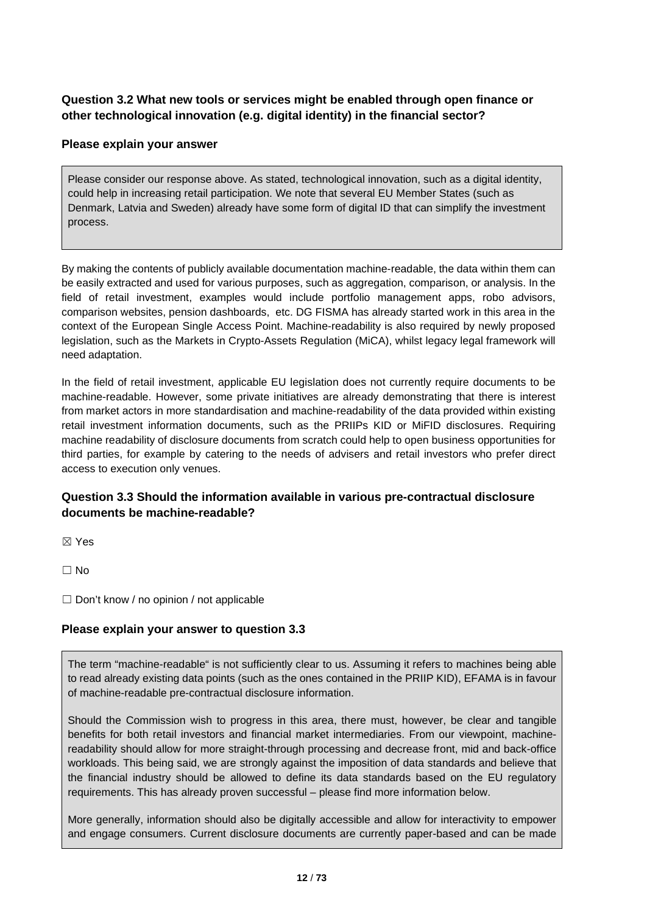**Question 3.2 What new tools or services might be enabled through open finance or other technological innovation (e.g. digital identity) in the financial sector?**

**Please explain your answer**

Please consider our response above. As stated, technological innovation, such as a digital identity, could help in increasing retail participation. We note that several EU Member States (such as Denmark, Latvia and Sweden) already have some form of digital ID that can simplify the investment process.

By making the contents of publicly available documentation machine-readable, the data within them can be easily extracted and used for various purposes, such as aggregation, comparison, or analysis. In the field of retail investment, examples would include portfolio management apps, robo advisors, comparison websites, pension dashboards, etc. DG FISMA has already started work in this area in the context of the European Single Access Point. Machine-readability is also required by newly proposed legislation, such as the Markets in Crypto-Assets Regulation (MiCA), whilst legacy legal framework will need adaptation.

In the field of retail investment, applicable EU legislation does not currently require documents to be machine-readable. However, some private initiatives are already demonstrating that there is interest from market actors in more standardisation and machine-readability of the data provided within existing retail investment information documents, such as the PRIIPs KID or MiFID disclosures. Requiring machine readability of disclosure documents from scratch could help to open business opportunities for third parties, for example by catering to the needs of advisers and retail investors who prefer direct access to execution only venues.

**Question 3.3 Should the information available in various pre-contractual disclosure documents be machine-readable?**

☒ Yes

☐ No

☐ Don't know / no opinion / not applicable

**Please explain your answer to question 3.3**

The term "machine-readable" is not sufficiently clear to us. Assuming it refers to machines being able to read already existing data points (such as the ones contained in the PRIIP KID), EFAMA is in favour of machine-readable pre-contractual disclosure information.

Should the Commission wish to progress in this area, there must, however, be clear and tangible benefits for both retail investors and financial market intermediaries. From our viewpoint, machine-readability should allow for more straight-through processing and decrease front, mid and back-office workloads. This being said, we are strongly against the imposition of data standards and believe that the financial industry should be allowed to define its data standards based on the EU regulatory requirements. This has already proven successful – please find more information below.

More generally, information should also be digitally accessible and allow for interactivity to empower and engage consumers. Current disclosure documents are currently paper-based and can be made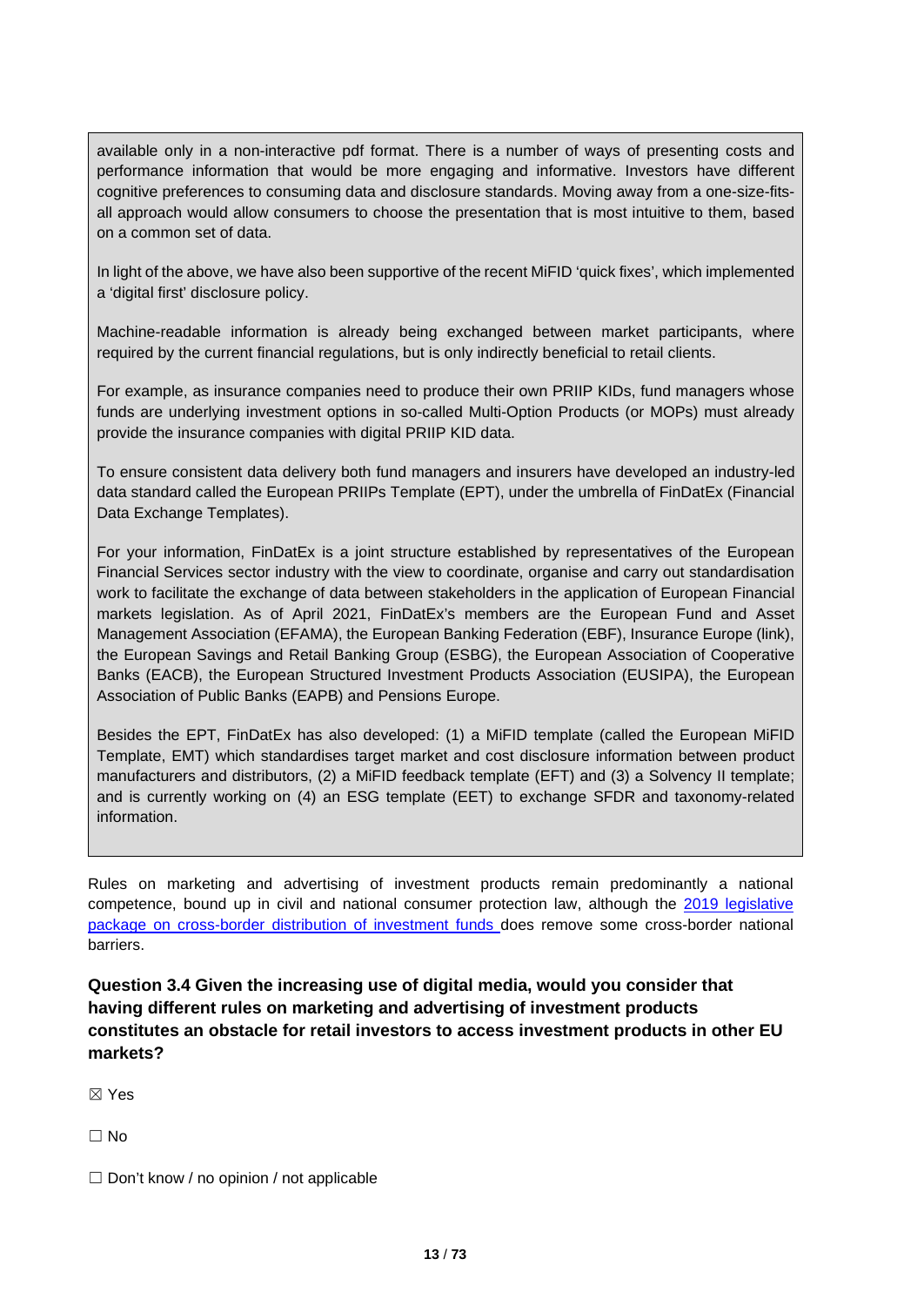available only in a non-interactive pdf format. There is a number of ways of presenting costs and performance information that would be more engaging and informative. Investors have different cognitive preferences to consuming data and disclosure standards. Moving away from a one-size-fits-all approach would allow consumers to choose the presentation that is most intuitive to them, based on a common set of data.

In light of the above, we have also been supportive of the recent MiFID 'quick fixes', which implemented a 'digital first' disclosure policy.

Machine-readable information is already being exchanged between market participants, where required by the current financial regulations, but is only indirectly beneficial to retail clients.

For example, as insurance companies need to produce their own PRIIP KIDs, fund managers whose funds are underlying investment options in so-called Multi-Option Products (or MOPs) must already provide the insurance companies with digital PRIIP KID data.

To ensure consistent data delivery both fund managers and insurers have developed an industry-led data standard called the European PRIIPs Template (EPT), under the umbrella of FinDatEx (Financial Data Exchange Templates).

For your information, FinDatEx is a joint structure established by representatives of the European Financial Services sector industry with the view to coordinate, organise and carry out standardisation work to facilitate the exchange of data between stakeholders in the application of European Financial markets legislation. As of April 2021, FinDatEx's members are the European Fund and Asset Management Association (EFAMA), the European Banking Federation (EBF), Insurance Europe (link), the European Savings and Retail Banking Group (ESBG), the European Association of Cooperative Banks (EACB), the European Structured Investment Products Association (EUSIPA), the European Association of Public Banks (EAPB) and Pensions Europe.

Besides the EPT, FinDatEx has also developed: (1) a MiFID template (called the European MiFID Template, EMT) which standardises target market and cost disclosure information between product manufacturers and distributors, (2) a MiFID feedback template (EFT) and (3) a Solvency II template; and is currently working on (4) an ESG template (EET) to exchange SFDR and taxonomy-related information.

Rules on marketing and advertising of investment products remain predominantly a national competence, bound up in civil and national consumer protection law, although the 2019 legislative package on cross-border distribution of investment funds does remove some cross-border national barriers.

**Question 3.4 Given the increasing use of digital media, would you consider that having different rules on marketing and advertising of investment products constitutes an obstacle for retail investors to access investment products in other EU markets?**

☒ Yes

☐ No

☐ Don't know / no opinion / not applicable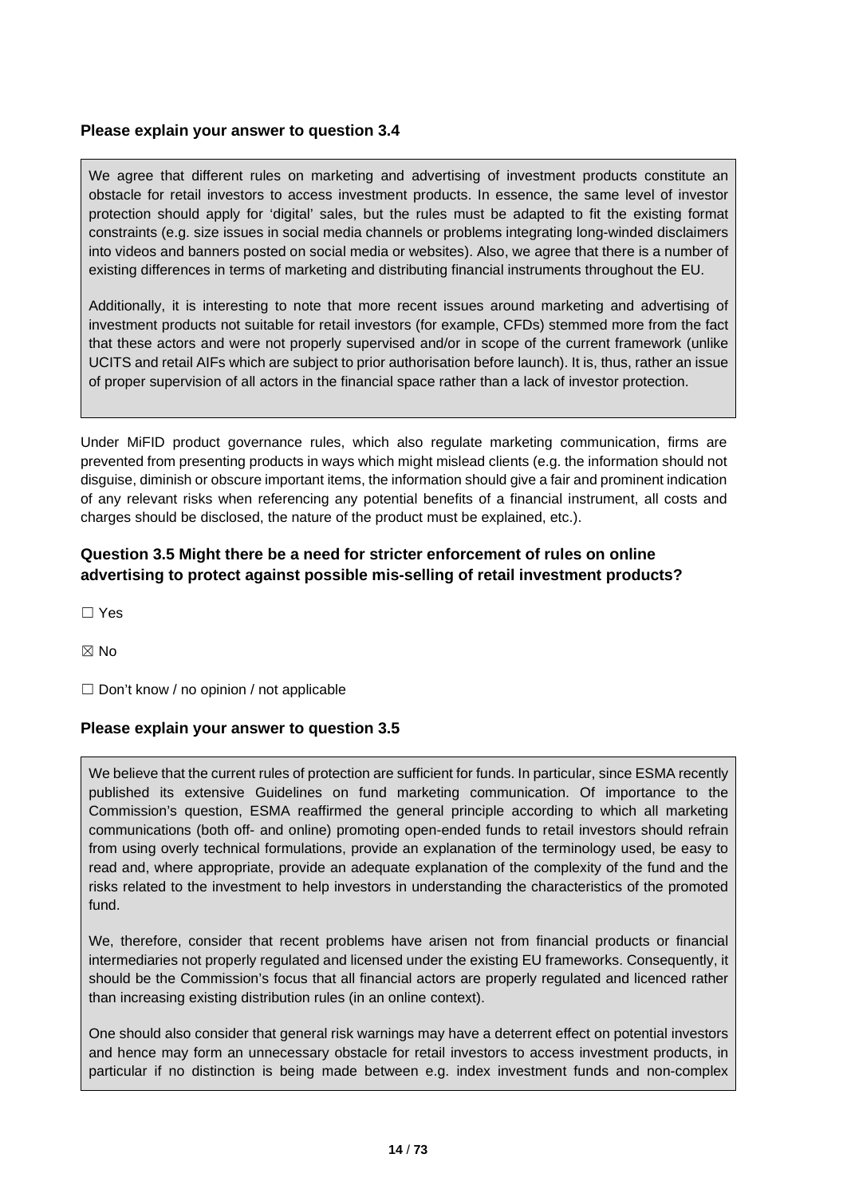### Please explain your answer to question 3.4

We agree that different rules on marketing and advertising of investment products constitute an obstacle for retail investors to access investment products. In essence, the same level of investor protection should apply for 'digital' sales, but the rules must be adapted to fit the existing format constraints (e.g. size issues in social media channels or problems integrating long-winded disclaimers into videos and banners posted on social media or websites). Also, we agree that there is a number of existing differences in terms of marketing and distributing financial instruments throughout the EU.

Additionally, it is interesting to note that more recent issues around marketing and advertising of investment products not suitable for retail investors (for example, CFDs) stemmed more from the fact that these actors and were not properly supervised and/or in scope of the current framework (unlike UCITS and retail AIFs which are subject to prior authorisation before launch). It is, thus, rather an issue of proper supervision of all actors in the financial space rather than a lack of investor protection.

Under MiFID product governance rules, which also regulate marketing communication, firms are prevented from presenting products in ways which might mislead clients (e.g. the information should not disguise, diminish or obscure important items, the information should give a fair and prominent indication of any relevant risks when referencing any potential benefits of a financial instrument, all costs and charges should be disclosed, the nature of the product must be explained, etc.).

### Question 3.5 Might there be a need for stricter enforcement of rules on online advertising to protect against possible mis-selling of retail investment products?

☐ Yes

☒ No

☐ Don't know / no opinion / not applicable

### Please explain your answer to question 3.5

We believe that the current rules of protection are sufficient for funds. In particular, since ESMA recently published its extensive Guidelines on fund marketing communication. Of importance to the Commission's question, ESMA reaffirmed the general principle according to which all marketing communications (both off- and online) promoting open-ended funds to retail investors should refrain from using overly technical formulations, provide an explanation of the terminology used, be easy to read and, where appropriate, provide an adequate explanation of the complexity of the fund and the risks related to the investment to help investors in understanding the characteristics of the promoted fund.

We, therefore, consider that recent problems have arisen not from financial products or financial intermediaries not properly regulated and licensed under the existing EU frameworks. Consequently, it should be the Commission's focus that all financial actors are properly regulated and licenced rather than increasing existing distribution rules (in an online context).

One should also consider that general risk warnings may have a deterrent effect on potential investors and hence may form an unnecessary obstacle for retail investors to access investment products, in particular if no distinction is being made between e.g. index investment funds and non-complex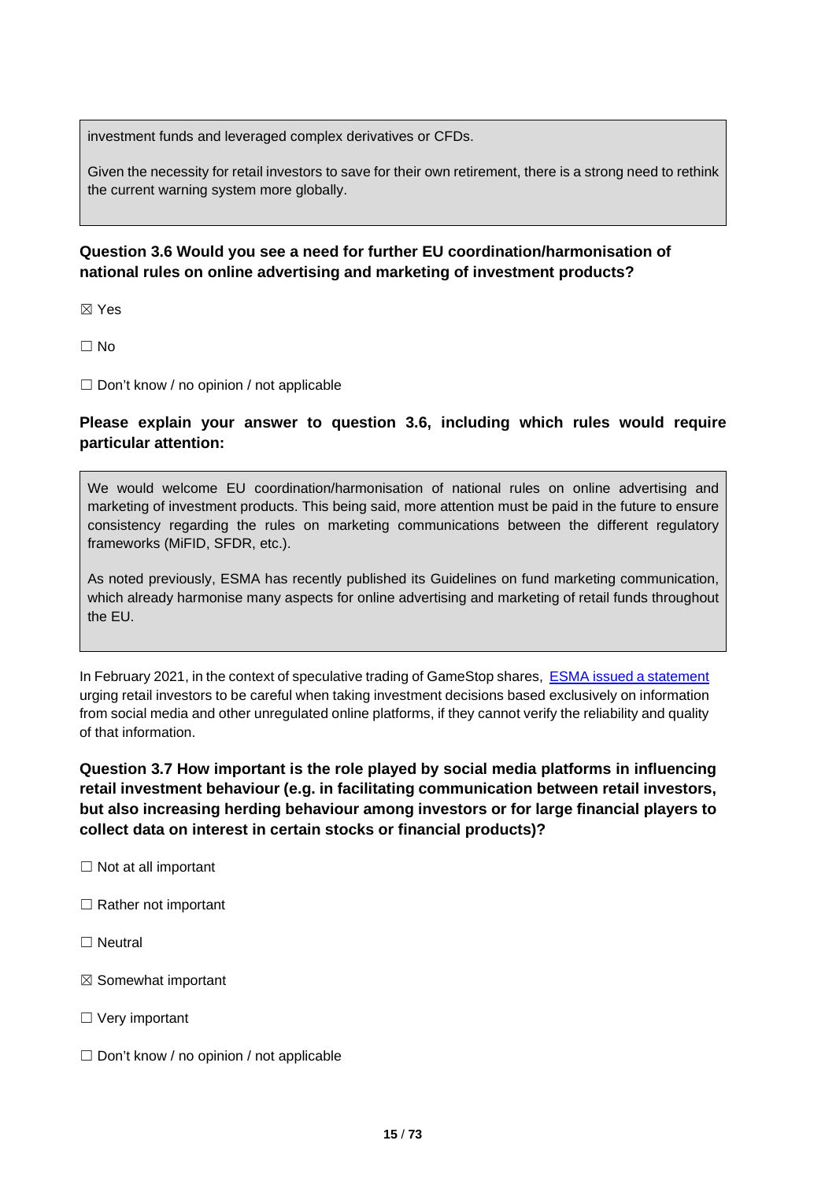investment funds and leveraged complex derivatives or CFDs.

Given the necessity for retail investors to save for their own retirement, there is a strong need to rethink the current warning system more globally.

**Question 3.6 Would you see a need for further EU coordination/harmonisation of national rules on online advertising and marketing of investment products?**

☒ Yes

☐ No

☐ Don't know / no opinion / not applicable

**Please explain your answer to question 3.6, including which rules would require particular attention:**

We would welcome EU coordination/harmonisation of national rules on online advertising and marketing of investment products. This being said, more attention must be paid in the future to ensure consistency regarding the rules on marketing communications between the different regulatory frameworks (MiFID, SFDR, etc.).

As noted previously, ESMA has recently published its Guidelines on fund marketing communication, which already harmonise many aspects for online advertising and marketing of retail funds throughout the EU.

In February 2021, in the context of speculative trading of GameStop shares, ESMA issued a statement urging retail investors to be careful when taking investment decisions based exclusively on information from social media and other unregulated online platforms, if they cannot verify the reliability and quality of that information.

**Question 3.7 How important is the role played by social media platforms in influencing retail investment behaviour (e.g. in facilitating communication between retail investors, but also increasing herding behaviour among investors or for large financial players to collect data on interest in certain stocks or financial products)?**

☐ Not at all important

☐ Rather not important

☐ Neutral

☒ Somewhat important

☐ Very important

☐ Don't know / no opinion / not applicable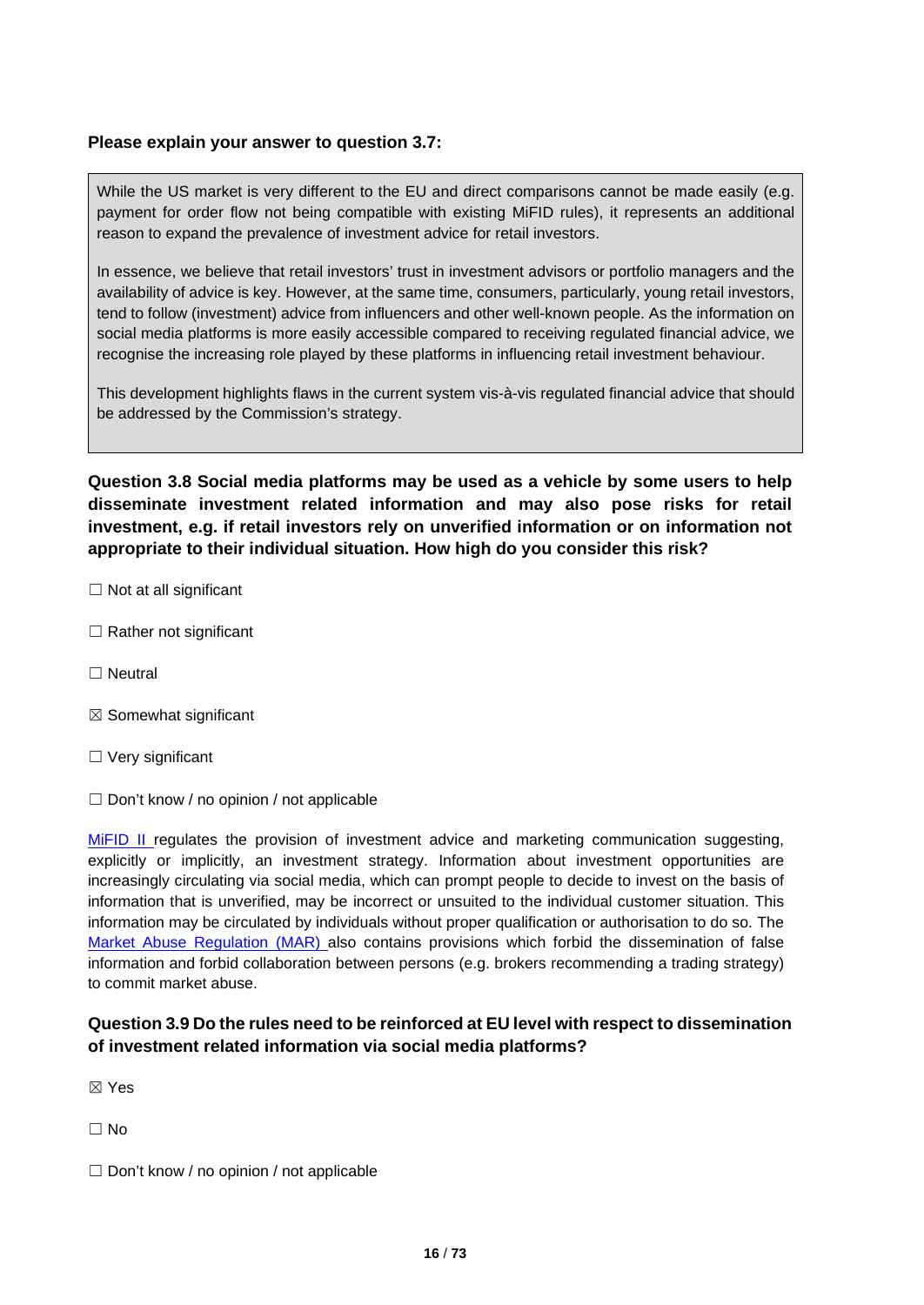**Please explain your answer to question 3.7:**

While the US market is very different to the EU and direct comparisons cannot be made easily (e.g. payment for order flow not being compatible with existing MiFID rules), it represents an additional reason to expand the prevalence of investment advice for retail investors.

In essence, we believe that retail investors' trust in investment advisors or portfolio managers and the availability of advice is key. However, at the same time, consumers, particularly, young retail investors, tend to follow (investment) advice from influencers and other well-known people. As the information on social media platforms is more easily accessible compared to receiving regulated financial advice, we recognise the increasing role played by these platforms in influencing retail investment behaviour.

This development highlights flaws in the current system vis-à-vis regulated financial advice that should be addressed by the Commission's strategy.

**Question 3.8 Social media platforms may be used as a vehicle by some users to help disseminate investment related information and may also pose risks for retail investment, e.g. if retail investors rely on unverified information or on information not appropriate to their individual situation. How high do you consider this risk?**

☐ Not at all significant

☐ Rather not significant

☐ Neutral

☒ Somewhat significant

☐ Very significant

☐ Don't know / no opinion / not applicable

MiFID II regulates the provision of investment advice and marketing communication suggesting, explicitly or implicitly, an investment strategy. Information about investment opportunities are increasingly circulating via social media, which can prompt people to decide to invest on the basis of information that is unverified, may be incorrect or unsuited to the individual customer situation. This information may be circulated by individuals without proper qualification or authorisation to do so. The Market Abuse Regulation (MAR) also contains provisions which forbid the dissemination of false information and forbid collaboration between persons (e.g. brokers recommending a trading strategy) to commit market abuse.

**Question 3.9 Do the rules need to be reinforced at EU level with respect to dissemination of investment related information via social media platforms?**

☒ Yes

☐ No

☐ Don't know / no opinion / not applicable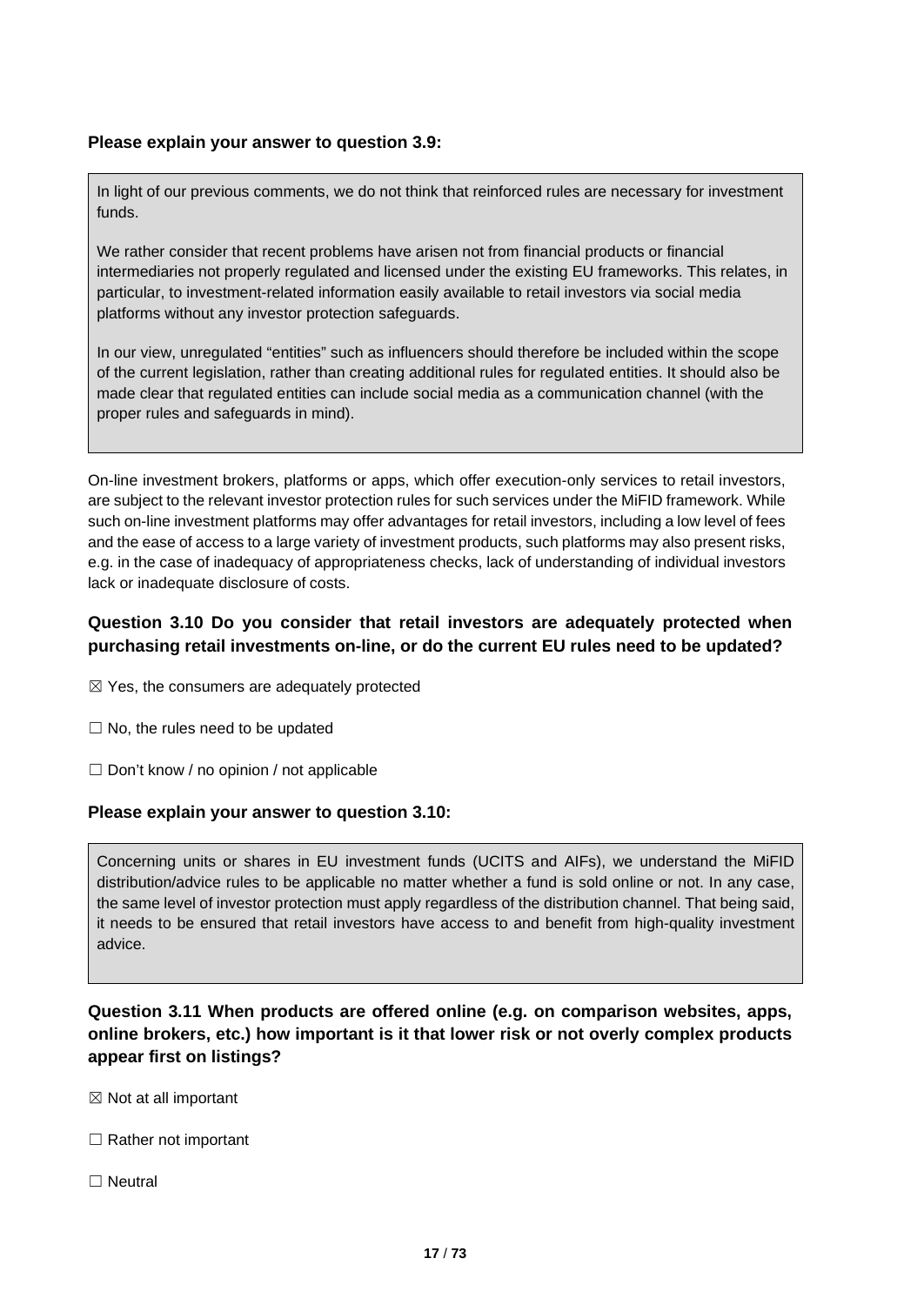**Please explain your answer to question 3.9:**

> In light of our previous comments, we do not think that reinforced rules are necessary for investment funds.
>
> We rather consider that recent problems have arisen not from financial products or financial intermediaries not properly regulated and licensed under the existing EU frameworks. This relates, in particular, to investment-related information easily available to retail investors via social media platforms without any investor protection safeguards.
>
> In our view, unregulated "entities" such as influencers should therefore be included within the scope of the current legislation, rather than creating additional rules for regulated entities. It should also be made clear that regulated entities can include social media as a communication channel (with the proper rules and safeguards in mind).

On-line investment brokers, platforms or apps, which offer execution-only services to retail investors, are subject to the relevant investor protection rules for such services under the MiFID framework. While such on-line investment platforms may offer advantages for retail investors, including a low level of fees and the ease of access to a large variety of investment products, such platforms may also present risks, e.g. in the case of inadequacy of appropriateness checks, lack of understanding of individual investors lack or inadequate disclosure of costs.

**Question 3.10 Do you consider that retail investors are adequately protected when purchasing retail investments on-line, or do the current EU rules need to be updated?**

☒ Yes, the consumers are adequately protected

☐ No, the rules need to be updated

☐ Don't know / no opinion / not applicable

**Please explain your answer to question 3.10:**

> Concerning units or shares in EU investment funds (UCITS and AIFs), we understand the MiFID distribution/advice rules to be applicable no matter whether a fund is sold online or not. In any case, the same level of investor protection must apply regardless of the distribution channel. That being said, it needs to be ensured that retail investors have access to and benefit from high-quality investment advice.

**Question 3.11 When products are offered online (e.g. on comparison websites, apps, online brokers, etc.) how important is it that lower risk or not overly complex products appear first on listings?**

☒ Not at all important

☐ Rather not important

☐ Neutral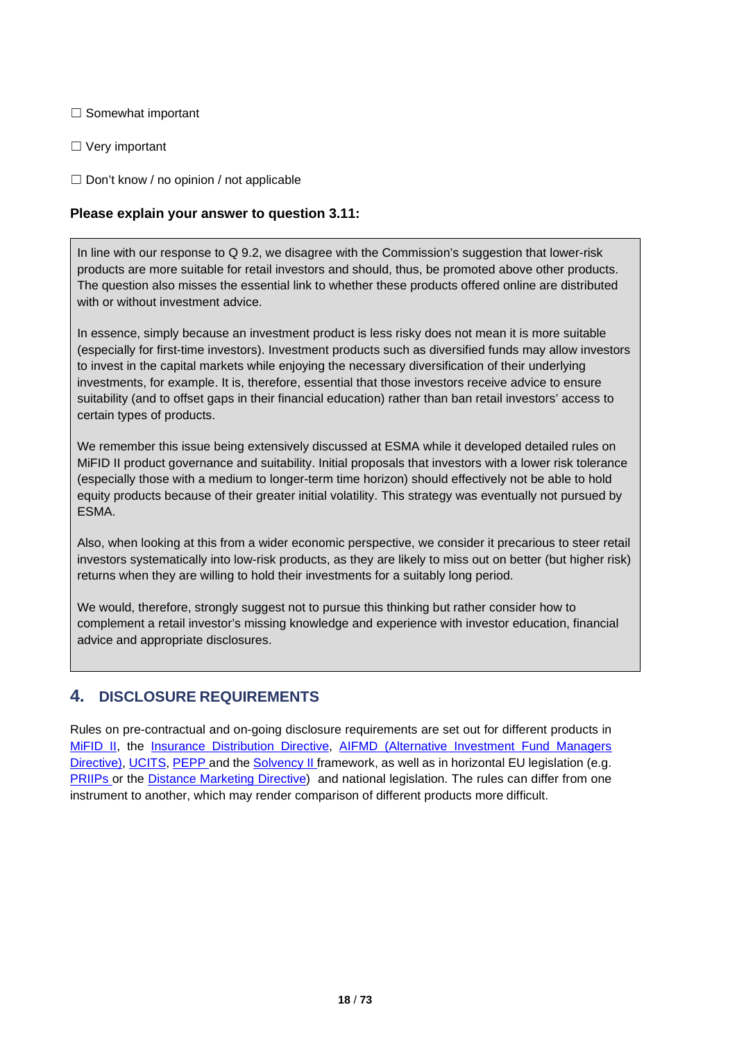☐ Somewhat important

☐ Very important

☐ Don't know / no opinion / not applicable

**Please explain your answer to question 3.11:**

In line with our response to Q 9.2, we disagree with the Commission's suggestion that lower-risk products are more suitable for retail investors and should, thus, be promoted above other products. The question also misses the essential link to whether these products offered online are distributed with or without investment advice.

In essence, simply because an investment product is less risky does not mean it is more suitable (especially for first-time investors). Investment products such as diversified funds may allow investors to invest in the capital markets while enjoying the necessary diversification of their underlying investments, for example. It is, therefore, essential that those investors receive advice to ensure suitability (and to offset gaps in their financial education) rather than ban retail investors' access to certain types of products.

We remember this issue being extensively discussed at ESMA while it developed detailed rules on MiFID II product governance and suitability. Initial proposals that investors with a lower risk tolerance (especially those with a medium to longer-term time horizon) should effectively not be able to hold equity products because of their greater initial volatility. This strategy was eventually not pursued by ESMA.

Also, when looking at this from a wider economic perspective, we consider it precarious to steer retail investors systematically into low-risk products, as they are likely to miss out on better (but higher risk) returns when they are willing to hold their investments for a suitably long period.

We would, therefore, strongly suggest not to pursue this thinking but rather consider how to complement a retail investor's missing knowledge and experience with investor education, financial advice and appropriate disclosures.

## 4. DISCLOSURE REQUIREMENTS

Rules on pre-contractual and on-going disclosure requirements are set out for different products in MiFID II, the Insurance Distribution Directive, AIFMD (Alternative Investment Fund Managers Directive), UCITS, PEPP and the Solvency II framework, as well as in horizontal EU legislation (e.g. PRIIPs or the Distance Marketing Directive) and national legislation. The rules can differ from one instrument to another, which may render comparison of different products more difficult.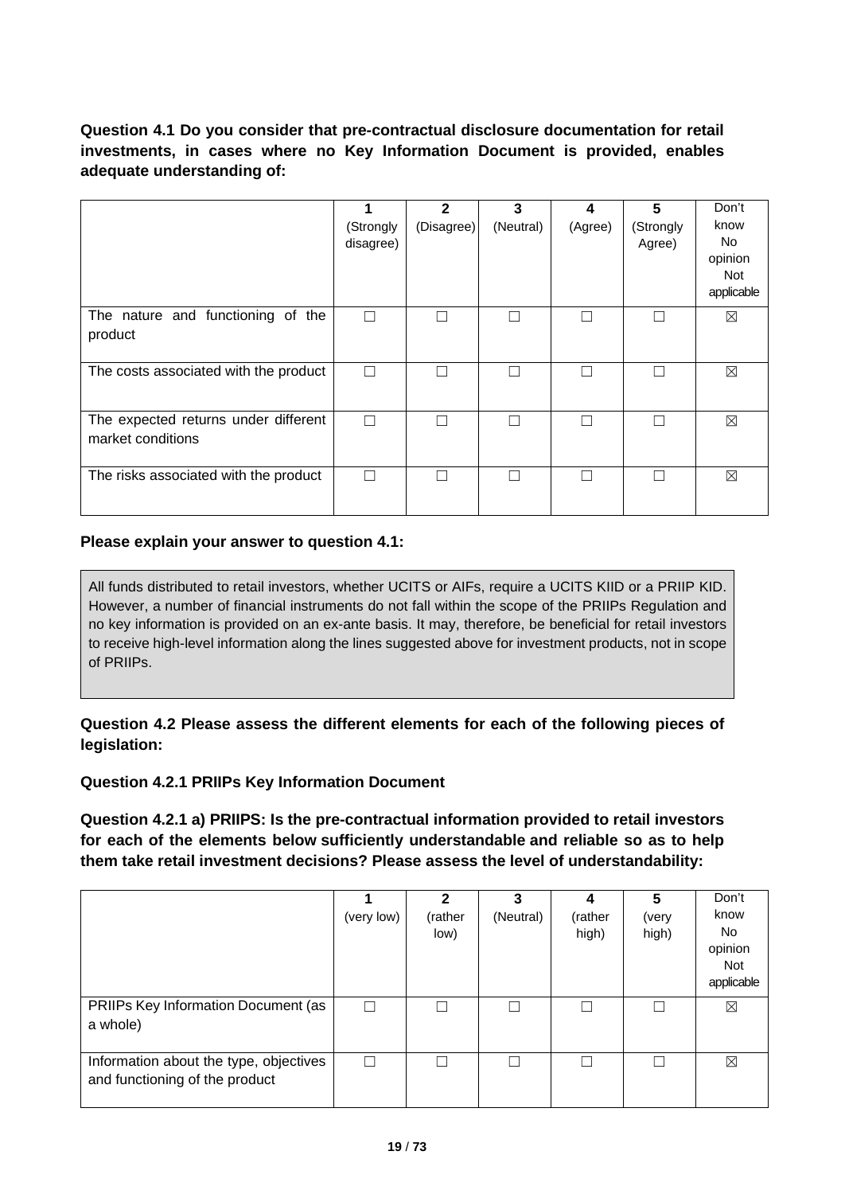**Question 4.1 Do you consider that pre-contractual disclosure documentation for retail investments, in cases where no Key Information Document is provided, enables adequate understanding of:**

| | 1 (Strongly disagree) | 2 (Disagree) | 3 (Neutral) | 4 (Agree) | 5 (Strongly Agree) | Don't know No opinion Not applicable |
|---|---|---|---|---|---|---|
| The nature and functioning of the product | ☐ | ☐ | ☐ | ☐ | ☐ | ☒ |
| The costs associated with the product | ☐ | ☐ | ☐ | ☐ | ☐ | ☒ |
| The expected returns under different market conditions | ☐ | ☐ | ☐ | ☐ | ☐ | ☒ |
| The risks associated with the product | ☐ | ☐ | ☐ | ☐ | ☐ | ☒ |

**Please explain your answer to question 4.1:**

All funds distributed to retail investors, whether UCITS or AIFs, require a UCITS KIID or a PRIIP KID. However, a number of financial instruments do not fall within the scope of the PRIIPs Regulation and no key information is provided on an ex-ante basis. It may, therefore, be beneficial for retail investors to receive high-level information along the lines suggested above for investment products, not in scope of PRIIPs.

**Question 4.2 Please assess the different elements for each of the following pieces of legislation:**

**Question 4.2.1 PRIIPs Key Information Document**

**Question 4.2.1 a) PRIIPS: Is the pre-contractual information provided to retail investors for each of the elements below sufficiently understandable and reliable so as to help them take retail investment decisions? Please assess the level of understandability:**

| | 1 (very low) | 2 (rather low) | 3 (Neutral) | 4 (rather high) | 5 (very high) | Don't know No opinion Not applicable |
|---|---|---|---|---|---|---|
| PRIIPs Key Information Document (as a whole) | ☐ | ☐ | ☐ | ☐ | ☐ | ☒ |
| Information about the type, objectives and functioning of the product | ☐ | ☐ | ☐ | ☐ | ☐ | ☒ |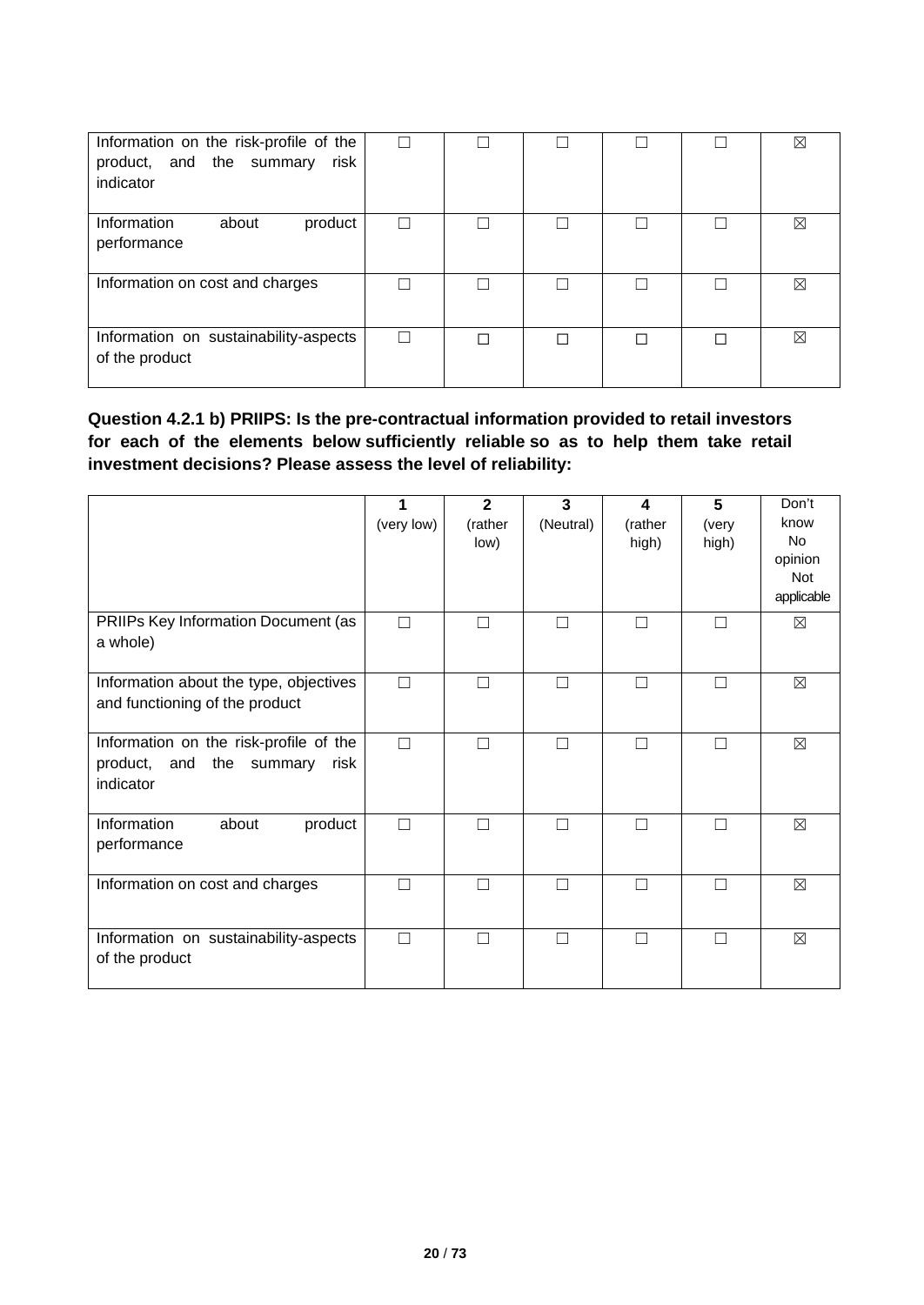| | | | | | | |
|---|---|---|---|---|---|---|
| Information on the risk-profile of the product, and the summary risk indicator | ☐ | ☐ | ☐ | ☐ | ☐ | ☒ |
| Information about product performance | ☐ | ☐ | ☐ | ☐ | ☐ | ☒ |
| Information on cost and charges | ☐ | ☐ | ☐ | ☐ | ☐ | ☒ |
| Information on sustainability-aspects of the product | ☐ | ☐ | ☐ | ☐ | ☐ | ☒ |

**Question 4.2.1 b) PRIIPS: Is the pre-contractual information provided to retail investors for each of the elements below sufficiently reliable so as to help them take retail investment decisions? Please assess the level of reliability:**

| | 1 (very low) | 2 (rather low) | 3 (Neutral) | 4 (rather high) | 5 (very high) | Don't know No opinion Not applicable |
|---|---|---|---|---|---|---|
| PRIIPs Key Information Document (as a whole) | ☐ | ☐ | ☐ | ☐ | ☐ | ☒ |
| Information about the type, objectives and functioning of the product | ☐ | ☐ | ☐ | ☐ | ☐ | ☒ |
| Information on the risk-profile of the product, and the summary risk indicator | ☐ | ☐ | ☐ | ☐ | ☐ | ☒ |
| Information about product performance | ☐ | ☐ | ☐ | ☐ | ☐ | ☒ |
| Information on cost and charges | ☐ | ☐ | ☐ | ☐ | ☐ | ☒ |
| Information on sustainability-aspects of the product | ☐ | ☐ | ☐ | ☐ | ☐ | ☒ |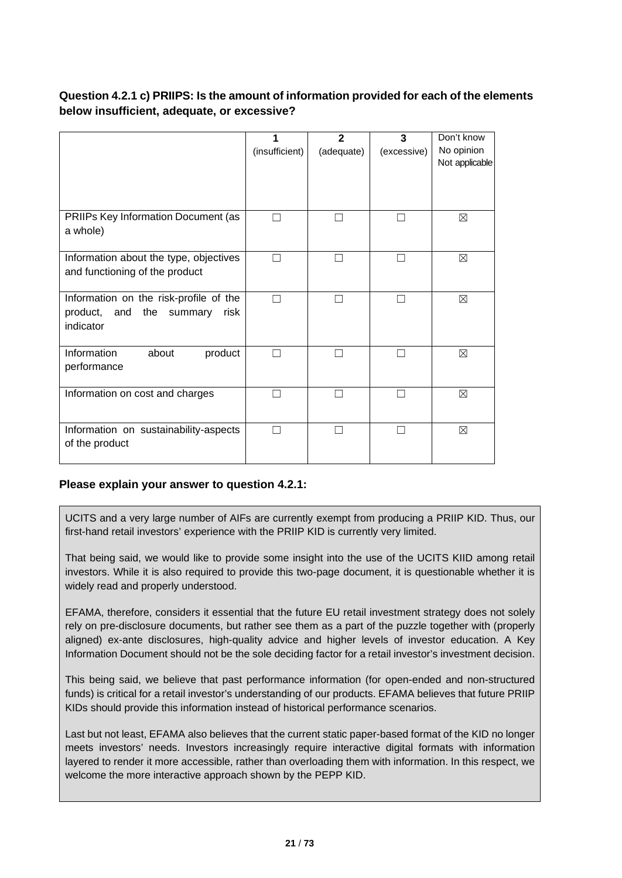**Question 4.2.1 c) PRIIPS: Is the amount of information provided for each of the elements below insufficient, adequate, or excessive?**

| | 1 (insufficient) | 2 (adequate) | 3 (excessive) | Don't know No opinion Not applicable |
|---|---|---|---|---|
| PRIIPs Key Information Document (as a whole) | ☐ | ☐ | ☐ | ☒ |
| Information about the type, objectives and functioning of the product | ☐ | ☐ | ☐ | ☒ |
| Information on the risk-profile of the product, and the summary risk indicator | ☐ | ☐ | ☐ | ☒ |
| Information about product performance | ☐ | ☐ | ☐ | ☒ |
| Information on cost and charges | ☐ | ☐ | ☐ | ☒ |
| Information on sustainability-aspects of the product | ☐ | ☐ | ☐ | ☒ |

**Please explain your answer to question 4.2.1:**

UCITS and a very large number of AIFs are currently exempt from producing a PRIIP KID. Thus, our first-hand retail investors' experience with the PRIIP KID is currently very limited.

That being said, we would like to provide some insight into the use of the UCITS KIID among retail investors. While it is also required to provide this two-page document, it is questionable whether it is widely read and properly understood.

EFAMA, therefore, considers it essential that the future EU retail investment strategy does not solely rely on pre-disclosure documents, but rather see them as a part of the puzzle together with (properly aligned) ex-ante disclosures, high-quality advice and higher levels of investor education. A Key Information Document should not be the sole deciding factor for a retail investor's investment decision.

This being said, we believe that past performance information (for open-ended and non-structured funds) is critical for a retail investor's understanding of our products. EFAMA believes that future PRIIP KIDs should provide this information instead of historical performance scenarios.

Last but not least, EFAMA also believes that the current static paper-based format of the KID no longer meets investors' needs. Investors increasingly require interactive digital formats with information layered to render it more accessible, rather than overloading them with information. In this respect, we welcome the more interactive approach shown by the PEPP KID.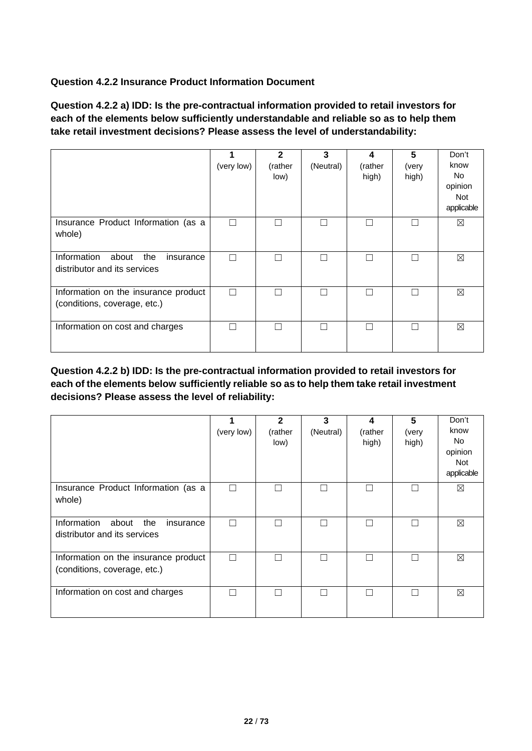**Question 4.2.2 Insurance Product Information Document**

**Question 4.2.2 a) IDD: Is the pre-contractual information provided to retail investors for each of the elements below sufficiently understandable and reliable so as to help them take retail investment decisions? Please assess the level of understandability:**

| | 1 (very low) | 2 (rather low) | 3 (Neutral) | 4 (rather high) | 5 (very high) | Don't know No opinion Not applicable |
|---|---|---|---|---|---|---|
| Insurance Product Information (as a whole) | ☐ | ☐ | ☐ | ☐ | ☐ | ☒ |
| Information about the insurance distributor and its services | ☐ | ☐ | ☐ | ☐ | ☐ | ☒ |
| Information on the insurance product (conditions, coverage, etc.) | ☐ | ☐ | ☐ | ☐ | ☐ | ☒ |
| Information on cost and charges | ☐ | ☐ | ☐ | ☐ | ☐ | ☒ |

**Question 4.2.2 b) IDD: Is the pre-contractual information provided to retail investors for each of the elements below sufficiently reliable so as to help them take retail investment decisions? Please assess the level of reliability:**

| | 1 (very low) | 2 (rather low) | 3 (Neutral) | 4 (rather high) | 5 (very high) | Don't know No opinion Not applicable |
|---|---|---|---|---|---|---|
| Insurance Product Information (as a whole) | ☐ | ☐ | ☐ | ☐ | ☐ | ☒ |
| Information about the insurance distributor and its services | ☐ | ☐ | ☐ | ☐ | ☐ | ☒ |
| Information on the insurance product (conditions, coverage, etc.) | ☐ | ☐ | ☐ | ☐ | ☐ | ☒ |
| Information on cost and charges | ☐ | ☐ | ☐ | ☐ | ☐ | ☒ |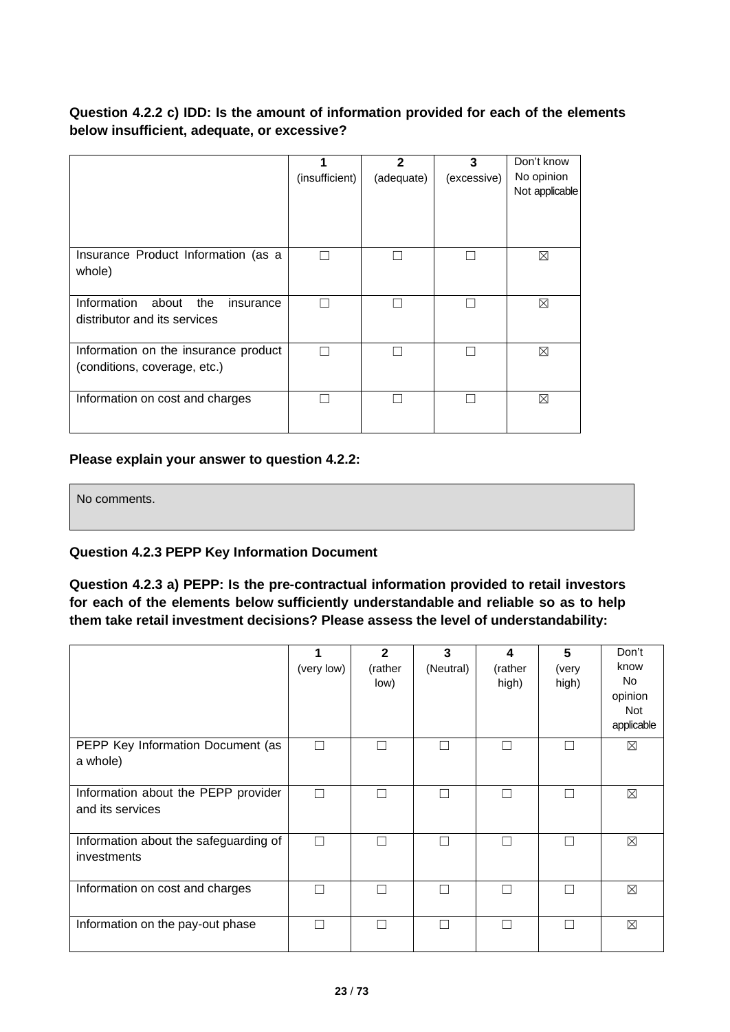**Question 4.2.2 c) IDD: Is the amount of information provided for each of the elements below insufficient, adequate, or excessive?**

| | 1 (insufficient) | 2 (adequate) | 3 (excessive) | Don't know No opinion Not applicable |
|---|---|---|---|---|
| Insurance Product Information (as a whole) | ☐ | ☐ | ☐ | ☒ |
| Information about the insurance distributor and its services | ☐ | ☐ | ☐ | ☒ |
| Information on the insurance product (conditions, coverage, etc.) | ☐ | ☐ | ☐ | ☒ |
| Information on cost and charges | ☐ | ☐ | ☐ | ☒ |

**Please explain your answer to question 4.2.2:**

No comments.

**Question 4.2.3 PEPP Key Information Document**

**Question 4.2.3 a) PEPP: Is the pre-contractual information provided to retail investors for each of the elements below sufficiently understandable and reliable so as to help them take retail investment decisions? Please assess the level of understandability:**

| | 1 (very low) | 2 (rather low) | 3 (Neutral) | 4 (rather high) | 5 (very high) | Don't know No opinion Not applicable |
|---|---|---|---|---|---|---|
| PEPP Key Information Document (as a whole) | ☐ | ☐ | ☐ | ☐ | ☐ | ☒ |
| Information about the PEPP provider and its services | ☐ | ☐ | ☐ | ☐ | ☐ | ☒ |
| Information about the safeguarding of investments | ☐ | ☐ | ☐ | ☐ | ☐ | ☒ |
| Information on cost and charges | ☐ | ☐ | ☐ | ☐ | ☐ | ☒ |
| Information on the pay-out phase | ☐ | ☐ | ☐ | ☐ | ☐ | ☒ |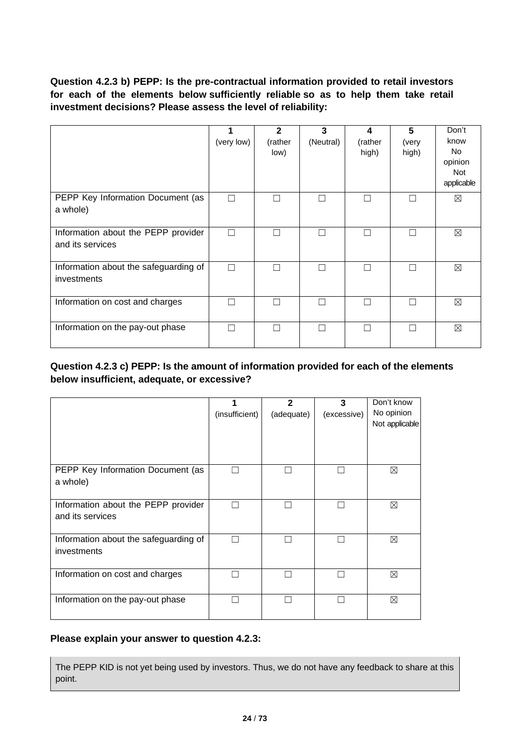**Question 4.2.3 b) PEPP: Is the pre-contractual information provided to retail investors for each of the elements below sufficiently reliable so as to help them take retail investment decisions? Please assess the level of reliability:**

| | 1 (very low) | 2 (rather low) | 3 (Neutral) | 4 (rather high) | 5 (very high) | Don't know No opinion Not applicable |
|---|---|---|---|---|---|---|
| PEPP Key Information Document (as a whole) | ☐ | ☐ | ☐ | ☐ | ☐ | ☒ |
| Information about the PEPP provider and its services | ☐ | ☐ | ☐ | ☐ | ☐ | ☒ |
| Information about the safeguarding of investments | ☐ | ☐ | ☐ | ☐ | ☐ | ☒ |
| Information on cost and charges | ☐ | ☐ | ☐ | ☐ | ☐ | ☒ |
| Information on the pay-out phase | ☐ | ☐ | ☐ | ☐ | ☐ | ☒ |

**Question 4.2.3 c) PEPP: Is the amount of information provided for each of the elements below insufficient, adequate, or excessive?**

| | 1 (insufficient) | 2 (adequate) | 3 (excessive) | Don't know No opinion Not applicable |
|---|---|---|---|---|
| PEPP Key Information Document (as a whole) | ☐ | ☐ | ☐ | ☒ |
| Information about the PEPP provider and its services | ☐ | ☐ | ☐ | ☒ |
| Information about the safeguarding of investments | ☐ | ☐ | ☐ | ☒ |
| Information on cost and charges | ☐ | ☐ | ☐ | ☒ |
| Information on the pay-out phase | ☐ | ☐ | ☐ | ☒ |

**Please explain your answer to question 4.2.3:**

The PEPP KID is not yet being used by investors. Thus, we do not have any feedback to share at this point.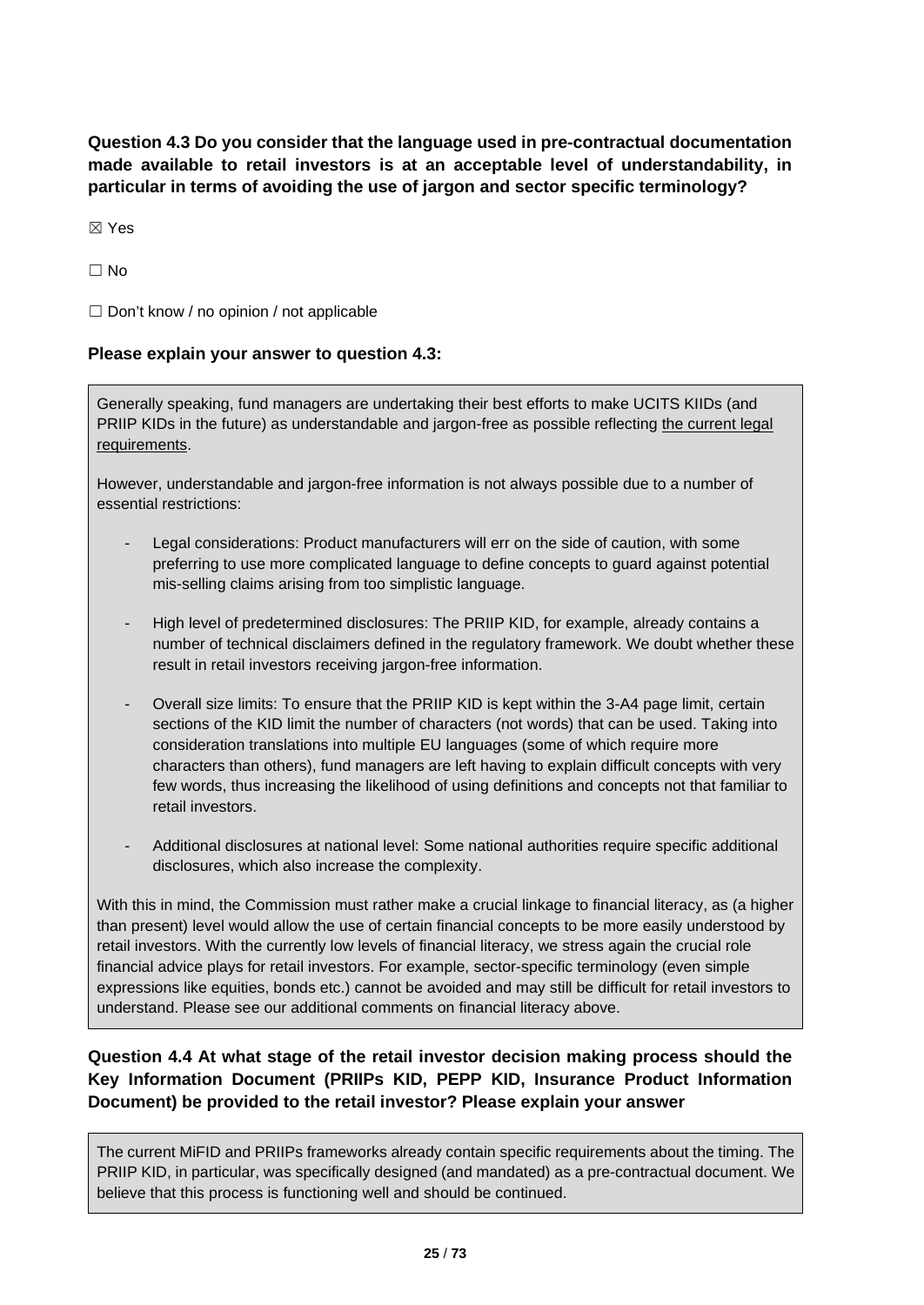**Question 4.3 Do you consider that the language used in pre-contractual documentation made available to retail investors is at an acceptable level of understandability, in particular in terms of avoiding the use of jargon and sector specific terminology?**

☒ Yes

☐ No

☐ Don't know / no opinion / not applicable

**Please explain your answer to question 4.3:**

Generally speaking, fund managers are undertaking their best efforts to make UCITS KIIDs (and PRIIP KIDs in the future) as understandable and jargon-free as possible reflecting <u>the current legal requirements</u>.

However, understandable and jargon-free information is not always possible due to a number of essential restrictions:

- Legal considerations: Product manufacturers will err on the side of caution, with some preferring to use more complicated language to define concepts to guard against potential mis-selling claims arising from too simplistic language.
- High level of predetermined disclosures: The PRIIP KID, for example, already contains a number of technical disclaimers defined in the regulatory framework. We doubt whether these result in retail investors receiving jargon-free information.
- Overall size limits: To ensure that the PRIIP KID is kept within the 3-A4 page limit, certain sections of the KID limit the number of characters (not words) that can be used. Taking into consideration translations into multiple EU languages (some of which require more characters than others), fund managers are left having to explain difficult concepts with very few words, thus increasing the likelihood of using definitions and concepts not that familiar to retail investors.
- Additional disclosures at national level: Some national authorities require specific additional disclosures, which also increase the complexity.

With this in mind, the Commission must rather make a crucial linkage to financial literacy, as (a higher than present) level would allow the use of certain financial concepts to be more easily understood by retail investors. With the currently low levels of financial literacy, we stress again the crucial role financial advice plays for retail investors. For example, sector-specific terminology (even simple expressions like equities, bonds etc.) cannot be avoided and may still be difficult for retail investors to understand. Please see our additional comments on financial literacy above.

**Question 4.4 At what stage of the retail investor decision making process should the Key Information Document (PRIIPs KID, PEPP KID, Insurance Product Information Document) be provided to the retail investor? Please explain your answer**

The current MiFID and PRIIPs frameworks already contain specific requirements about the timing. The PRIIP KID, in particular, was specifically designed (and mandated) as a pre-contractual document. We believe that this process is functioning well and should be continued.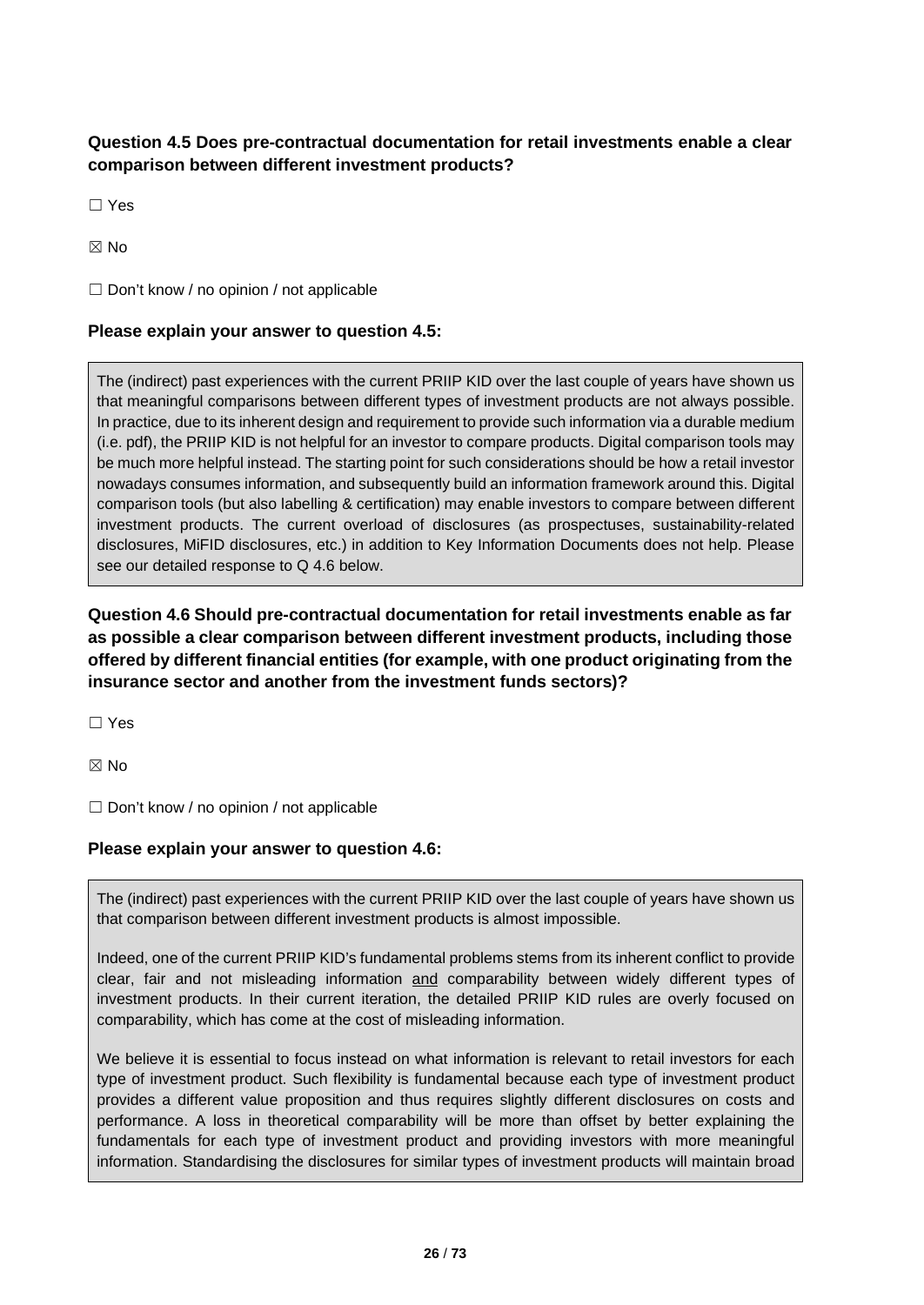**Question 4.5 Does pre-contractual documentation for retail investments enable a clear comparison between different investment products?**

☐ Yes

☒ No

☐ Don't know / no opinion / not applicable

**Please explain your answer to question 4.5:**

The (indirect) past experiences with the current PRIIP KID over the last couple of years have shown us that meaningful comparisons between different types of investment products are not always possible. In practice, due to its inherent design and requirement to provide such information via a durable medium (i.e. pdf), the PRIIP KID is not helpful for an investor to compare products. Digital comparison tools may be much more helpful instead. The starting point for such considerations should be how a retail investor nowadays consumes information, and subsequently build an information framework around this. Digital comparison tools (but also labelling & certification) may enable investors to compare between different investment products. The current overload of disclosures (as prospectuses, sustainability-related disclosures, MiFID disclosures, etc.) in addition to Key Information Documents does not help. Please see our detailed response to Q 4.6 below.

**Question 4.6 Should pre-contractual documentation for retail investments enable as far as possible a clear comparison between different investment products, including those offered by different financial entities (for example, with one product originating from the insurance sector and another from the investment funds sectors)?**

☐ Yes

☒ No

☐ Don't know / no opinion / not applicable

**Please explain your answer to question 4.6:**

The (indirect) past experiences with the current PRIIP KID over the last couple of years have shown us that comparison between different investment products is almost impossible.

Indeed, one of the current PRIIP KID's fundamental problems stems from its inherent conflict to provide clear, fair and not misleading information <u>and</u> comparability between widely different types of investment products. In their current iteration, the detailed PRIIP KID rules are overly focused on comparability, which has come at the cost of misleading information.

We believe it is essential to focus instead on what information is relevant to retail investors for each type of investment product. Such flexibility is fundamental because each type of investment product provides a different value proposition and thus requires slightly different disclosures on costs and performance. A loss in theoretical comparability will be more than offset by better explaining the fundamentals for each type of investment product and providing investors with more meaningful information. Standardising the disclosures for similar types of investment products will maintain broad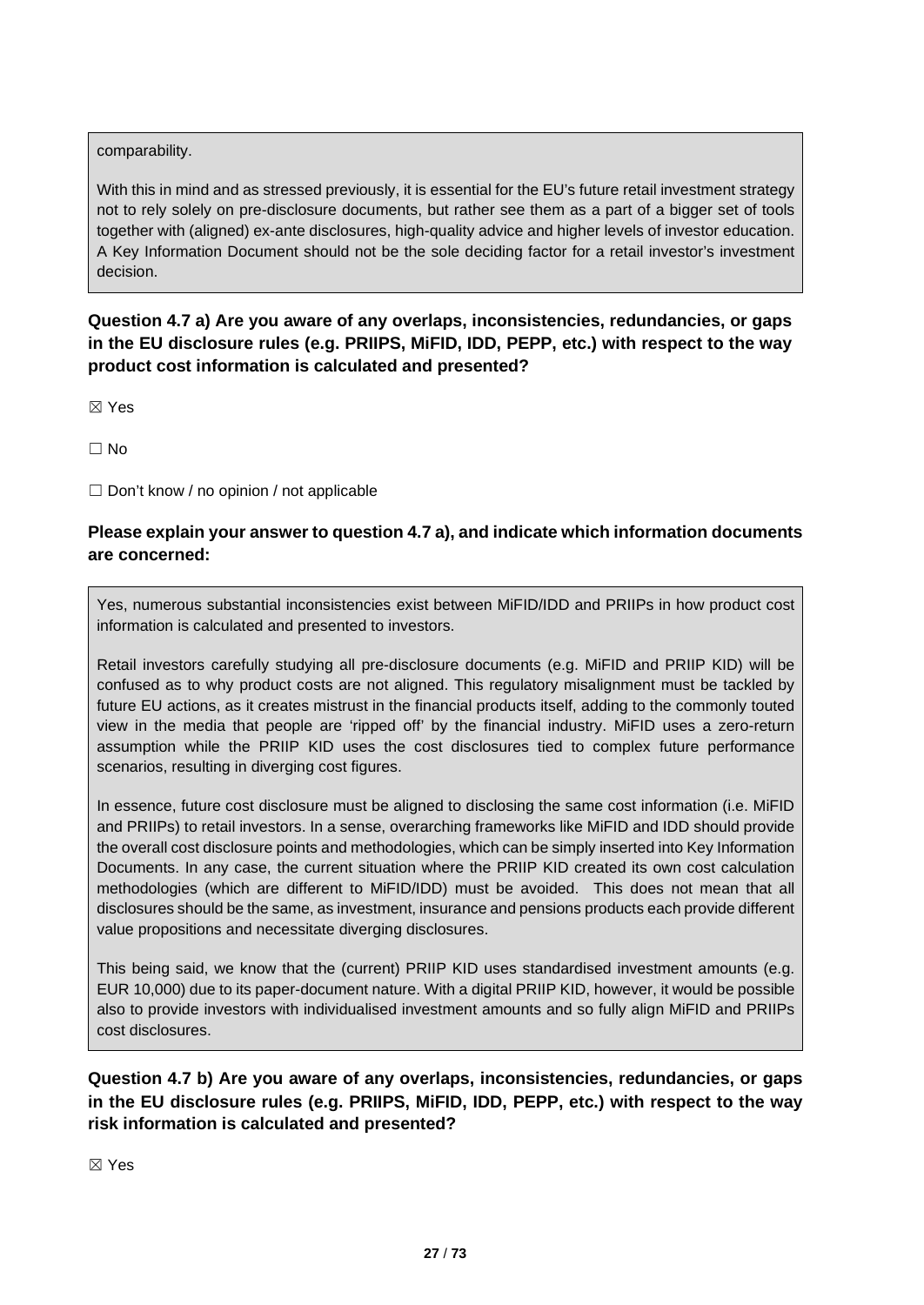comparability.

With this in mind and as stressed previously, it is essential for the EU's future retail investment strategy not to rely solely on pre-disclosure documents, but rather see them as a part of a bigger set of tools together with (aligned) ex-ante disclosures, high-quality advice and higher levels of investor education. A Key Information Document should not be the sole deciding factor for a retail investor's investment decision.

**Question 4.7 a) Are you aware of any overlaps, inconsistencies, redundancies, or gaps in the EU disclosure rules (e.g. PRIIPS, MiFID, IDD, PEPP, etc.) with respect to the way product cost information is calculated and presented?**

☒ Yes

☐ No

☐ Don't know / no opinion / not applicable

**Please explain your answer to question 4.7 a), and indicate which information documents are concerned:**

Yes, numerous substantial inconsistencies exist between MiFID/IDD and PRIIPs in how product cost information is calculated and presented to investors.

Retail investors carefully studying all pre-disclosure documents (e.g. MiFID and PRIIP KID) will be confused as to why product costs are not aligned. This regulatory misalignment must be tackled by future EU actions, as it creates mistrust in the financial products itself, adding to the commonly touted view in the media that people are 'ripped off' by the financial industry. MiFID uses a zero-return assumption while the PRIIP KID uses the cost disclosures tied to complex future performance scenarios, resulting in diverging cost figures.

In essence, future cost disclosure must be aligned to disclosing the same cost information (i.e. MiFID and PRIIPs) to retail investors. In a sense, overarching frameworks like MiFID and IDD should provide the overall cost disclosure points and methodologies, which can be simply inserted into Key Information Documents. In any case, the current situation where the PRIIP KID created its own cost calculation methodologies (which are different to MiFID/IDD) must be avoided. This does not mean that all disclosures should be the same, as investment, insurance and pensions products each provide different value propositions and necessitate diverging disclosures.

This being said, we know that the (current) PRIIP KID uses standardised investment amounts (e.g. EUR 10,000) due to its paper-document nature. With a digital PRIIP KID, however, it would be possible also to provide investors with individualised investment amounts and so fully align MiFID and PRIIPs cost disclosures.

**Question 4.7 b) Are you aware of any overlaps, inconsistencies, redundancies, or gaps in the EU disclosure rules (e.g. PRIIPS, MiFID, IDD, PEPP, etc.) with respect to the way risk information is calculated and presented?**

☒ Yes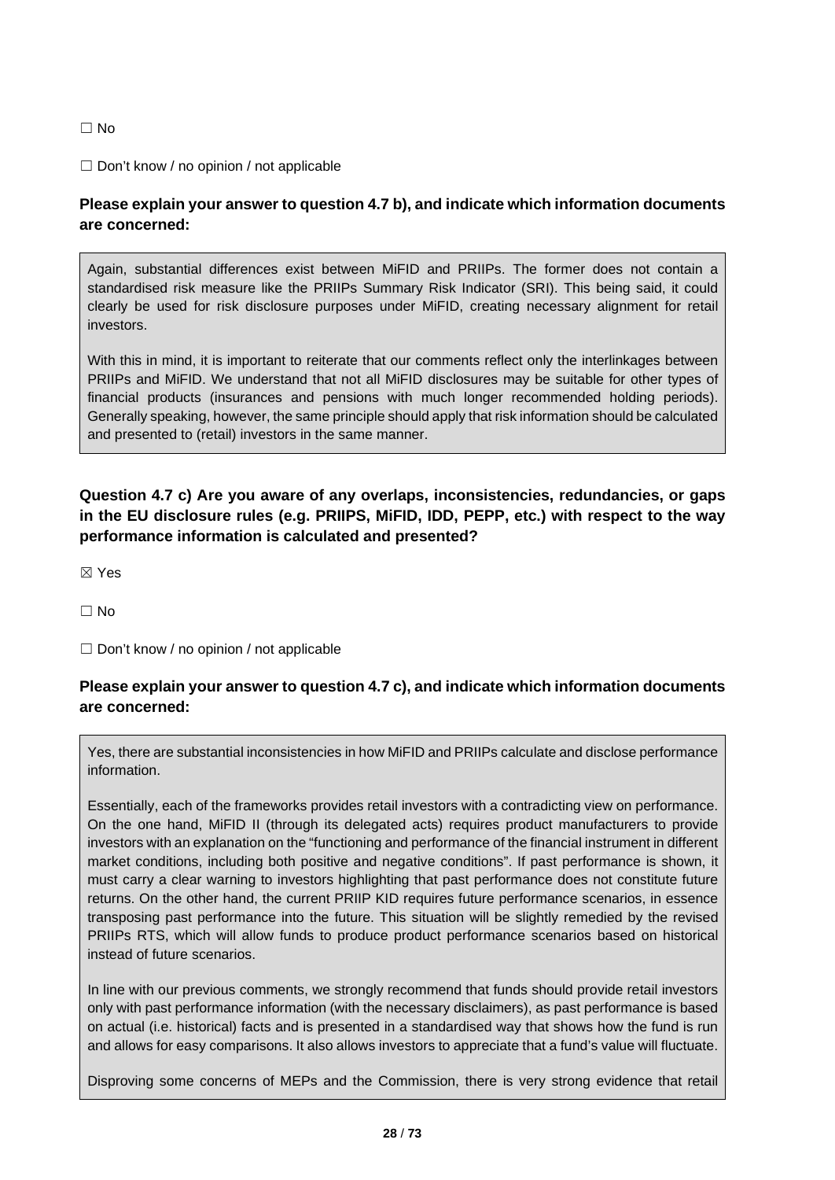☐ No

☐ Don't know / no opinion / not applicable

**Please explain your answer to question 4.7 b), and indicate which information documents are concerned:**

Again, substantial differences exist between MiFID and PRIIPs. The former does not contain a standardised risk measure like the PRIIPs Summary Risk Indicator (SRI). This being said, it could clearly be used for risk disclosure purposes under MiFID, creating necessary alignment for retail investors.

With this in mind, it is important to reiterate that our comments reflect only the interlinkages between PRIIPs and MiFID. We understand that not all MiFID disclosures may be suitable for other types of financial products (insurances and pensions with much longer recommended holding periods). Generally speaking, however, the same principle should apply that risk information should be calculated and presented to (retail) investors in the same manner.

**Question 4.7 c) Are you aware of any overlaps, inconsistencies, redundancies, or gaps in the EU disclosure rules (e.g. PRIIPS, MiFID, IDD, PEPP, etc.) with respect to the way performance information is calculated and presented?**

☒ Yes

☐ No

☐ Don't know / no opinion / not applicable

**Please explain your answer to question 4.7 c), and indicate which information documents are concerned:**

Yes, there are substantial inconsistencies in how MiFID and PRIIPs calculate and disclose performance information.

Essentially, each of the frameworks provides retail investors with a contradicting view on performance. On the one hand, MiFID II (through its delegated acts) requires product manufacturers to provide investors with an explanation on the "functioning and performance of the financial instrument in different market conditions, including both positive and negative conditions". If past performance is shown, it must carry a clear warning to investors highlighting that past performance does not constitute future returns. On the other hand, the current PRIIP KID requires future performance scenarios, in essence transposing past performance into the future. This situation will be slightly remedied by the revised PRIIPs RTS, which will allow funds to produce product performance scenarios based on historical instead of future scenarios.

In line with our previous comments, we strongly recommend that funds should provide retail investors only with past performance information (with the necessary disclaimers), as past performance is based on actual (i.e. historical) facts and is presented in a standardised way that shows how the fund is run and allows for easy comparisons. It also allows investors to appreciate that a fund's value will fluctuate.

Disproving some concerns of MEPs and the Commission, there is very strong evidence that retail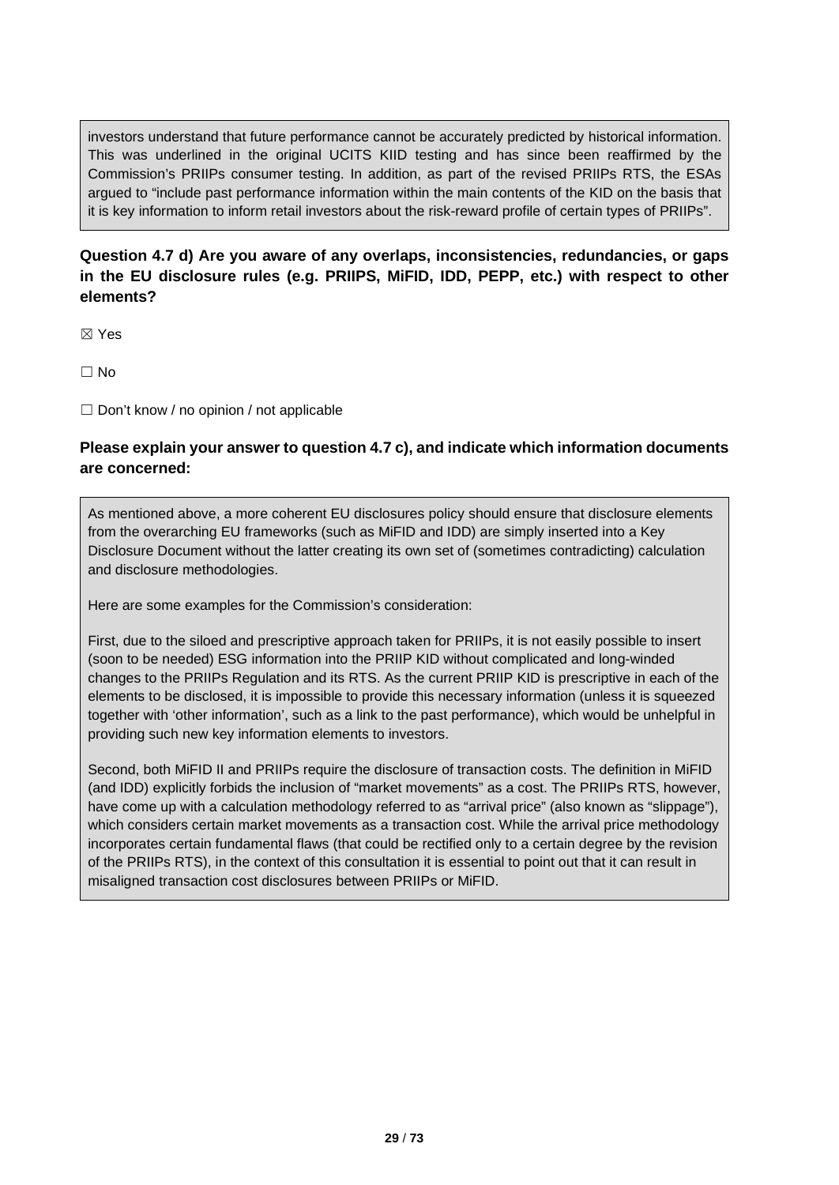investors understand that future performance cannot be accurately predicted by historical information. This was underlined in the original UCITS KIID testing and has since been reaffirmed by the Commission's PRIIPs consumer testing. In addition, as part of the revised PRIIPs RTS, the ESAs argued to "include past performance information within the main contents of the KID on the basis that it is key information to inform retail investors about the risk-reward profile of certain types of PRIIPs".

**Question 4.7 d) Are you aware of any overlaps, inconsistencies, redundancies, or gaps in the EU disclosure rules (e.g. PRIIPS, MiFID, IDD, PEPP, etc.) with respect to other elements?**

☒ Yes

☐ No

☐ Don't know / no opinion / not applicable

**Please explain your answer to question 4.7 c), and indicate which information documents are concerned:**

As mentioned above, a more coherent EU disclosures policy should ensure that disclosure elements from the overarching EU frameworks (such as MiFID and IDD) are simply inserted into a Key Disclosure Document without the latter creating its own set of (sometimes contradicting) calculation and disclosure methodologies.

Here are some examples for the Commission's consideration:

First, due to the siloed and prescriptive approach taken for PRIIPs, it is not easily possible to insert (soon to be needed) ESG information into the PRIIP KID without complicated and long-winded changes to the PRIIPs Regulation and its RTS. As the current PRIIP KID is prescriptive in each of the elements to be disclosed, it is impossible to provide this necessary information (unless it is squeezed together with 'other information', such as a link to the past performance), which would be unhelpful in providing such new key information elements to investors.

Second, both MiFID II and PRIIPs require the disclosure of transaction costs. The definition in MiFID (and IDD) explicitly forbids the inclusion of "market movements" as a cost. The PRIIPs RTS, however, have come up with a calculation methodology referred to as "arrival price" (also known as "slippage"), which considers certain market movements as a transaction cost. While the arrival price methodology incorporates certain fundamental flaws (that could be rectified only to a certain degree by the revision of the PRIIPs RTS), in the context of this consultation it is essential to point out that it can result in misaligned transaction cost disclosures between PRIIPs or MiFID.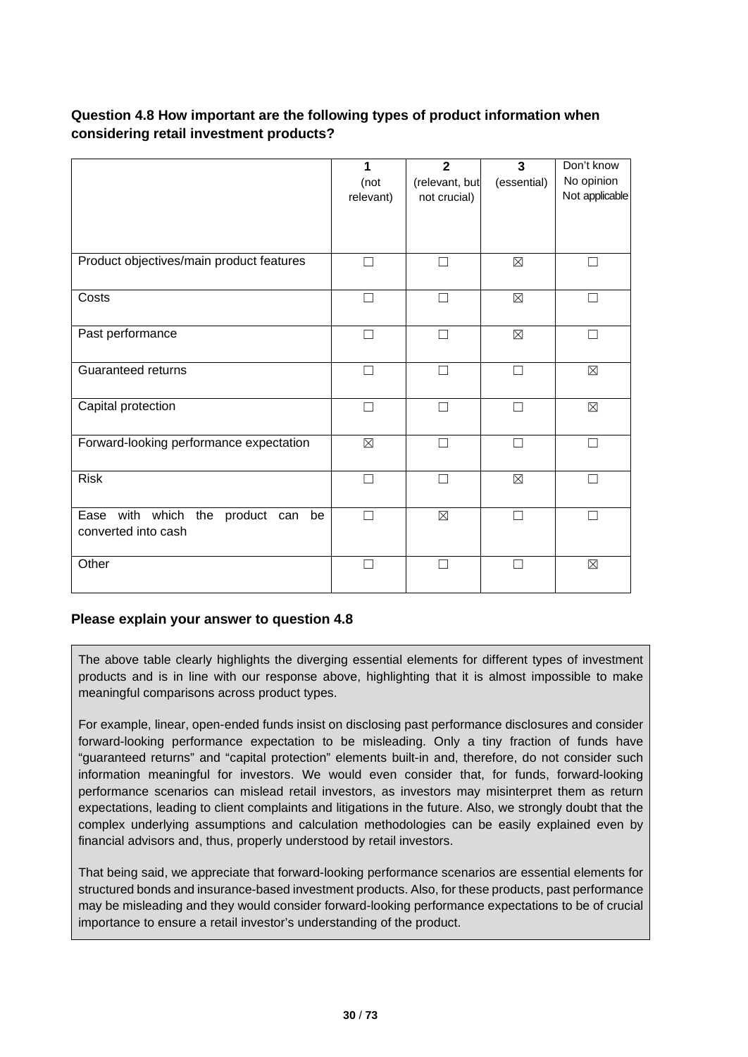**Question 4.8 How important are the following types of product information when considering retail investment products?**

| | 1 (not relevant) | 2 (relevant, but not crucial) | 3 (essential) | Don't know No opinion Not applicable |
|---|---|---|---|---|
| Product objectives/main product features | ☐ | ☐ | ☒ | ☐ |
| Costs | ☐ | ☐ | ☒ | ☐ |
| Past performance | ☐ | ☐ | ☒ | ☐ |
| Guaranteed returns | ☐ | ☐ | ☐ | ☒ |
| Capital protection | ☐ | ☐ | ☐ | ☒ |
| Forward-looking performance expectation | ☒ | ☐ | ☐ | ☐ |
| Risk | ☐ | ☐ | ☒ | ☐ |
| Ease with which the product can be converted into cash | ☐ | ☒ | ☐ | ☐ |
| Other | ☐ | ☐ | ☐ | ☒ |

**Please explain your answer to question 4.8**

The above table clearly highlights the diverging essential elements for different types of investment products and is in line with our response above, highlighting that it is almost impossible to make meaningful comparisons across product types.

For example, linear, open-ended funds insist on disclosing past performance disclosures and consider forward-looking performance expectation to be misleading. Only a tiny fraction of funds have "guaranteed returns" and "capital protection" elements built-in and, therefore, do not consider such information meaningful for investors. We would even consider that, for funds, forward-looking performance scenarios can mislead retail investors, as investors may misinterpret them as return expectations, leading to client complaints and litigations in the future. Also, we strongly doubt that the complex underlying assumptions and calculation methodologies can be easily explained even by financial advisors and, thus, properly understood by retail investors.

That being said, we appreciate that forward-looking performance scenarios are essential elements for structured bonds and insurance-based investment products. Also, for these products, past performance may be misleading and they would consider forward-looking performance expectations to be of crucial importance to ensure a retail investor's understanding of the product.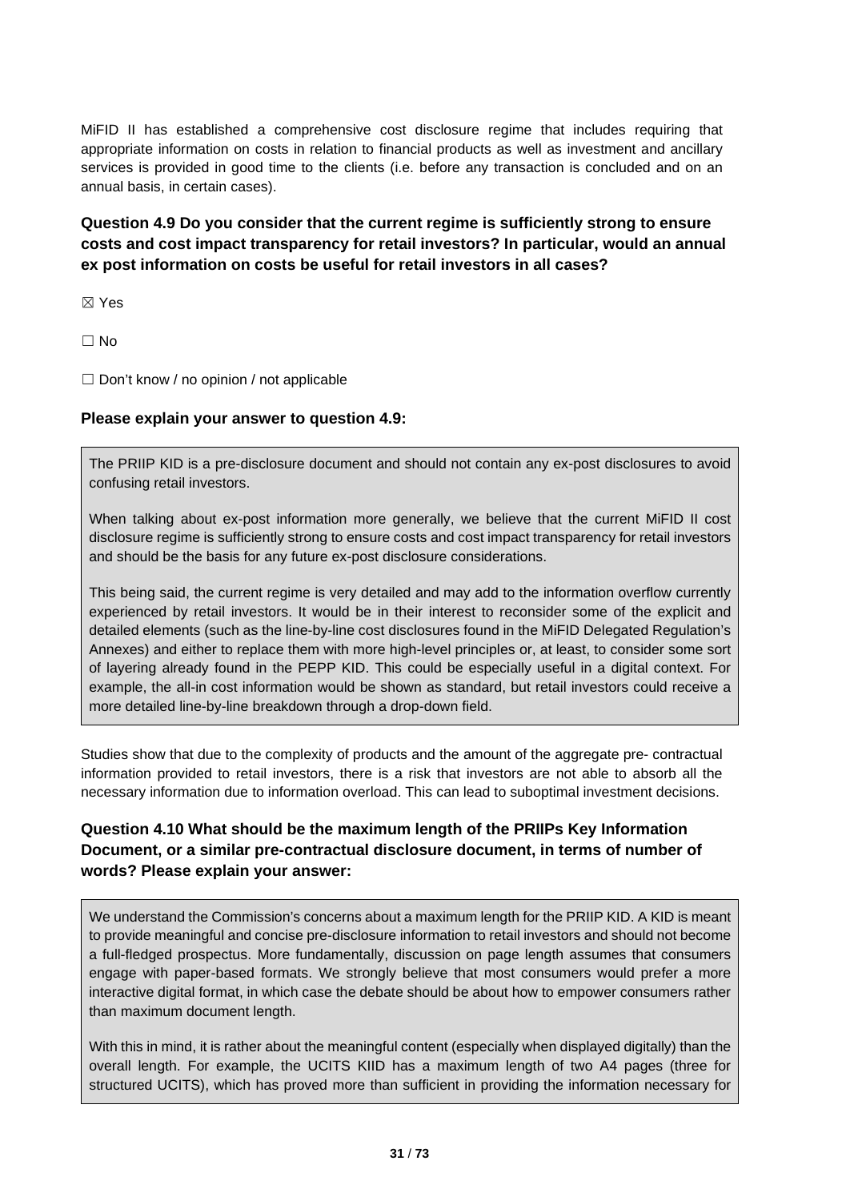MiFID II has established a comprehensive cost disclosure regime that includes requiring that appropriate information on costs in relation to financial products as well as investment and ancillary services is provided in good time to the clients (i.e. before any transaction is concluded and on an annual basis, in certain cases).

**Question 4.9 Do you consider that the current regime is sufficiently strong to ensure costs and cost impact transparency for retail investors? In particular, would an annual ex post information on costs be useful for retail investors in all cases?**

☒ Yes

☐ No

☐ Don't know / no opinion / not applicable

**Please explain your answer to question 4.9:**

The PRIIP KID is a pre-disclosure document and should not contain any ex-post disclosures to avoid confusing retail investors.

When talking about ex-post information more generally, we believe that the current MiFID II cost disclosure regime is sufficiently strong to ensure costs and cost impact transparency for retail investors and should be the basis for any future ex-post disclosure considerations.

This being said, the current regime is very detailed and may add to the information overflow currently experienced by retail investors. It would be in their interest to reconsider some of the explicit and detailed elements (such as the line-by-line cost disclosures found in the MiFID Delegated Regulation's Annexes) and either to replace them with more high-level principles or, at least, to consider some sort of layering already found in the PEPP KID. This could be especially useful in a digital context. For example, the all-in cost information would be shown as standard, but retail investors could receive a more detailed line-by-line breakdown through a drop-down field.

Studies show that due to the complexity of products and the amount of the aggregate pre- contractual information provided to retail investors, there is a risk that investors are not able to absorb all the necessary information due to information overload. This can lead to suboptimal investment decisions.

**Question 4.10 What should be the maximum length of the PRIIPs Key Information Document, or a similar pre-contractual disclosure document, in terms of number of words? Please explain your answer:**

We understand the Commission's concerns about a maximum length for the PRIIP KID. A KID is meant to provide meaningful and concise pre-disclosure information to retail investors and should not become a full-fledged prospectus. More fundamentally, discussion on page length assumes that consumers engage with paper-based formats. We strongly believe that most consumers would prefer a more interactive digital format, in which case the debate should be about how to empower consumers rather than maximum document length.

With this in mind, it is rather about the meaningful content (especially when displayed digitally) than the overall length. For example, the UCITS KIID has a maximum length of two A4 pages (three for structured UCITS), which has proved more than sufficient in providing the information necessary for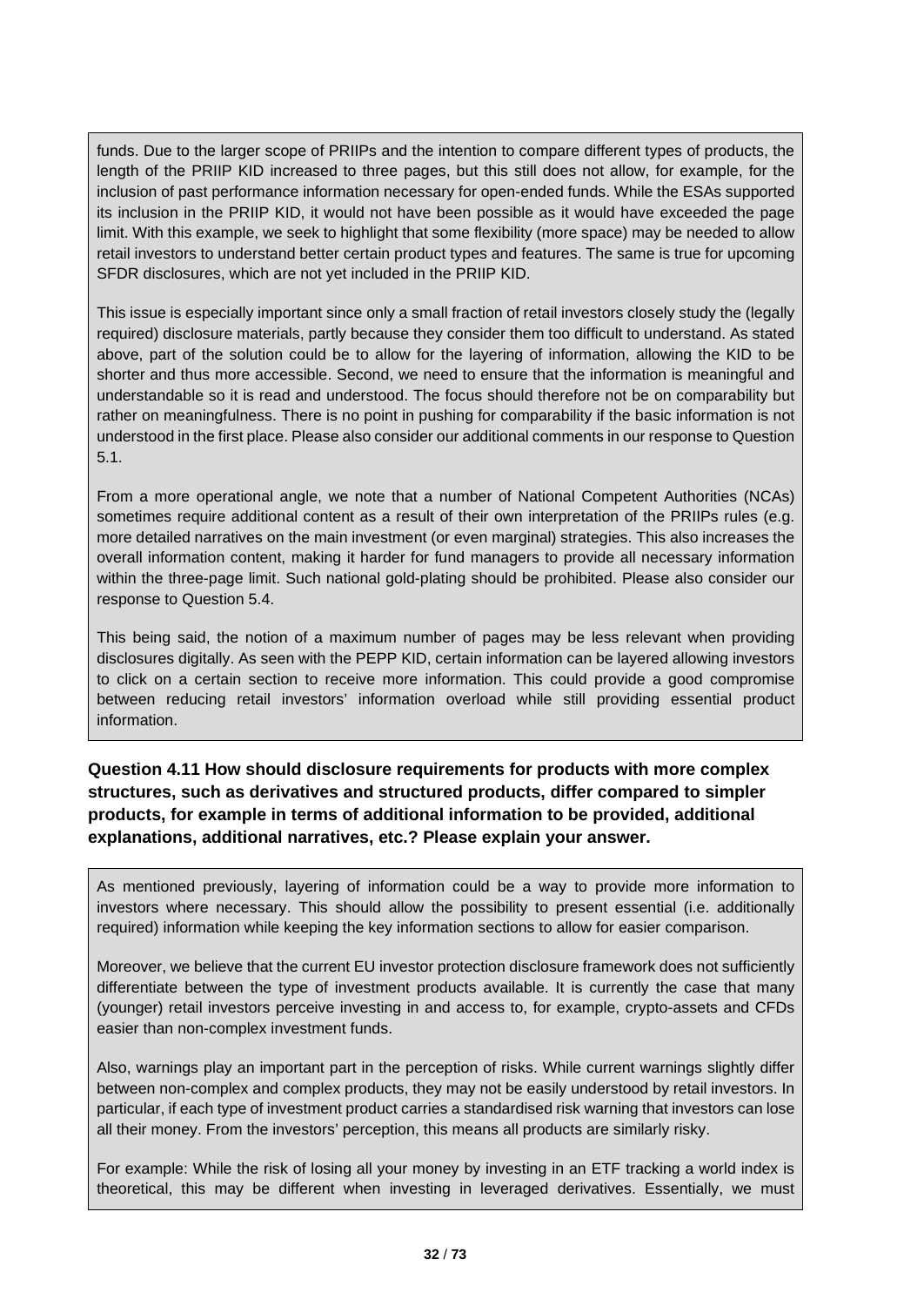funds. Due to the larger scope of PRIIPs and the intention to compare different types of products, the length of the PRIIP KID increased to three pages, but this still does not allow, for example, for the inclusion of past performance information necessary for open-ended funds. While the ESAs supported its inclusion in the PRIIP KID, it would not have been possible as it would have exceeded the page limit. With this example, we seek to highlight that some flexibility (more space) may be needed to allow retail investors to understand better certain product types and features. The same is true for upcoming SFDR disclosures, which are not yet included in the PRIIP KID.

This issue is especially important since only a small fraction of retail investors closely study the (legally required) disclosure materials, partly because they consider them too difficult to understand. As stated above, part of the solution could be to allow for the layering of information, allowing the KID to be shorter and thus more accessible. Second, we need to ensure that the information is meaningful and understandable so it is read and understood. The focus should therefore not be on comparability but rather on meaningfulness. There is no point in pushing for comparability if the basic information is not understood in the first place. Please also consider our additional comments in our response to Question 5.1.

From a more operational angle, we note that a number of National Competent Authorities (NCAs) sometimes require additional content as a result of their own interpretation of the PRIIPs rules (e.g. more detailed narratives on the main investment (or even marginal) strategies. This also increases the overall information content, making it harder for fund managers to provide all necessary information within the three-page limit. Such national gold-plating should be prohibited. Please also consider our response to Question 5.4.

This being said, the notion of a maximum number of pages may be less relevant when providing disclosures digitally. As seen with the PEPP KID, certain information can be layered allowing investors to click on a certain section to receive more information. This could provide a good compromise between reducing retail investors' information overload while still providing essential product information.

**Question 4.11 How should disclosure requirements for products with more complex structures, such as derivatives and structured products, differ compared to simpler products, for example in terms of additional information to be provided, additional explanations, additional narratives, etc.? Please explain your answer.**

As mentioned previously, layering of information could be a way to provide more information to investors where necessary. This should allow the possibility to present essential (i.e. additionally required) information while keeping the key information sections to allow for easier comparison.

Moreover, we believe that the current EU investor protection disclosure framework does not sufficiently differentiate between the type of investment products available. It is currently the case that many (younger) retail investors perceive investing in and access to, for example, crypto-assets and CFDs easier than non-complex investment funds.

Also, warnings play an important part in the perception of risks. While current warnings slightly differ between non-complex and complex products, they may not be easily understood by retail investors. In particular, if each type of investment product carries a standardised risk warning that investors can lose all their money. From the investors' perception, this means all products are similarly risky.

For example: While the risk of losing all your money by investing in an ETF tracking a world index is theoretical, this may be different when investing in leveraged derivatives. Essentially, we must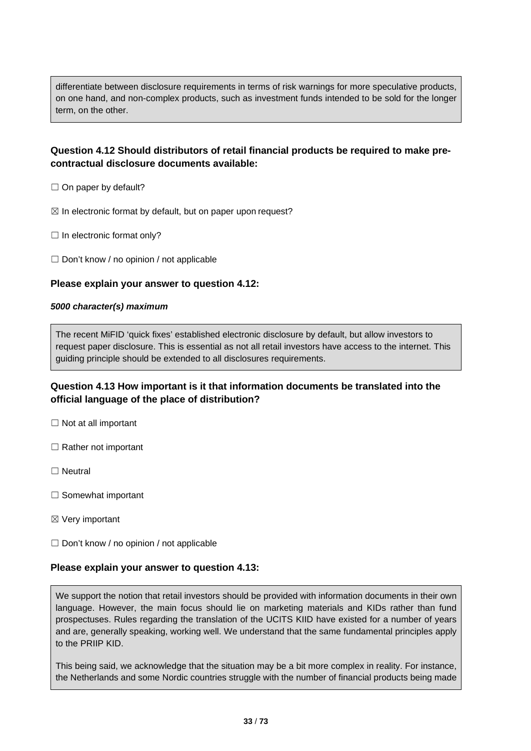differentiate between disclosure requirements in terms of risk warnings for more speculative products, on one hand, and non-complex products, such as investment funds intended to be sold for the longer term, on the other.

### Question 4.12 Should distributors of retail financial products be required to make pre-contractual disclosure documents available:

☐ On paper by default?

☒ In electronic format by default, but on paper upon request?

☐ In electronic format only?

☐ Don't know / no opinion / not applicable

### Please explain your answer to question 4.12:

***5000 character(s) maximum***

The recent MiFID 'quick fixes' established electronic disclosure by default, but allow investors to request paper disclosure. This is essential as not all retail investors have access to the internet. This guiding principle should be extended to all disclosures requirements.

### Question 4.13 How important is it that information documents be translated into the official language of the place of distribution?

☐ Not at all important

☐ Rather not important

☐ Neutral

☐ Somewhat important

☒ Very important

☐ Don't know / no opinion / not applicable

### Please explain your answer to question 4.13:

We support the notion that retail investors should be provided with information documents in their own language. However, the main focus should lie on marketing materials and KIDs rather than fund prospectuses. Rules regarding the translation of the UCITS KIID have existed for a number of years and are, generally speaking, working well. We understand that the same fundamental principles apply to the PRIIP KID.

This being said, we acknowledge that the situation may be a bit more complex in reality. For instance, the Netherlands and some Nordic countries struggle with the number of financial products being made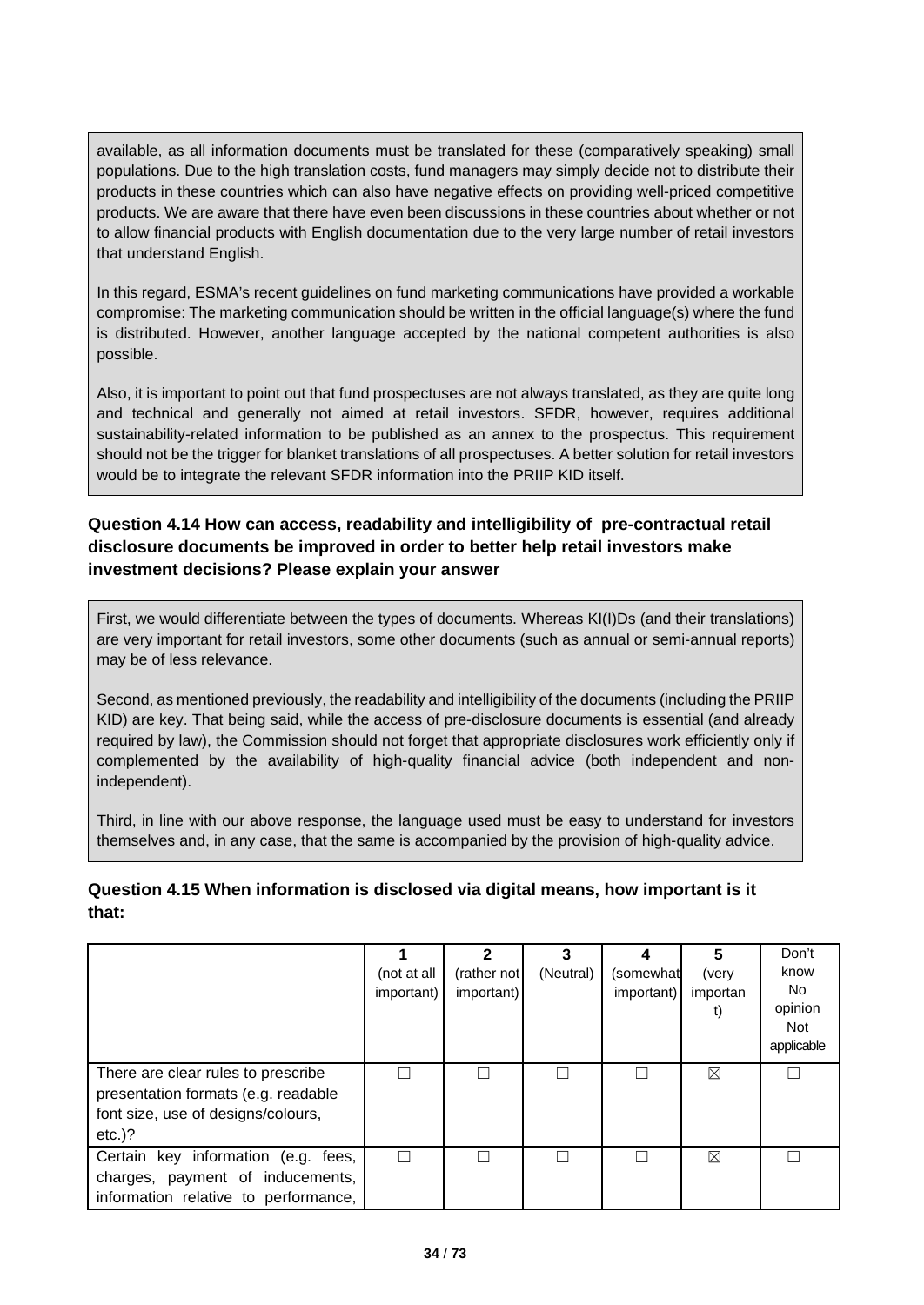available, as all information documents must be translated for these (comparatively speaking) small populations. Due to the high translation costs, fund managers may simply decide not to distribute their products in these countries which can also have negative effects on providing well-priced competitive products. We are aware that there have even been discussions in these countries about whether or not to allow financial products with English documentation due to the very large number of retail investors that understand English.

In this regard, ESMA's recent guidelines on fund marketing communications have provided a workable compromise: The marketing communication should be written in the official language(s) where the fund is distributed. However, another language accepted by the national competent authorities is also possible.

Also, it is important to point out that fund prospectuses are not always translated, as they are quite long and technical and generally not aimed at retail investors. SFDR, however, requires additional sustainability-related information to be published as an annex to the prospectus. This requirement should not be the trigger for blanket translations of all prospectuses. A better solution for retail investors would be to integrate the relevant SFDR information into the PRIIP KID itself.

**Question 4.14 How can access, readability and intelligibility of pre-contractual retail disclosure documents be improved in order to better help retail investors make investment decisions? Please explain your answer**

First, we would differentiate between the types of documents. Whereas KI(I)Ds (and their translations) are very important for retail investors, some other documents (such as annual or semi-annual reports) may be of less relevance.

Second, as mentioned previously, the readability and intelligibility of the documents (including the PRIIP KID) are key. That being said, while the access of pre-disclosure documents is essential (and already required by law), the Commission should not forget that appropriate disclosures work efficiently only if complemented by the availability of high-quality financial advice (both independent and non-independent).

Third, in line with our above response, the language used must be easy to understand for investors themselves and, in any case, that the same is accompanied by the provision of high-quality advice.

**Question 4.15 When information is disclosed via digital means, how important is it that:**

| | 1 (not at all important) | 2 (rather not important) | 3 (Neutral) | 4 (somewhat important) | 5 (very important) | Don't know No opinion Not applicable |
|---|---|---|---|---|---|---|
| There are clear rules to prescribe presentation formats (e.g. readable font size, use of designs/colours, etc.)? | ☐ | ☐ | ☐ | ☐ | ☒ | ☐ |
| Certain key information (e.g. fees, charges, payment of inducements, information relative to performance, | ☐ | ☐ | ☐ | ☐ | ☒ | ☐ |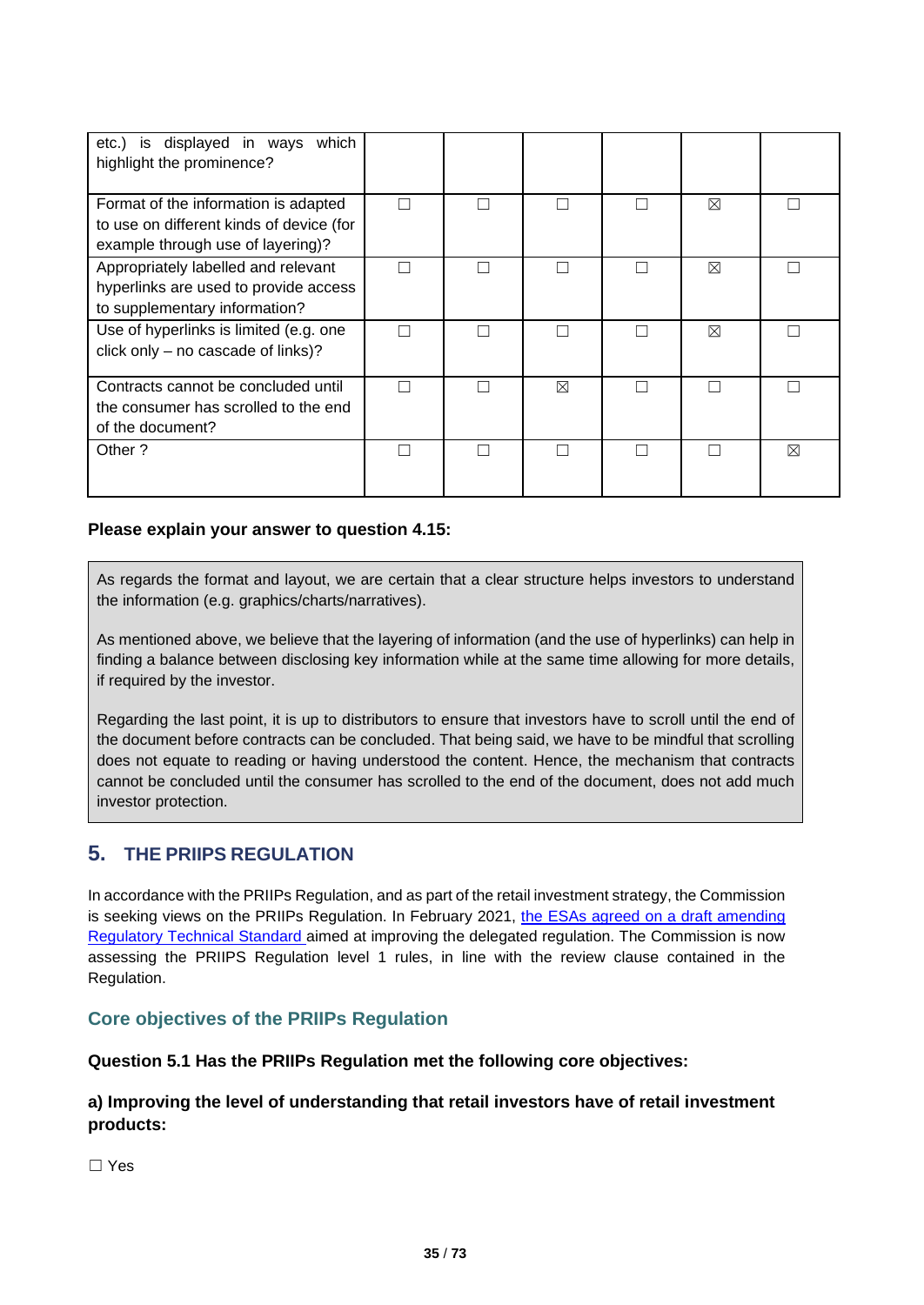| | | | | | | |
|---|---|---|---|---|---|---|
| etc.) is displayed in ways which highlight the prominence? | | | | | | |
| Format of the information is adapted to use on different kinds of device (for example through use of layering)? | ☐ | ☐ | ☐ | ☐ | ☒ | ☐ |
| Appropriately labelled and relevant hyperlinks are used to provide access to supplementary information? | ☐ | ☐ | ☐ | ☐ | ☒ | ☐ |
| Use of hyperlinks is limited (e.g. one click only – no cascade of links)? | ☐ | ☐ | ☐ | ☐ | ☒ | ☐ |
| Contracts cannot be concluded until the consumer has scrolled to the end of the document? | ☐ | ☐ | ☒ | ☐ | ☐ | ☐ |
| Other ? | ☐ | ☐ | ☐ | ☐ | ☐ | ☒ |

**Please explain your answer to question 4.15:**

As regards the format and layout, we are certain that a clear structure helps investors to understand the information (e.g. graphics/charts/narratives).

As mentioned above, we believe that the layering of information (and the use of hyperlinks) can help in finding a balance between disclosing key information while at the same time allowing for more details, if required by the investor.

Regarding the last point, it is up to distributors to ensure that investors have to scroll until the end of the document before contracts can be concluded. That being said, we have to be mindful that scrolling does not equate to reading or having understood the content. Hence, the mechanism that contracts cannot be concluded until the consumer has scrolled to the end of the document, does not add much investor protection.

## 5. THE PRIIPS REGULATION

In accordance with the PRIIPs Regulation, and as part of the retail investment strategy, the Commission is seeking views on the PRIIPs Regulation. In February 2021, the ESAs agreed on a draft amending Regulatory Technical Standard aimed at improving the delegated regulation. The Commission is now assessing the PRIIPS Regulation level 1 rules, in line with the review clause contained in the Regulation.

### Core objectives of the PRIIPs Regulation

**Question 5.1 Has the PRIIPs Regulation met the following core objectives:**

**a) Improving the level of understanding that retail investors have of retail investment products:**

☐ Yes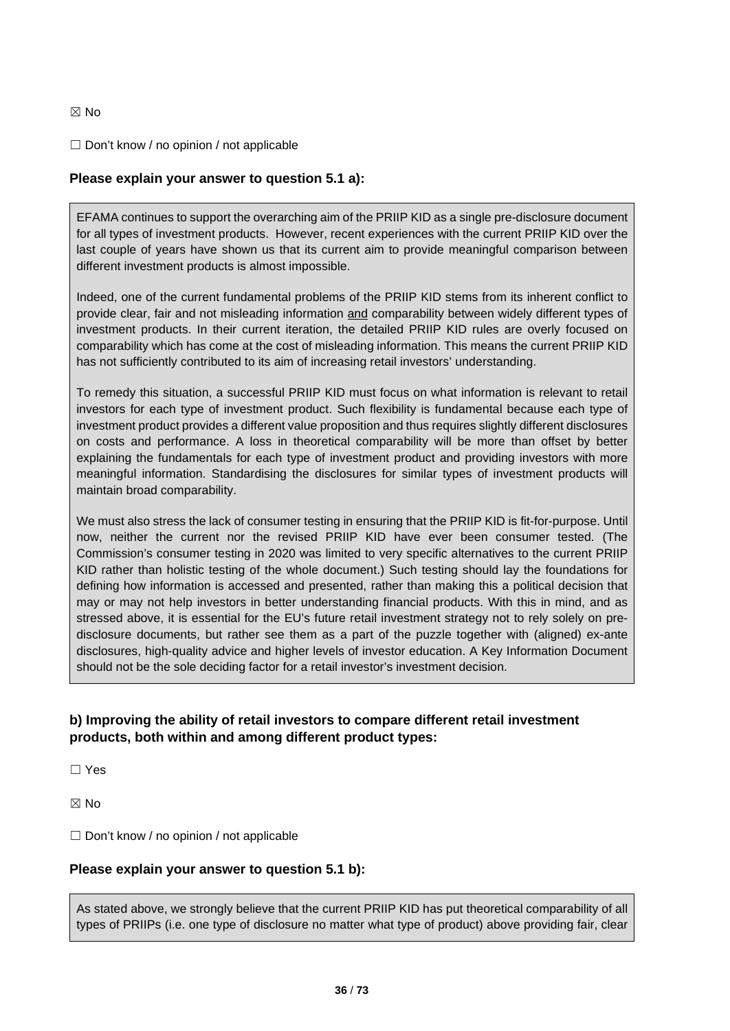☒ No

☐ Don't know / no opinion / not applicable

**Please explain your answer to question 5.1 a):**

EFAMA continues to support the overarching aim of the PRIIP KID as a single pre-disclosure document for all types of investment products. However, recent experiences with the current PRIIP KID over the last couple of years have shown us that its current aim to provide meaningful comparison between different investment products is almost impossible.

Indeed, one of the current fundamental problems of the PRIIP KID stems from its inherent conflict to provide clear, fair and not misleading information <u>and</u> comparability between widely different types of investment products. In their current iteration, the detailed PRIIP KID rules are overly focused on comparability which has come at the cost of misleading information. This means the current PRIIP KID has not sufficiently contributed to its aim of increasing retail investors' understanding.

To remedy this situation, a successful PRIIP KID must focus on what information is relevant to retail investors for each type of investment product. Such flexibility is fundamental because each type of investment product provides a different value proposition and thus requires slightly different disclosures on costs and performance. A loss in theoretical comparability will be more than offset by better explaining the fundamentals for each type of investment product and providing investors with more meaningful information. Standardising the disclosures for similar types of investment products will maintain broad comparability.

We must also stress the lack of consumer testing in ensuring that the PRIIP KID is fit-for-purpose. Until now, neither the current nor the revised PRIIP KID have ever been consumer tested. (The Commission's consumer testing in 2020 was limited to very specific alternatives to the current PRIIP KID rather than holistic testing of the whole document.) Such testing should lay the foundations for defining how information is accessed and presented, rather than making this a political decision that may or may not help investors in better understanding financial products. With this in mind, and as stressed above, it is essential for the EU's future retail investment strategy not to rely solely on pre-disclosure documents, but rather see them as a part of the puzzle together with (aligned) ex-ante disclosures, high-quality advice and higher levels of investor education. A Key Information Document should not be the sole deciding factor for a retail investor's investment decision.

**b) Improving the ability of retail investors to compare different retail investment products, both within and among different product types:**

☐ Yes

☒ No

☐ Don't know / no opinion / not applicable

**Please explain your answer to question 5.1 b):**

As stated above, we strongly believe that the current PRIIP KID has put theoretical comparability of all types of PRIIPs (i.e. one type of disclosure no matter what type of product) above providing fair, clear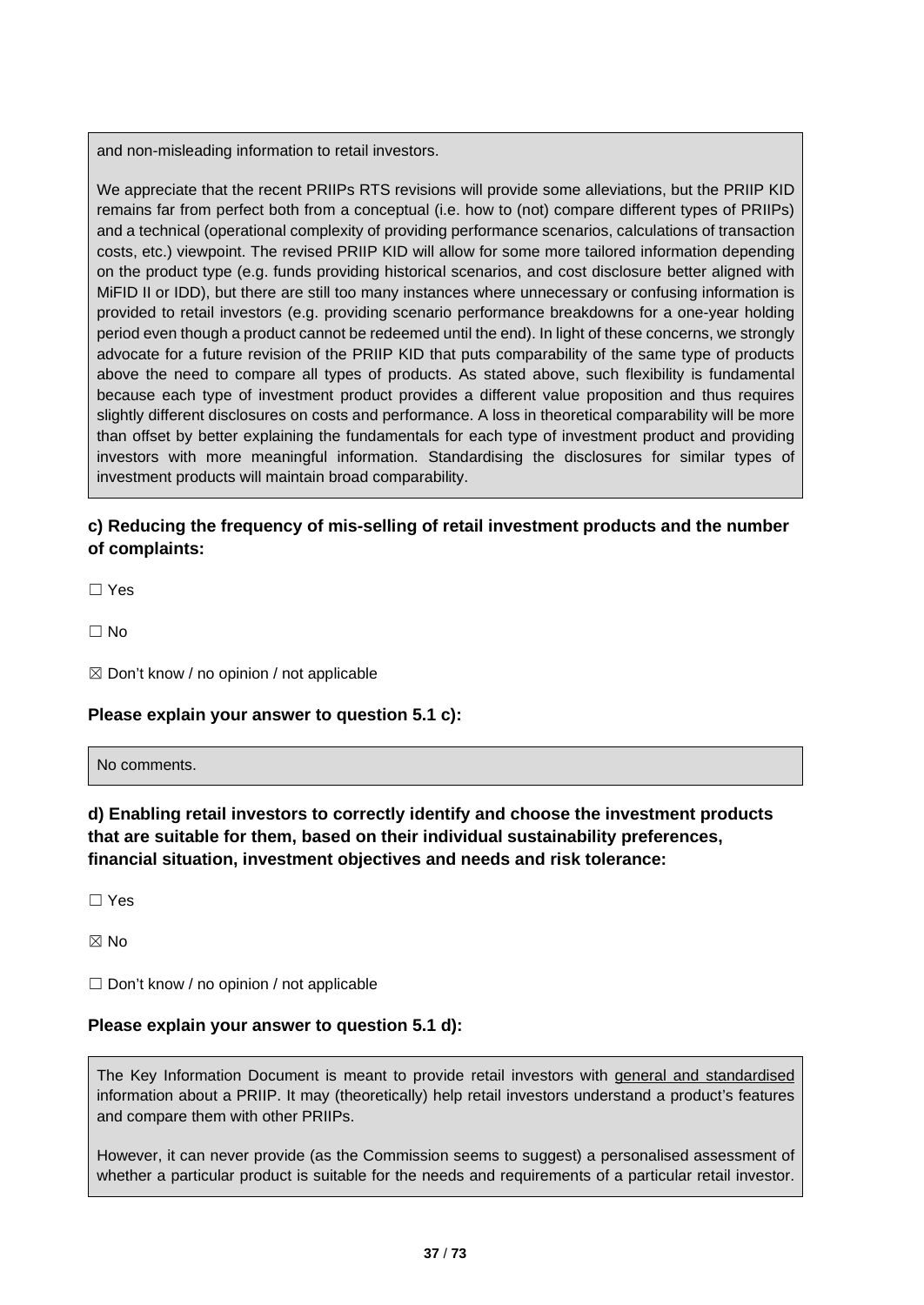and non-misleading information to retail investors.

We appreciate that the recent PRIIPs RTS revisions will provide some alleviations, but the PRIIP KID remains far from perfect both from a conceptual (i.e. how to (not) compare different types of PRIIPs) and a technical (operational complexity of providing performance scenarios, calculations of transaction costs, etc.) viewpoint. The revised PRIIP KID will allow for some more tailored information depending on the product type (e.g. funds providing historical scenarios, and cost disclosure better aligned with MiFID II or IDD), but there are still too many instances where unnecessary or confusing information is provided to retail investors (e.g. providing scenario performance breakdowns for a one-year holding period even though a product cannot be redeemed until the end). In light of these concerns, we strongly advocate for a future revision of the PRIIP KID that puts comparability of the same type of products above the need to compare all types of products. As stated above, such flexibility is fundamental because each type of investment product provides a different value proposition and thus requires slightly different disclosures on costs and performance. A loss in theoretical comparability will be more than offset by better explaining the fundamentals for each type of investment product and providing investors with more meaningful information. Standardising the disclosures for similar types of investment products will maintain broad comparability.

**c) Reducing the frequency of mis-selling of retail investment products and the number of complaints:**

☐ Yes

☐ No

☒ Don't know / no opinion / not applicable

**Please explain your answer to question 5.1 c):**

No comments.

**d) Enabling retail investors to correctly identify and choose the investment products that are suitable for them, based on their individual sustainability preferences, financial situation, investment objectives and needs and risk tolerance:**

☐ Yes

☒ No

☐ Don't know / no opinion / not applicable

**Please explain your answer to question 5.1 d):**

The Key Information Document is meant to provide retail investors with <u>general and standardised</u> information about a PRIIP. It may (theoretically) help retail investors understand a product's features and compare them with other PRIIPs.

However, it can never provide (as the Commission seems to suggest) a personalised assessment of whether a particular product is suitable for the needs and requirements of a particular retail investor.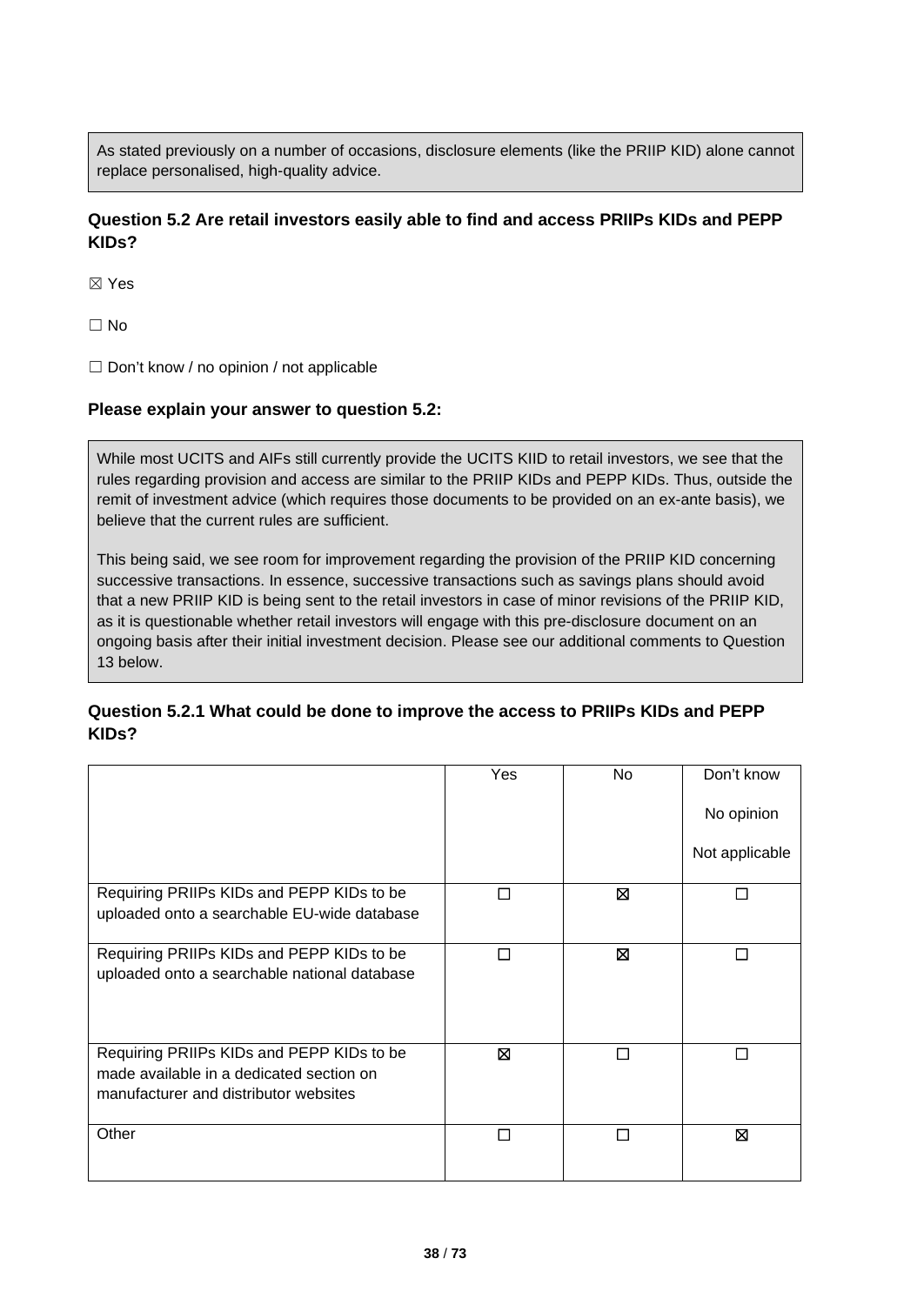As stated previously on a number of occasions, disclosure elements (like the PRIIP KID) alone cannot replace personalised, high-quality advice.

### Question 5.2 Are retail investors easily able to find and access PRIIPs KIDs and PEPP KIDs?

☒ Yes

☐ No

☐ Don't know / no opinion / not applicable

### Please explain your answer to question 5.2:

While most UCITS and AIFs still currently provide the UCITS KIID to retail investors, we see that the rules regarding provision and access are similar to the PRIIP KIDs and PEPP KIDs. Thus, outside the remit of investment advice (which requires those documents to be provided on an ex-ante basis), we believe that the current rules are sufficient.

This being said, we see room for improvement regarding the provision of the PRIIP KID concerning successive transactions. In essence, successive transactions such as savings plans should avoid that a new PRIIP KID is being sent to the retail investors in case of minor revisions of the PRIIP KID, as it is questionable whether retail investors will engage with this pre-disclosure document on an ongoing basis after their initial investment decision. Please see our additional comments to Question 13 below.

### Question 5.2.1 What could be done to improve the access to PRIIPs KIDs and PEPP KIDs?

| | Yes | No | Don't know / No opinion / Not applicable |
|---|---|---|---|
| Requiring PRIIPs KIDs and PEPP KIDs to be uploaded onto a searchable EU-wide database | ☐ | ☒ | ☐ |
| Requiring PRIIPs KIDs and PEPP KIDs to be uploaded onto a searchable national database | ☐ | ☒ | ☐ |
| Requiring PRIIPs KIDs and PEPP KIDs to be made available in a dedicated section on manufacturer and distributor websites | ☒ | ☐ | ☐ |
| Other | ☐ | ☐ | ☒ |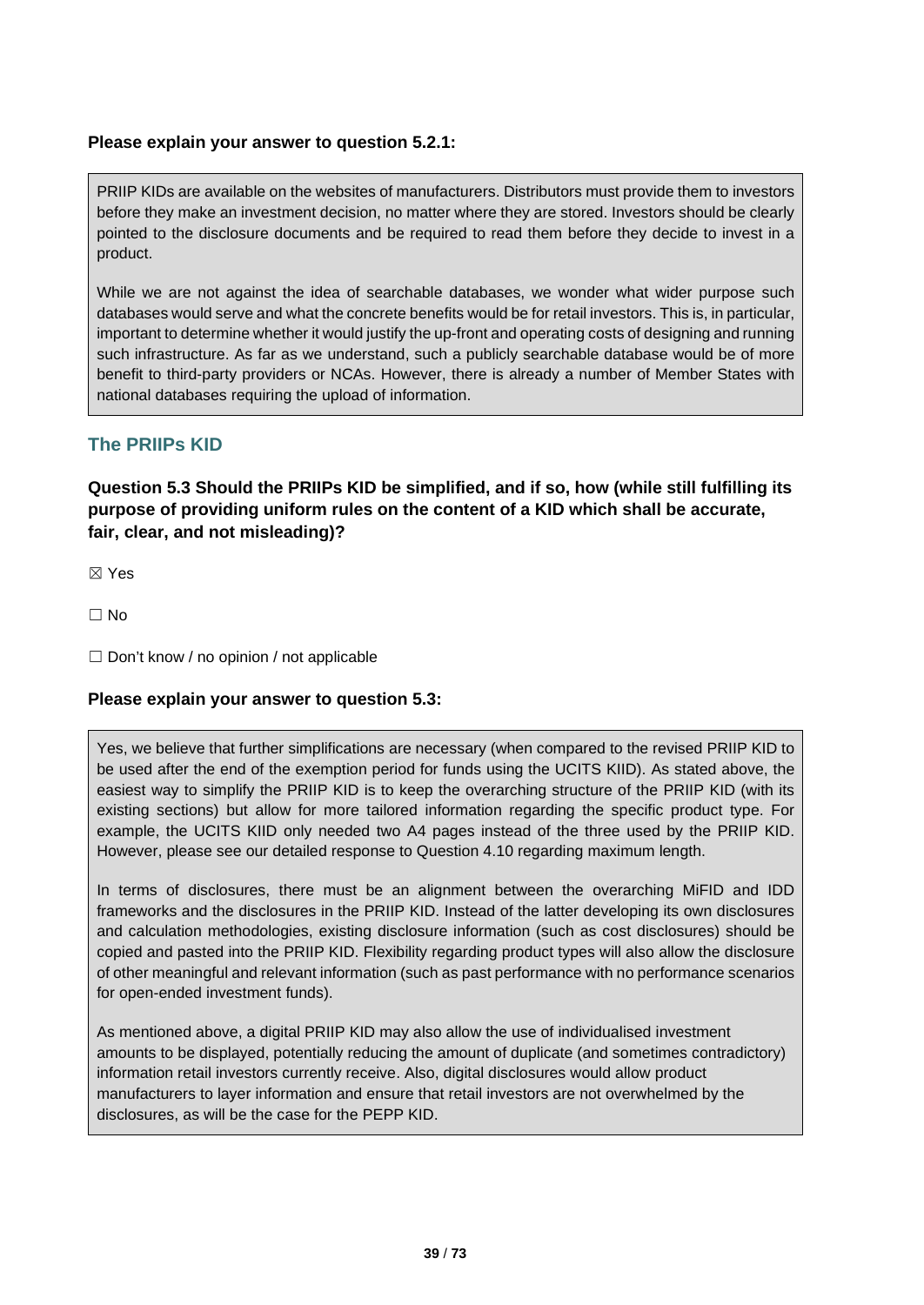**Please explain your answer to question 5.2.1:**

PRIIP KIDs are available on the websites of manufacturers. Distributors must provide them to investors before they make an investment decision, no matter where they are stored. Investors should be clearly pointed to the disclosure documents and be required to read them before they decide to invest in a product.

While we are not against the idea of searchable databases, we wonder what wider purpose such databases would serve and what the concrete benefits would be for retail investors. This is, in particular, important to determine whether it would justify the up-front and operating costs of designing and running such infrastructure. As far as we understand, such a publicly searchable database would be of more benefit to third-party providers or NCAs. However, there is already a number of Member States with national databases requiring the upload of information.

## The PRIIPs KID

**Question 5.3 Should the PRIIPs KID be simplified, and if so, how (while still fulfilling its purpose of providing uniform rules on the content of a KID which shall be accurate, fair, clear, and not misleading)?**

☒ Yes

☐ No

☐ Don't know / no opinion / not applicable

**Please explain your answer to question 5.3:**

Yes, we believe that further simplifications are necessary (when compared to the revised PRIIP KID to be used after the end of the exemption period for funds using the UCITS KIID). As stated above, the easiest way to simplify the PRIIP KID is to keep the overarching structure of the PRIIP KID (with its existing sections) but allow for more tailored information regarding the specific product type. For example, the UCITS KIID only needed two A4 pages instead of the three used by the PRIIP KID. However, please see our detailed response to Question 4.10 regarding maximum length.

In terms of disclosures, there must be an alignment between the overarching MiFID and IDD frameworks and the disclosures in the PRIIP KID. Instead of the latter developing its own disclosures and calculation methodologies, existing disclosure information (such as cost disclosures) should be copied and pasted into the PRIIP KID. Flexibility regarding product types will also allow the disclosure of other meaningful and relevant information (such as past performance with no performance scenarios for open-ended investment funds).

As mentioned above, a digital PRIIP KID may also allow the use of individualised investment amounts to be displayed, potentially reducing the amount of duplicate (and sometimes contradictory) information retail investors currently receive. Also, digital disclosures would allow product manufacturers to layer information and ensure that retail investors are not overwhelmed by the disclosures, as will be the case for the PEPP KID.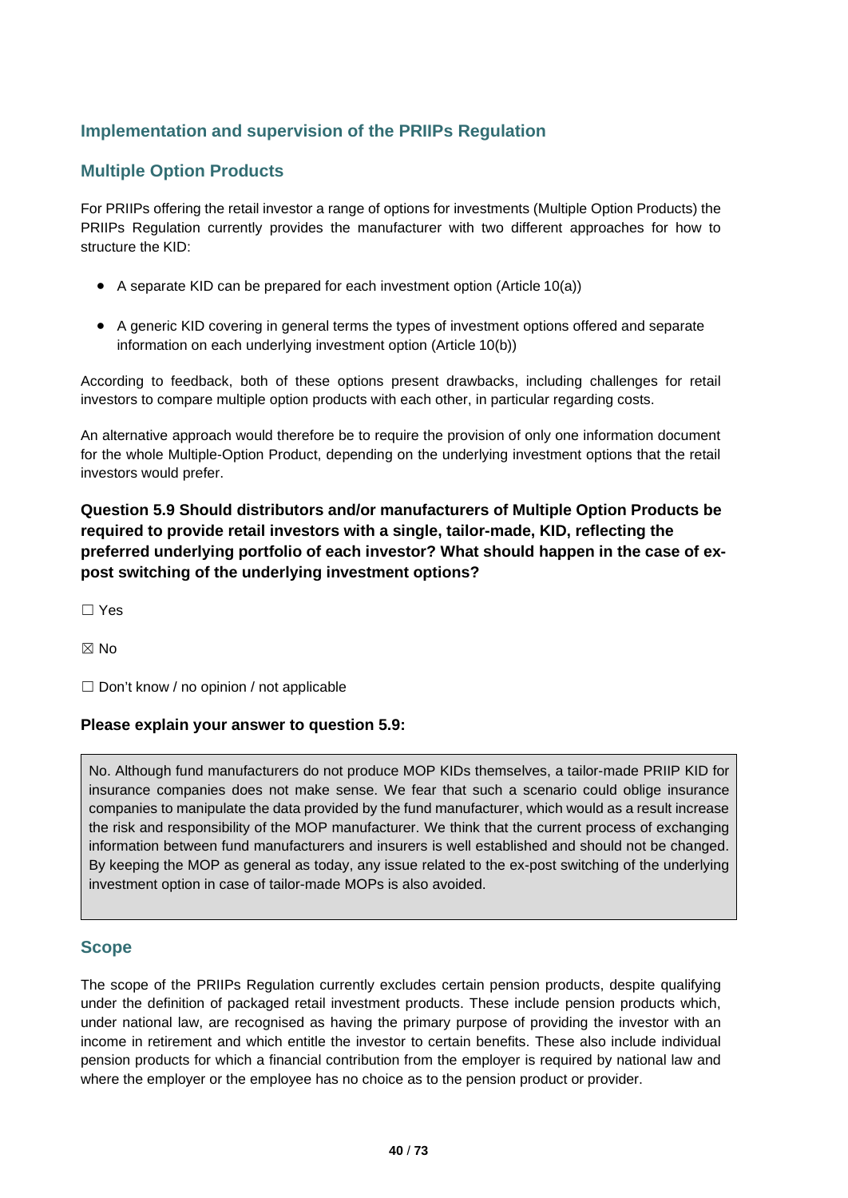## Implementation and supervision of the PRIIPs Regulation

### Multiple Option Products

For PRIIPs offering the retail investor a range of options for investments (Multiple Option Products) the PRIIPs Regulation currently provides the manufacturer with two different approaches for how to structure the KID:

- A separate KID can be prepared for each investment option (Article 10(a))
- A generic KID covering in general terms the types of investment options offered and separate information on each underlying investment option (Article 10(b))

According to feedback, both of these options present drawbacks, including challenges for retail investors to compare multiple option products with each other, in particular regarding costs.

An alternative approach would therefore be to require the provision of only one information document for the whole Multiple-Option Product, depending on the underlying investment options that the retail investors would prefer.

**Question 5.9 Should distributors and/or manufacturers of Multiple Option Products be required to provide retail investors with a single, tailor-made, KID, reflecting the preferred underlying portfolio of each investor? What should happen in the case of ex-post switching of the underlying investment options?**

☐ Yes

☒ No

☐ Don't know / no opinion / not applicable

**Please explain your answer to question 5.9:**

No. Although fund manufacturers do not produce MOP KIDs themselves, a tailor-made PRIIP KID for insurance companies does not make sense. We fear that such a scenario could oblige insurance companies to manipulate the data provided by the fund manufacturer, which would as a result increase the risk and responsibility of the MOP manufacturer. We think that the current process of exchanging information between fund manufacturers and insurers is well established and should not be changed. By keeping the MOP as general as today, any issue related to the ex-post switching of the underlying investment option in case of tailor-made MOPs is also avoided.

### Scope

The scope of the PRIIPs Regulation currently excludes certain pension products, despite qualifying under the definition of packaged retail investment products. These include pension products which, under national law, are recognised as having the primary purpose of providing the investor with an income in retirement and which entitle the investor to certain benefits. These also include individual pension products for which a financial contribution from the employer is required by national law and where the employer or the employee has no choice as to the pension product or provider.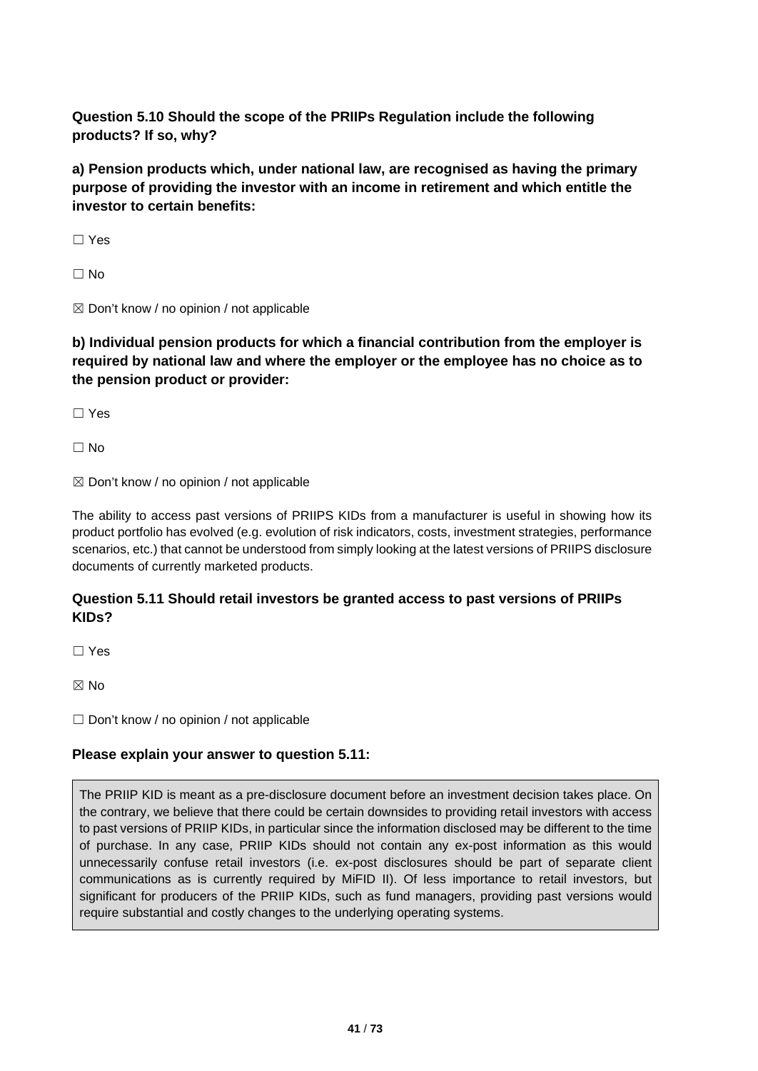**Question 5.10 Should the scope of the PRIIPs Regulation include the following products? If so, why?**

**a) Pension products which, under national law, are recognised as having the primary purpose of providing the investor with an income in retirement and which entitle the investor to certain benefits:**

☐ Yes

☐ No

☒ Don't know / no opinion / not applicable

**b) Individual pension products for which a financial contribution from the employer is required by national law and where the employer or the employee has no choice as to the pension product or provider:**

☐ Yes

☐ No

☒ Don't know / no opinion / not applicable

The ability to access past versions of PRIIPS KIDs from a manufacturer is useful in showing how its product portfolio has evolved (e.g. evolution of risk indicators, costs, investment strategies, performance scenarios, etc.) that cannot be understood from simply looking at the latest versions of PRIIPS disclosure documents of currently marketed products.

**Question 5.11 Should retail investors be granted access to past versions of PRIIPs KIDs?**

☐ Yes

☒ No

☐ Don't know / no opinion / not applicable

**Please explain your answer to question 5.11:**

The PRIIP KID is meant as a pre-disclosure document before an investment decision takes place. On the contrary, we believe that there could be certain downsides to providing retail investors with access to past versions of PRIIP KIDs, in particular since the information disclosed may be different to the time of purchase. In any case, PRIIP KIDs should not contain any ex-post information as this would unnecessarily confuse retail investors (i.e. ex-post disclosures should be part of separate client communications as is currently required by MiFID II). Of less importance to retail investors, but significant for producers of the PRIIP KIDs, such as fund managers, providing past versions would require substantial and costly changes to the underlying operating systems.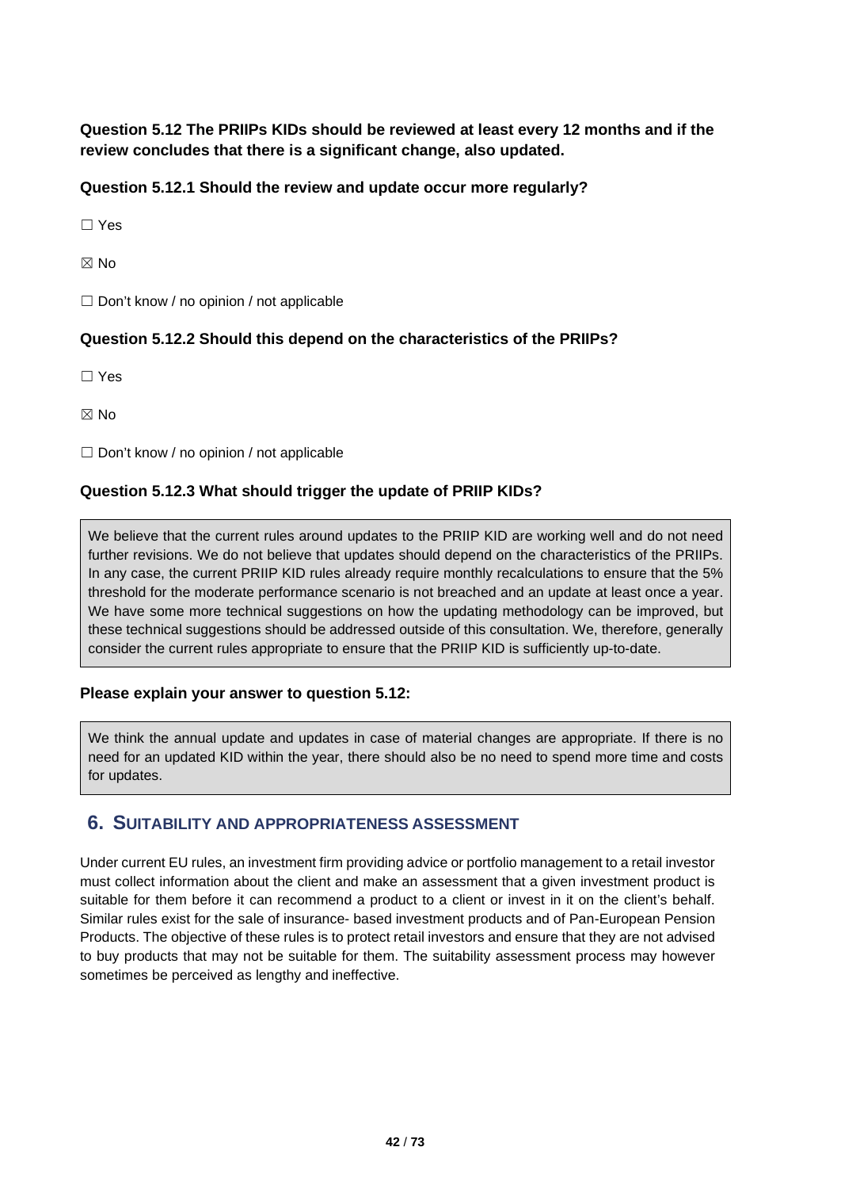**Question 5.12 The PRIIPs KIDs should be reviewed at least every 12 months and if the review concludes that there is a significant change, also updated.**

**Question 5.12.1 Should the review and update occur more regularly?**

☐ Yes

☒ No

☐ Don't know / no opinion / not applicable

**Question 5.12.2 Should this depend on the characteristics of the PRIIPs?**

☐ Yes

☒ No

☐ Don't know / no opinion / not applicable

**Question 5.12.3 What should trigger the update of PRIIP KIDs?**

We believe that the current rules around updates to the PRIIP KID are working well and do not need further revisions. We do not believe that updates should depend on the characteristics of the PRIIPs. In any case, the current PRIIP KID rules already require monthly recalculations to ensure that the 5% threshold for the moderate performance scenario is not breached and an update at least once a year. We have some more technical suggestions on how the updating methodology can be improved, but these technical suggestions should be addressed outside of this consultation. We, therefore, generally consider the current rules appropriate to ensure that the PRIIP KID is sufficiently up-to-date.

**Please explain your answer to question 5.12:**

We think the annual update and updates in case of material changes are appropriate. If there is no need for an updated KID within the year, there should also be no need to spend more time and costs for updates.

## 6. SUITABILITY AND APPROPRIATENESS ASSESSMENT

Under current EU rules, an investment firm providing advice or portfolio management to a retail investor must collect information about the client and make an assessment that a given investment product is suitable for them before it can recommend a product to a client or invest in it on the client's behalf. Similar rules exist for the sale of insurance- based investment products and of Pan-European Pension Products. The objective of these rules is to protect retail investors and ensure that they are not advised to buy products that may not be suitable for them. The suitability assessment process may however sometimes be perceived as lengthy and ineffective.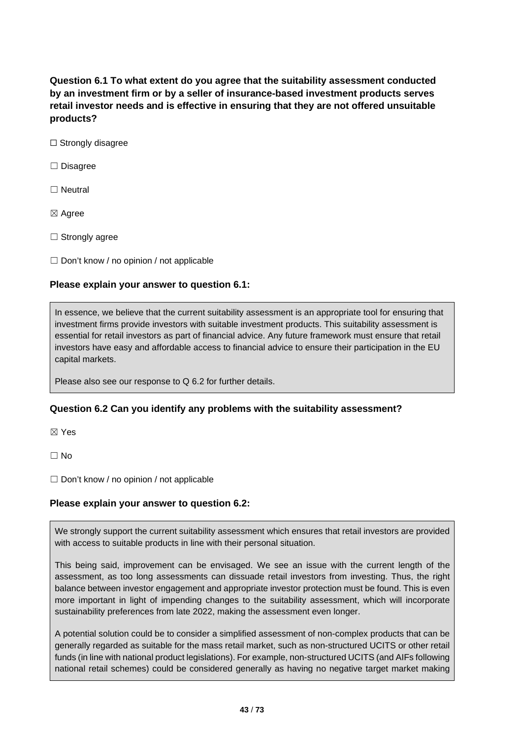**Question 6.1 To what extent do you agree that the suitability assessment conducted by an investment firm or by a seller of insurance-based investment products serves retail investor needs and is effective in ensuring that they are not offered unsuitable products?**

☐ Strongly disagree

☐ Disagree

☐ Neutral

☒ Agree

☐ Strongly agree

☐ Don't know / no opinion / not applicable

**Please explain your answer to question 6.1:**

In essence, we believe that the current suitability assessment is an appropriate tool for ensuring that investment firms provide investors with suitable investment products. This suitability assessment is essential for retail investors as part of financial advice. Any future framework must ensure that retail investors have easy and affordable access to financial advice to ensure their participation in the EU capital markets.

Please also see our response to Q 6.2 for further details.

**Question 6.2 Can you identify any problems with the suitability assessment?**

☒ Yes

☐ No

☐ Don't know / no opinion / not applicable

**Please explain your answer to question 6.2:**

We strongly support the current suitability assessment which ensures that retail investors are provided with access to suitable products in line with their personal situation.

This being said, improvement can be envisaged. We see an issue with the current length of the assessment, as too long assessments can dissuade retail investors from investing. Thus, the right balance between investor engagement and appropriate investor protection must be found. This is even more important in light of impending changes to the suitability assessment, which will incorporate sustainability preferences from late 2022, making the assessment even longer.

A potential solution could be to consider a simplified assessment of non-complex products that can be generally regarded as suitable for the mass retail market, such as non-structured UCITS or other retail funds (in line with national product legislations). For example, non-structured UCITS (and AIFs following national retail schemes) could be considered generally as having no negative target market making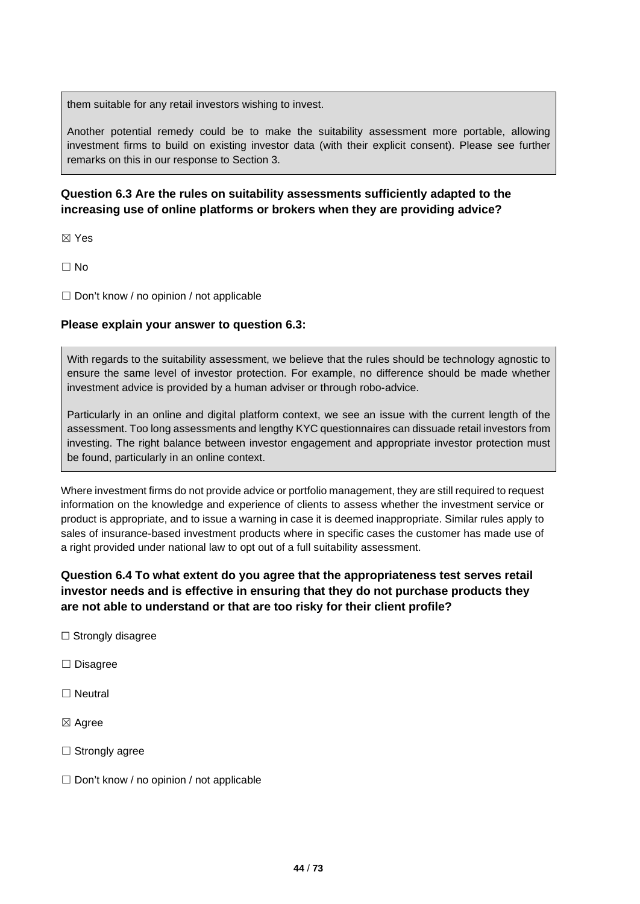them suitable for any retail investors wishing to invest.

Another potential remedy could be to make the suitability assessment more portable, allowing investment firms to build on existing investor data (with their explicit consent). Please see further remarks on this in our response to Section 3.

**Question 6.3 Are the rules on suitability assessments sufficiently adapted to the increasing use of online platforms or brokers when they are providing advice?**

☒ Yes

☐ No

☐ Don't know / no opinion / not applicable

**Please explain your answer to question 6.3:**

With regards to the suitability assessment, we believe that the rules should be technology agnostic to ensure the same level of investor protection. For example, no difference should be made whether investment advice is provided by a human adviser or through robo-advice.

Particularly in an online and digital platform context, we see an issue with the current length of the assessment. Too long assessments and lengthy KYC questionnaires can dissuade retail investors from investing. The right balance between investor engagement and appropriate investor protection must be found, particularly in an online context.

Where investment firms do not provide advice or portfolio management, they are still required to request information on the knowledge and experience of clients to assess whether the investment service or product is appropriate, and to issue a warning in case it is deemed inappropriate. Similar rules apply to sales of insurance-based investment products where in specific cases the customer has made use of a right provided under national law to opt out of a full suitability assessment.

**Question 6.4 To what extent do you agree that the appropriateness test serves retail investor needs and is effective in ensuring that they do not purchase products they are not able to understand or that are too risky for their client profile?**

☐ Strongly disagree

☐ Disagree

☐ Neutral

☒ Agree

☐ Strongly agree

☐ Don't know / no opinion / not applicable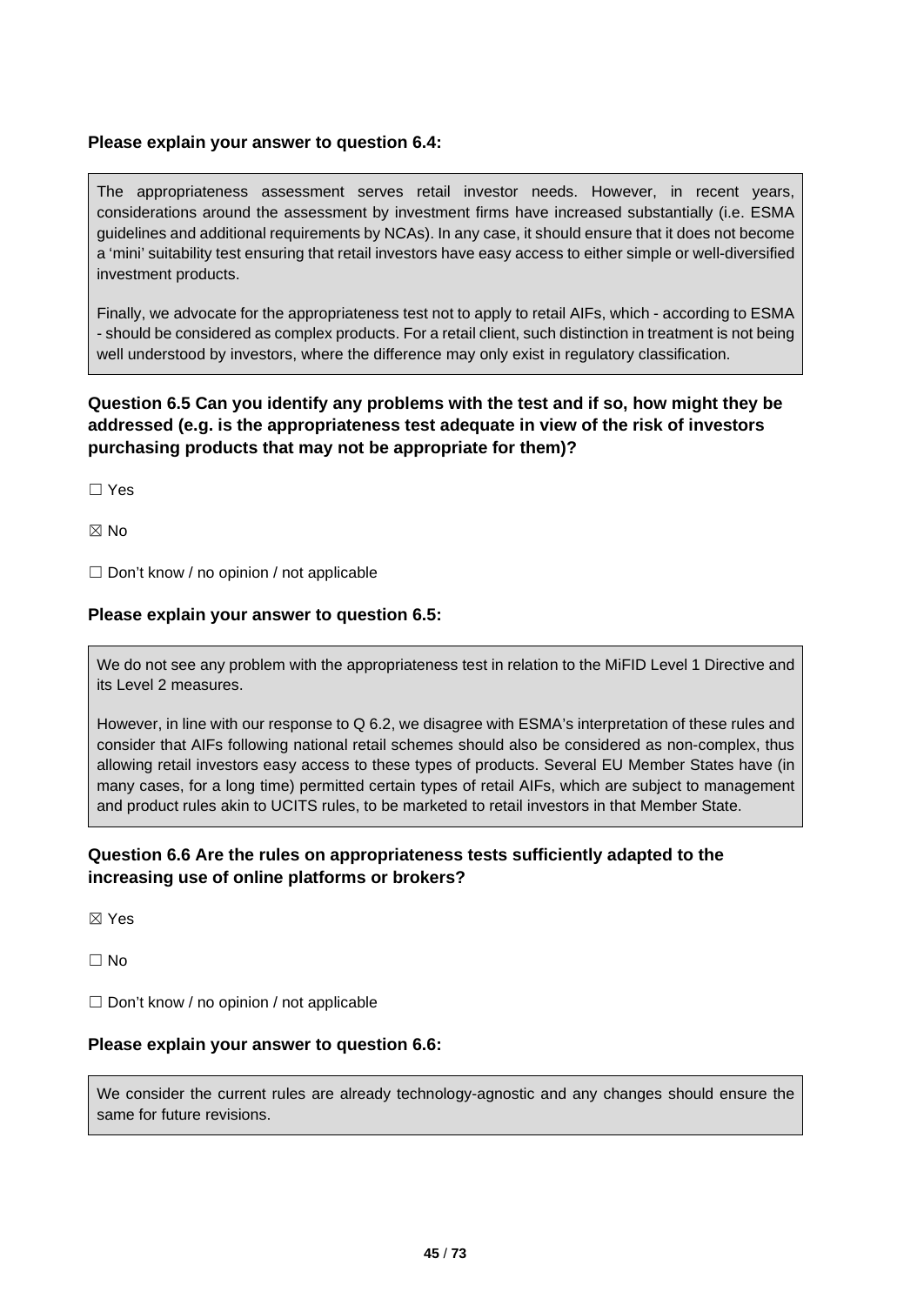**Please explain your answer to question 6.4:**

The appropriateness assessment serves retail investor needs. However, in recent years, considerations around the assessment by investment firms have increased substantially (i.e. ESMA guidelines and additional requirements by NCAs). In any case, it should ensure that it does not become a 'mini' suitability test ensuring that retail investors have easy access to either simple or well-diversified investment products.

Finally, we advocate for the appropriateness test not to apply to retail AIFs, which - according to ESMA - should be considered as complex products. For a retail client, such distinction in treatment is not being well understood by investors, where the difference may only exist in regulatory classification.

**Question 6.5 Can you identify any problems with the test and if so, how might they be addressed (e.g. is the appropriateness test adequate in view of the risk of investors purchasing products that may not be appropriate for them)?**

☐ Yes

☒ No

☐ Don't know / no opinion / not applicable

**Please explain your answer to question 6.5:**

We do not see any problem with the appropriateness test in relation to the MiFID Level 1 Directive and its Level 2 measures.

However, in line with our response to Q 6.2, we disagree with ESMA's interpretation of these rules and consider that AIFs following national retail schemes should also be considered as non-complex, thus allowing retail investors easy access to these types of products. Several EU Member States have (in many cases, for a long time) permitted certain types of retail AIFs, which are subject to management and product rules akin to UCITS rules, to be marketed to retail investors in that Member State.

**Question 6.6 Are the rules on appropriateness tests sufficiently adapted to the increasing use of online platforms or brokers?**

☒ Yes

☐ No

☐ Don't know / no opinion / not applicable

**Please explain your answer to question 6.6:**

We consider the current rules are already technology-agnostic and any changes should ensure the same for future revisions.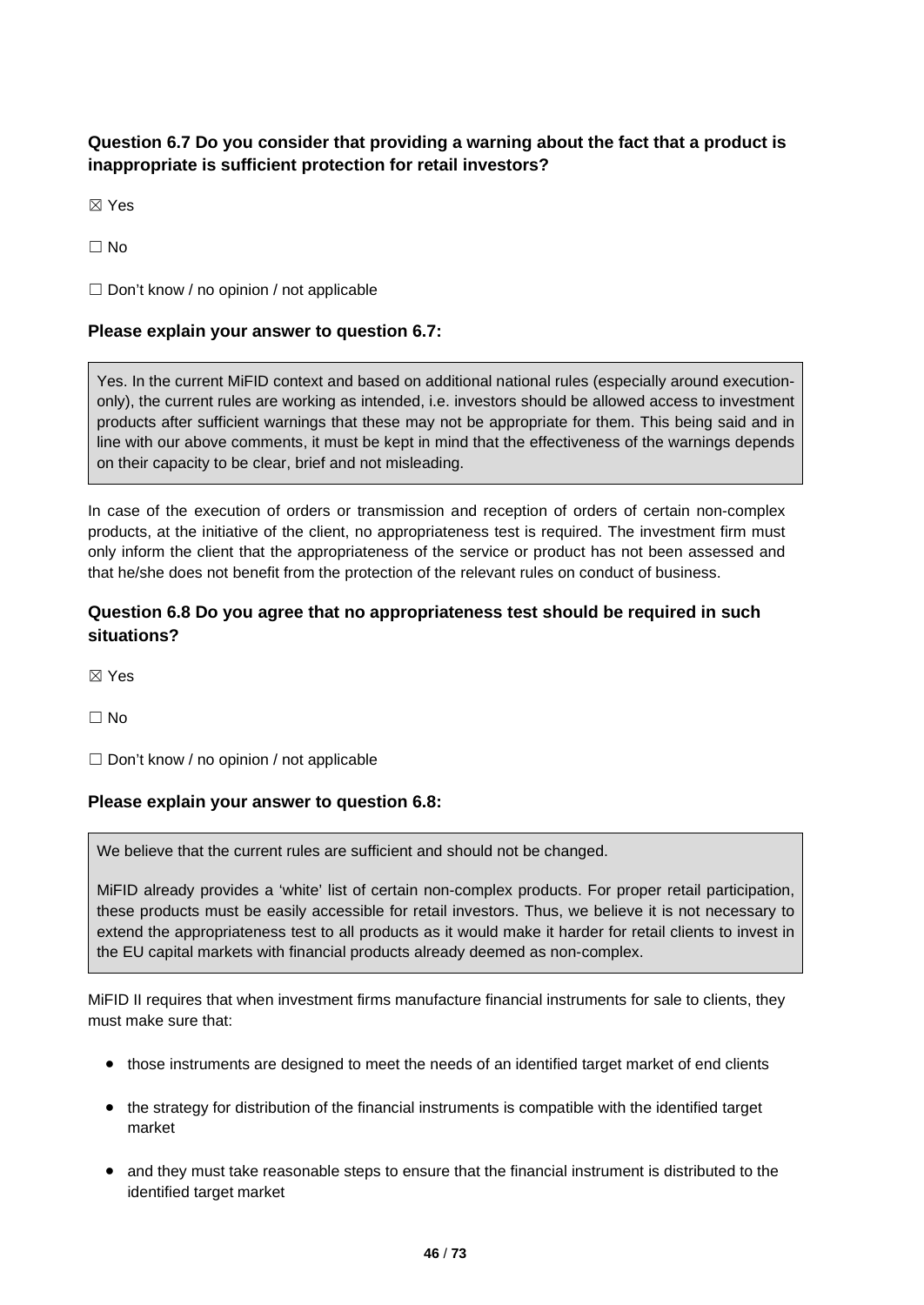**Question 6.7 Do you consider that providing a warning about the fact that a product is inappropriate is sufficient protection for retail investors?**

☒ Yes

☐ No

☐ Don't know / no opinion / not applicable

**Please explain your answer to question 6.7:**

Yes. In the current MiFID context and based on additional national rules (especially around execution-only), the current rules are working as intended, i.e. investors should be allowed access to investment products after sufficient warnings that these may not be appropriate for them. This being said and in line with our above comments, it must be kept in mind that the effectiveness of the warnings depends on their capacity to be clear, brief and not misleading.

In case of the execution of orders or transmission and reception of orders of certain non-complex products, at the initiative of the client, no appropriateness test is required. The investment firm must only inform the client that the appropriateness of the service or product has not been assessed and that he/she does not benefit from the protection of the relevant rules on conduct of business.

**Question 6.8 Do you agree that no appropriateness test should be required in such situations?**

☒ Yes

☐ No

☐ Don't know / no opinion / not applicable

**Please explain your answer to question 6.8:**

We believe that the current rules are sufficient and should not be changed.

MiFID already provides a 'white' list of certain non-complex products. For proper retail participation, these products must be easily accessible for retail investors. Thus, we believe it is not necessary to extend the appropriateness test to all products as it would make it harder for retail clients to invest in the EU capital markets with financial products already deemed as non-complex.

MiFID II requires that when investment firms manufacture financial instruments for sale to clients, they must make sure that:

- those instruments are designed to meet the needs of an identified target market of end clients
- the strategy for distribution of the financial instruments is compatible with the identified target market
- and they must take reasonable steps to ensure that the financial instrument is distributed to the identified target market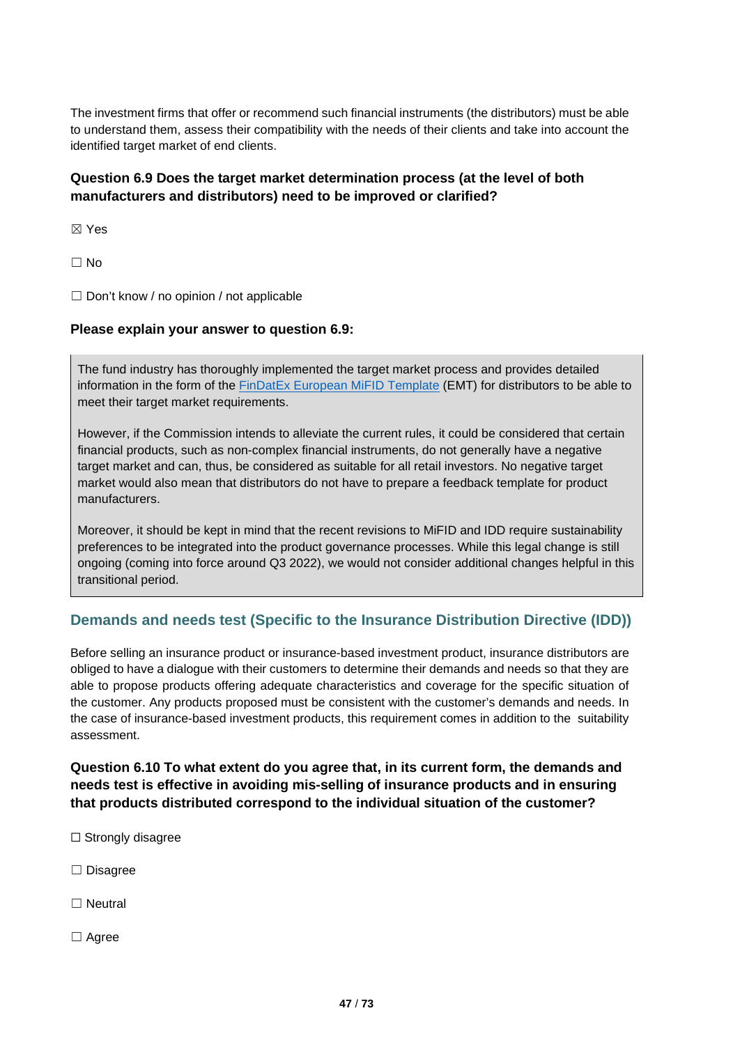The investment firms that offer or recommend such financial instruments (the distributors) must be able to understand them, assess their compatibility with the needs of their clients and take into account the identified target market of end clients.

**Question 6.9 Does the target market determination process (at the level of both manufacturers and distributors) need to be improved or clarified?**

☒ Yes

☐ No

☐ Don't know / no opinion / not applicable

**Please explain your answer to question 6.9:**

> The fund industry has thoroughly implemented the target market process and provides detailed information in the form of the [FinDatEx European MiFID Template](#) (EMT) for distributors to be able to meet their target market requirements.
>
> However, if the Commission intends to alleviate the current rules, it could be considered that certain financial products, such as non-complex financial instruments, do not generally have a negative target market and can, thus, be considered as suitable for all retail investors. No negative target market would also mean that distributors do not have to prepare a feedback template for product manufacturers.
>
> Moreover, it should be kept in mind that the recent revisions to MiFID and IDD require sustainability preferences to be integrated into the product governance processes. While this legal change is still ongoing (coming into force around Q3 2022), we would not consider additional changes helpful in this transitional period.

## Demands and needs test (Specific to the Insurance Distribution Directive (IDD))

Before selling an insurance product or insurance-based investment product, insurance distributors are obliged to have a dialogue with their customers to determine their demands and needs so that they are able to propose products offering adequate characteristics and coverage for the specific situation of the customer. Any products proposed must be consistent with the customer's demands and needs. In the case of insurance-based investment products, this requirement comes in addition to the suitability assessment.

**Question 6.10 To what extent do you agree that, in its current form, the demands and needs test is effective in avoiding mis-selling of insurance products and in ensuring that products distributed correspond to the individual situation of the customer?**

☐ Strongly disagree

☐ Disagree

☐ Neutral

☐ Agree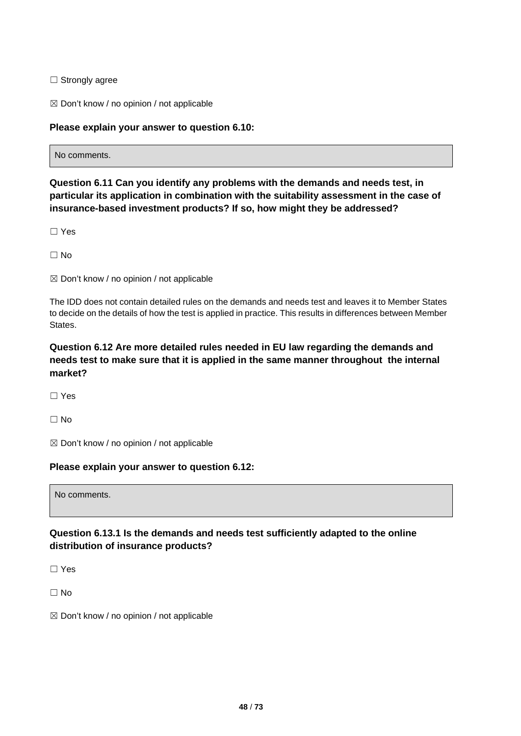☐ Strongly agree

☒ Don't know / no opinion / not applicable

**Please explain your answer to question 6.10:**

No comments.

**Question 6.11 Can you identify any problems with the demands and needs test, in particular its application in combination with the suitability assessment in the case of insurance-based investment products? If so, how might they be addressed?**

☐ Yes

☐ No

☒ Don't know / no opinion / not applicable

The IDD does not contain detailed rules on the demands and needs test and leaves it to Member States to decide on the details of how the test is applied in practice. This results in differences between Member States.

**Question 6.12 Are more detailed rules needed in EU law regarding the demands and needs test to make sure that it is applied in the same manner throughout the internal market?**

☐ Yes

☐ No

☒ Don't know / no opinion / not applicable

**Please explain your answer to question 6.12:**

No comments.

**Question 6.13.1 Is the demands and needs test sufficiently adapted to the online distribution of insurance products?**

☐ Yes

☐ No

☒ Don't know / no opinion / not applicable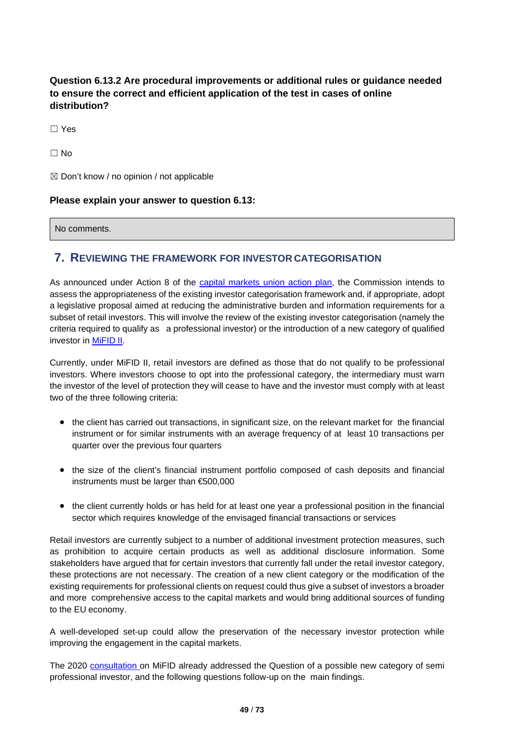**Question 6.13.2 Are procedural improvements or additional rules or guidance needed to ensure the correct and efficient application of the test in cases of online distribution?**

☐ Yes

☐ No

☒ Don't know / no opinion / not applicable

**Please explain your answer to question 6.13:**

| No comments. |
|---|

## 7. REVIEWING THE FRAMEWORK FOR INVESTOR CATEGORISATION

As announced under Action 8 of the [capital markets union action plan](), the Commission intends to assess the appropriateness of the existing investor categorisation framework and, if appropriate, adopt a legislative proposal aimed at reducing the administrative burden and information requirements for a subset of retail investors. This will involve the review of the existing investor categorisation (namely the criteria required to qualify as a professional investor) or the introduction of a new category of qualified investor in [MiFID II]().

Currently, under MiFID II, retail investors are defined as those that do not qualify to be professional investors. Where investors choose to opt into the professional category, the intermediary must warn the investor of the level of protection they will cease to have and the investor must comply with at least two of the three following criteria:

- the client has carried out transactions, in significant size, on the relevant market for the financial instrument or for similar instruments with an average frequency of at least 10 transactions per quarter over the previous four quarters
- the size of the client's financial instrument portfolio composed of cash deposits and financial instruments must be larger than €500,000
- the client currently holds or has held for at least one year a professional position in the financial sector which requires knowledge of the envisaged financial transactions or services

Retail investors are currently subject to a number of additional investment protection measures, such as prohibition to acquire certain products as well as additional disclosure information. Some stakeholders have argued that for certain investors that currently fall under the retail investor category, these protections are not necessary. The creation of a new client category or the modification of the existing requirements for professional clients on request could thus give a subset of investors a broader and more comprehensive access to the capital markets and would bring additional sources of funding to the EU economy.

A well-developed set-up could allow the preservation of the necessary investor protection while improving the engagement in the capital markets.

The 2020 [consultation]() on MiFID already addressed the Question of a possible new category of semi professional investor, and the following questions follow-up on the main findings.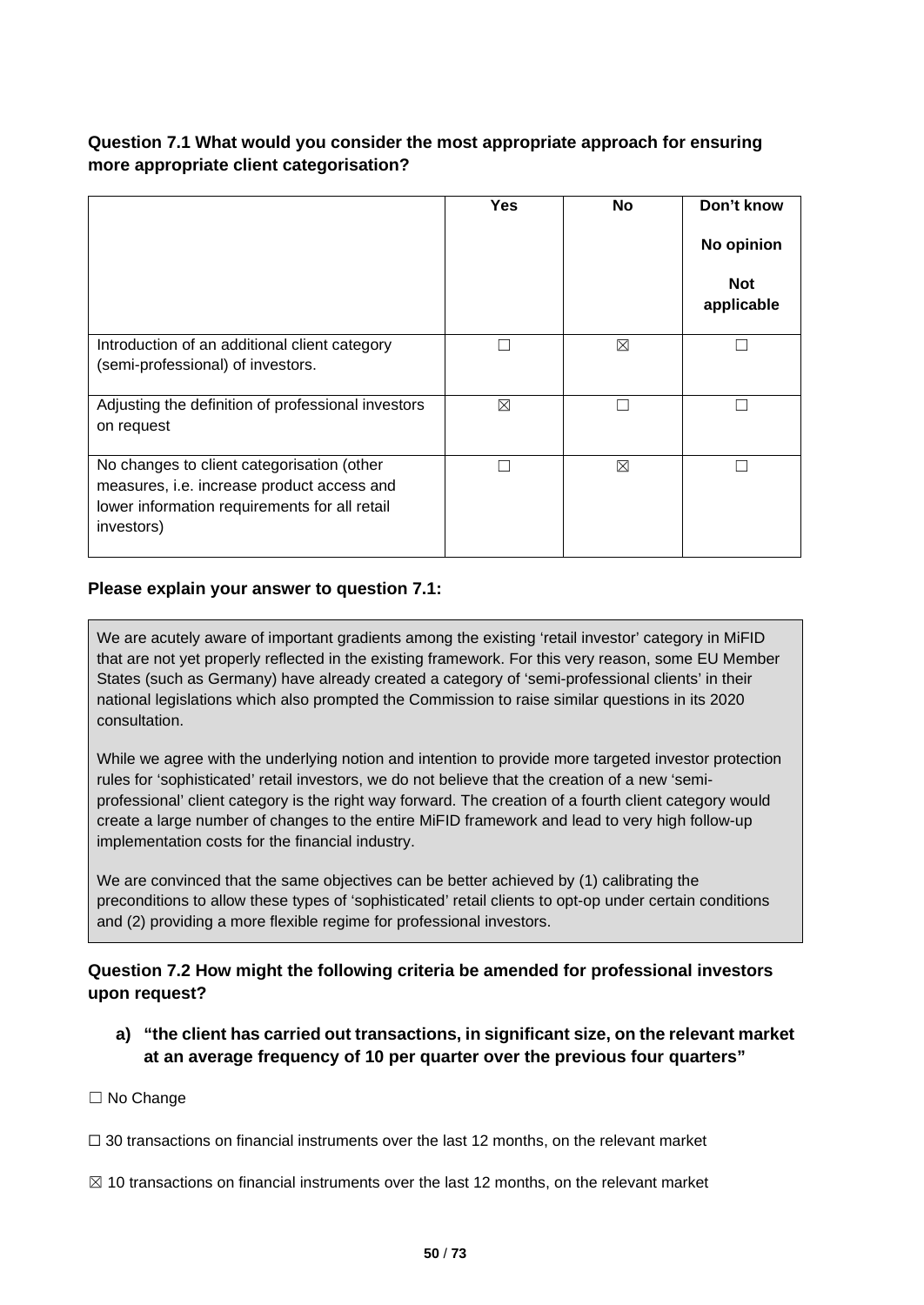**Question 7.1 What would you consider the most appropriate approach for ensuring more appropriate client categorisation?**

| | Yes | No | Don't know<br><br>No opinion<br><br>Not applicable |
|---|---|---|---|
| Introduction of an additional client category (semi-professional) of investors. | ☐ | ☒ | ☐ |
| Adjusting the definition of professional investors on request | ☒ | ☐ | ☐ |
| No changes to client categorisation (other measures, i.e. increase product access and lower information requirements for all retail investors) | ☐ | ☒ | ☐ |

**Please explain your answer to question 7.1:**

We are acutely aware of important gradients among the existing 'retail investor' category in MiFID that are not yet properly reflected in the existing framework. For this very reason, some EU Member States (such as Germany) have already created a category of 'semi-professional clients' in their national legislations which also prompted the Commission to raise similar questions in its 2020 consultation.

While we agree with the underlying notion and intention to provide more targeted investor protection rules for 'sophisticated' retail investors, we do not believe that the creation of a new 'semi-professional' client category is the right way forward. The creation of a fourth client category would create a large number of changes to the entire MiFID framework and lead to very high follow-up implementation costs for the financial industry.

We are convinced that the same objectives can be better achieved by (1) calibrating the preconditions to allow these types of 'sophisticated' retail clients to opt-op under certain conditions and (2) providing a more flexible regime for professional investors.

**Question 7.2 How might the following criteria be amended for professional investors upon request?**

**a) "the client has carried out transactions, in significant size, on the relevant market at an average frequency of 10 per quarter over the previous four quarters"**

☐ No Change

☐ 30 transactions on financial instruments over the last 12 months, on the relevant market

☒ 10 transactions on financial instruments over the last 12 months, on the relevant market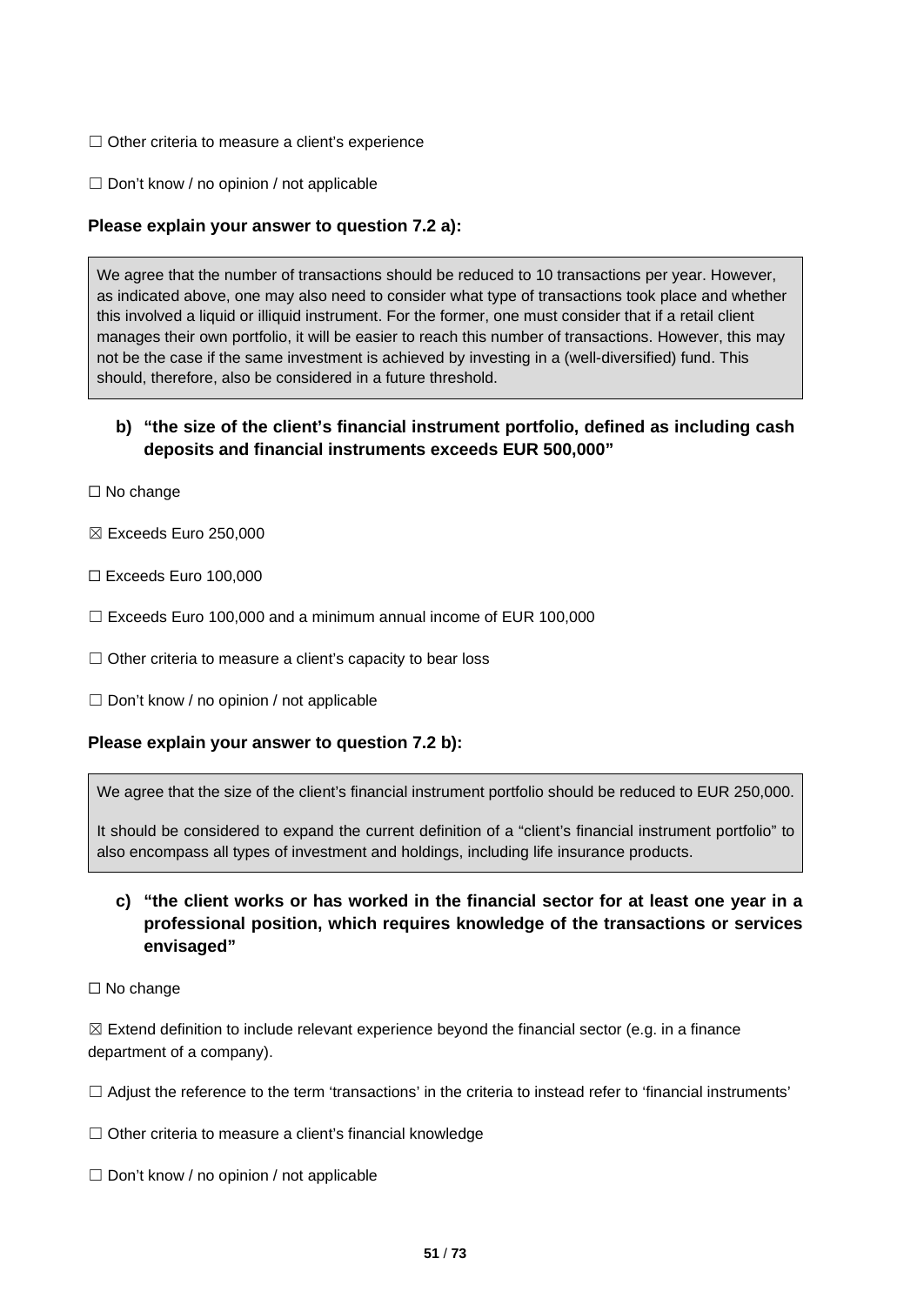☐ Other criteria to measure a client's experience

☐ Don't know / no opinion / not applicable

**Please explain your answer to question 7.2 a):**

We agree that the number of transactions should be reduced to 10 transactions per year. However, as indicated above, one may also need to consider what type of transactions took place and whether this involved a liquid or illiquid instrument. For the former, one must consider that if a retail client manages their own portfolio, it will be easier to reach this number of transactions. However, this may not be the case if the same investment is achieved by investing in a (well-diversified) fund. This should, therefore, also be considered in a future threshold.

**b) "the size of the client's financial instrument portfolio, defined as including cash deposits and financial instruments exceeds EUR 500,000"**

☐ No change

☒ Exceeds Euro 250,000

☐ Exceeds Euro 100,000

☐ Exceeds Euro 100,000 and a minimum annual income of EUR 100,000

☐ Other criteria to measure a client's capacity to bear loss

☐ Don't know / no opinion / not applicable

**Please explain your answer to question 7.2 b):**

We agree that the size of the client's financial instrument portfolio should be reduced to EUR 250,000.

It should be considered to expand the current definition of a "client's financial instrument portfolio" to also encompass all types of investment and holdings, including life insurance products.

**c) "the client works or has worked in the financial sector for at least one year in a professional position, which requires knowledge of the transactions or services envisaged"**

☐ No change

☒ Extend definition to include relevant experience beyond the financial sector (e.g. in a finance department of a company).

☐ Adjust the reference to the term 'transactions' in the criteria to instead refer to 'financial instruments'

☐ Other criteria to measure a client's financial knowledge

☐ Don't know / no opinion / not applicable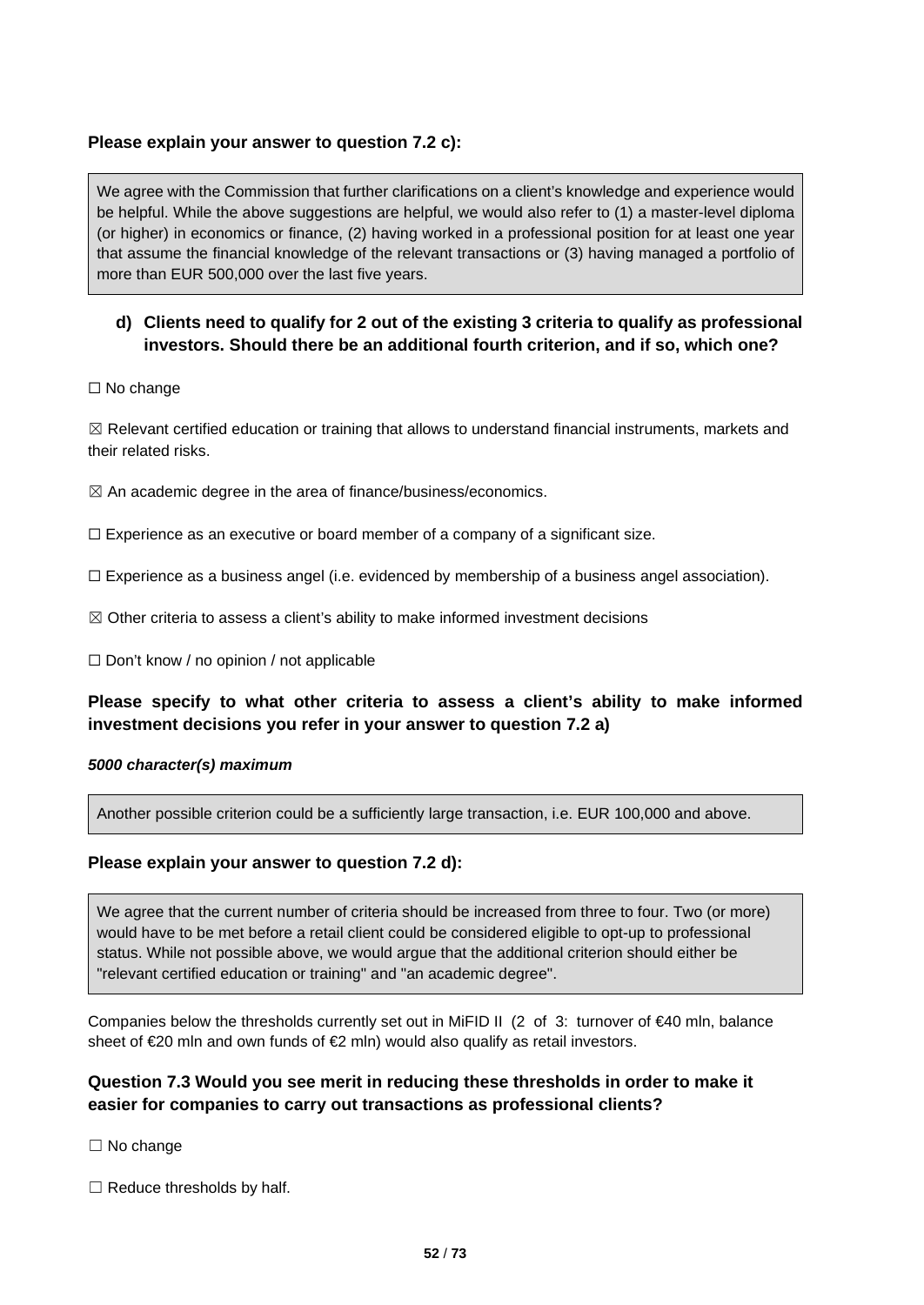**Please explain your answer to question 7.2 c):**

> We agree with the Commission that further clarifications on a client's knowledge and experience would be helpful. While the above suggestions are helpful, we would also refer to (1) a master-level diploma (or higher) in economics or finance, (2) having worked in a professional position for at least one year that assume the financial knowledge of the relevant transactions or (3) having managed a portfolio of more than EUR 500,000 over the last five years.

**d) Clients need to qualify for 2 out of the existing 3 criteria to qualify as professional investors. Should there be an additional fourth criterion, and if so, which one?**

☐ No change

☒ Relevant certified education or training that allows to understand financial instruments, markets and their related risks.

☒ An academic degree in the area of finance/business/economics.

☐ Experience as an executive or board member of a company of a significant size.

☐ Experience as a business angel (i.e. evidenced by membership of a business angel association).

☒ Other criteria to assess a client's ability to make informed investment decisions

☐ Don't know / no opinion / not applicable

**Please specify to what other criteria to assess a client's ability to make informed investment decisions you refer in your answer to question 7.2 a)**

***5000 character(s) maximum***

> Another possible criterion could be a sufficiently large transaction, i.e. EUR 100,000 and above.

**Please explain your answer to question 7.2 d):**

> We agree that the current number of criteria should be increased from three to four. Two (or more) would have to be met before a retail client could be considered eligible to opt-up to professional status. While not possible above, we would argue that the additional criterion should either be "relevant certified education or training" and "an academic degree".

Companies below the thresholds currently set out in MiFID II (2 of 3: turnover of €40 mln, balance sheet of €20 mln and own funds of €2 mln) would also qualify as retail investors.

**Question 7.3 Would you see merit in reducing these thresholds in order to make it easier for companies to carry out transactions as professional clients?**

☐ No change

☐ Reduce thresholds by half.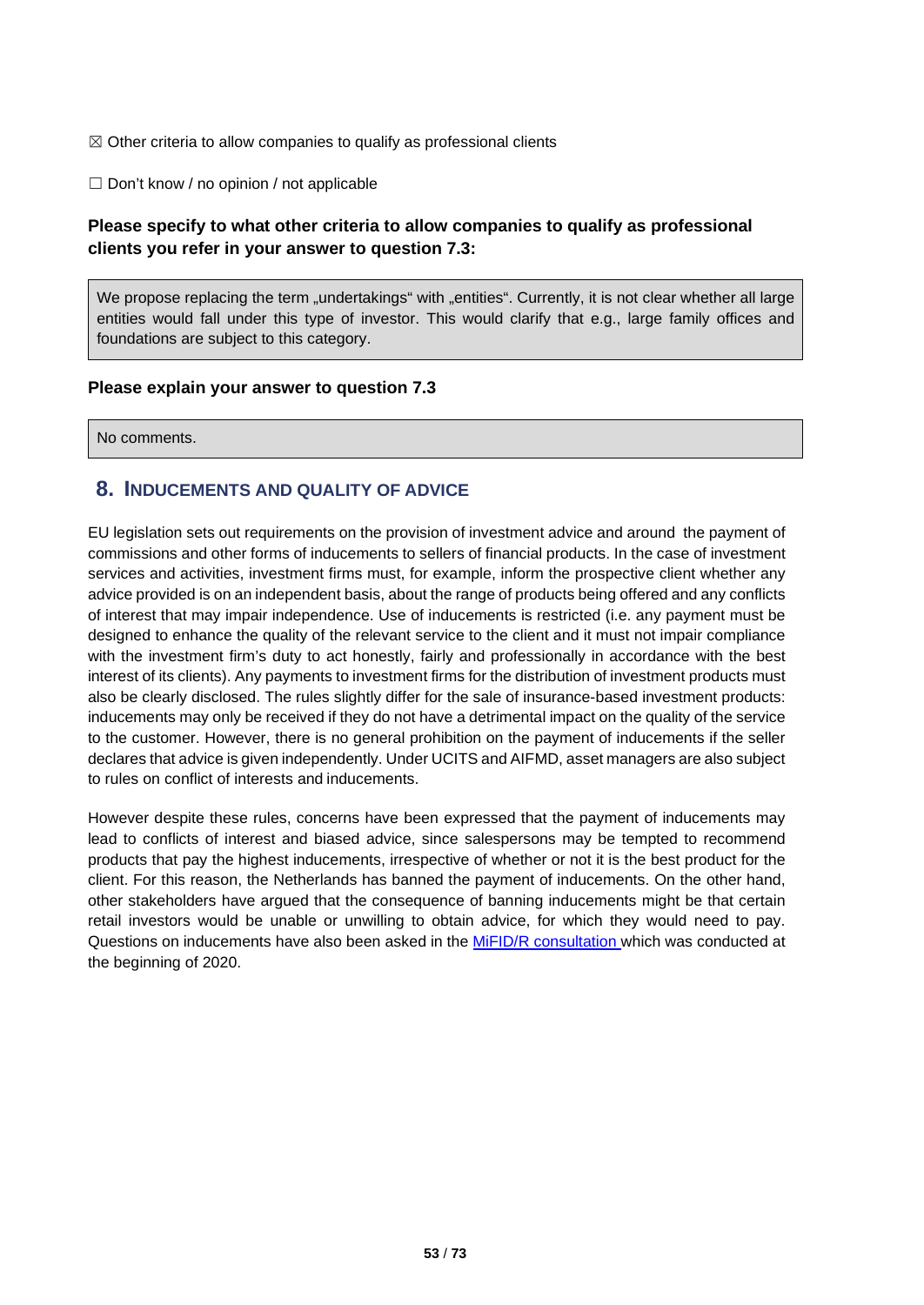☒ Other criteria to allow companies to qualify as professional clients

☐ Don't know / no opinion / not applicable

**Please specify to what other criteria to allow companies to qualify as professional clients you refer in your answer to question 7.3:**

We propose replacing the term „undertakings" with „entities". Currently, it is not clear whether all large entities would fall under this type of investor. This would clarify that e.g., large family offices and foundations are subject to this category.

**Please explain your answer to question 7.3**

No comments.

## 8. INDUCEMENTS AND QUALITY OF ADVICE

EU legislation sets out requirements on the provision of investment advice and around the payment of commissions and other forms of inducements to sellers of financial products. In the case of investment services and activities, investment firms must, for example, inform the prospective client whether any advice provided is on an independent basis, about the range of products being offered and any conflicts of interest that may impair independence. Use of inducements is restricted (i.e. any payment must be designed to enhance the quality of the relevant service to the client and it must not impair compliance with the investment firm's duty to act honestly, fairly and professionally in accordance with the best interest of its clients). Any payments to investment firms for the distribution of investment products must also be clearly disclosed. The rules slightly differ for the sale of insurance-based investment products: inducements may only be received if they do not have a detrimental impact on the quality of the service to the customer. However, there is no general prohibition on the payment of inducements if the seller declares that advice is given independently. Under UCITS and AIFMD, asset managers are also subject to rules on conflict of interests and inducements.

However despite these rules, concerns have been expressed that the payment of inducements may lead to conflicts of interest and biased advice, since salespersons may be tempted to recommend products that pay the highest inducements, irrespective of whether or not it is the best product for the client. For this reason, the Netherlands has banned the payment of inducements. On the other hand, other stakeholders have argued that the consequence of banning inducements might be that certain retail investors would be unable or unwilling to obtain advice, for which they would need to pay. Questions on inducements have also been asked in the MiFID/R consultation which was conducted at the beginning of 2020.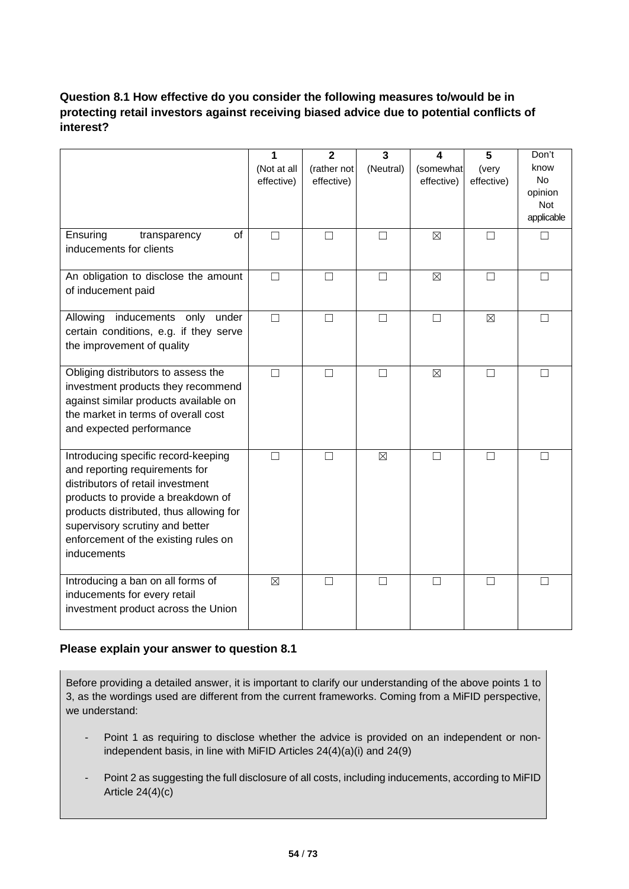**Question 8.1 How effective do you consider the following measures to/would be in protecting retail investors against receiving biased advice due to potential conflicts of interest?**

| | 1 (Not at all effective) | 2 (rather not effective) | 3 (Neutral) | 4 (somewhat effective) | 5 (very effective) | Don't know No opinion Not applicable |
|---|---|---|---|---|---|---|
| Ensuring transparency of inducements for clients | ☐ | ☐ | ☐ | ☒ | ☐ | ☐ |
| An obligation to disclose the amount of inducement paid | ☐ | ☐ | ☐ | ☒ | ☐ | ☐ |
| Allowing inducements only under certain conditions, e.g. if they serve the improvement of quality | ☐ | ☐ | ☐ | ☐ | ☒ | ☐ |
| Obliging distributors to assess the investment products they recommend against similar products available on the market in terms of overall cost and expected performance | ☐ | ☐ | ☐ | ☒ | ☐ | ☐ |
| Introducing specific record-keeping and reporting requirements for distributors of retail investment products to provide a breakdown of products distributed, thus allowing for supervisory scrutiny and better enforcement of the existing rules on inducements | ☐ | ☐ | ☒ | ☐ | ☐ | ☐ |
| Introducing a ban on all forms of inducements for every retail investment product across the Union | ☒ | ☐ | ☐ | ☐ | ☐ | ☐ |

**Please explain your answer to question 8.1**

Before providing a detailed answer, it is important to clarify our understanding of the above points 1 to 3, as the wordings used are different from the current frameworks. Coming from a MiFID perspective, we understand:

- Point 1 as requiring to disclose whether the advice is provided on an independent or non-independent basis, in line with MiFID Articles 24(4)(a)(i) and 24(9)
- Point 2 as suggesting the full disclosure of all costs, including inducements, according to MiFID Article 24(4)(c)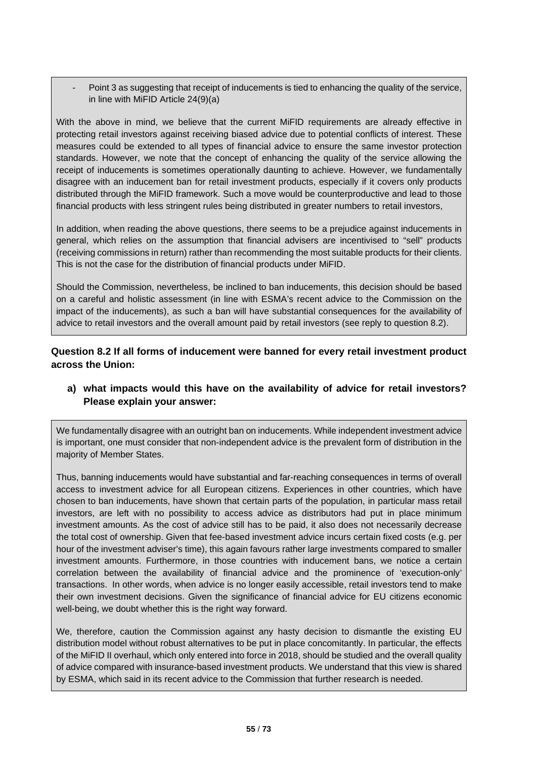- Point 3 as suggesting that receipt of inducements is tied to enhancing the quality of the service, in line with MiFID Article 24(9)(a)

With the above in mind, we believe that the current MiFID requirements are already effective in protecting retail investors against receiving biased advice due to potential conflicts of interest. These measures could be extended to all types of financial advice to ensure the same investor protection standards. However, we note that the concept of enhancing the quality of the service allowing the receipt of inducements is sometimes operationally daunting to achieve. However, we fundamentally disagree with an inducement ban for retail investment products, especially if it covers only products distributed through the MiFID framework. Such a move would be counterproductive and lead to those financial products with less stringent rules being distributed in greater numbers to retail investors,

In addition, when reading the above questions, there seems to be a prejudice against inducements in general, which relies on the assumption that financial advisers are incentivised to "sell" products (receiving commissions in return) rather than recommending the most suitable products for their clients. This is not the case for the distribution of financial products under MiFID.

Should the Commission, nevertheless, be inclined to ban inducements, this decision should be based on a careful and holistic assessment (in line with ESMA's recent advice to the Commission on the impact of the inducements), as such a ban will have substantial consequences for the availability of advice to retail investors and the overall amount paid by retail investors (see reply to question 8.2).

**Question 8.2 If all forms of inducement were banned for every retail investment product across the Union:**

**a) what impacts would this have on the availability of advice for retail investors? Please explain your answer:**

We fundamentally disagree with an outright ban on inducements. While independent investment advice is important, one must consider that non-independent advice is the prevalent form of distribution in the majority of Member States.

Thus, banning inducements would have substantial and far-reaching consequences in terms of overall access to investment advice for all European citizens. Experiences in other countries, which have chosen to ban inducements, have shown that certain parts of the population, in particular mass retail investors, are left with no possibility to access advice as distributors had put in place minimum investment amounts. As the cost of advice still has to be paid, it also does not necessarily decrease the total cost of ownership. Given that fee-based investment advice incurs certain fixed costs (e.g. per hour of the investment adviser's time), this again favours rather large investments compared to smaller investment amounts. Furthermore, in those countries with inducement bans, we notice a certain correlation between the availability of financial advice and the prominence of 'execution-only' transactions. In other words, when advice is no longer easily accessible, retail investors tend to make their own investment decisions. Given the significance of financial advice for EU citizens economic well-being, we doubt whether this is the right way forward.

We, therefore, caution the Commission against any hasty decision to dismantle the existing EU distribution model without robust alternatives to be put in place concomitantly. In particular, the effects of the MiFID II overhaul, which only entered into force in 2018, should be studied and the overall quality of advice compared with insurance-based investment products. We understand that this view is shared by ESMA, which said in its recent advice to the Commission that further research is needed.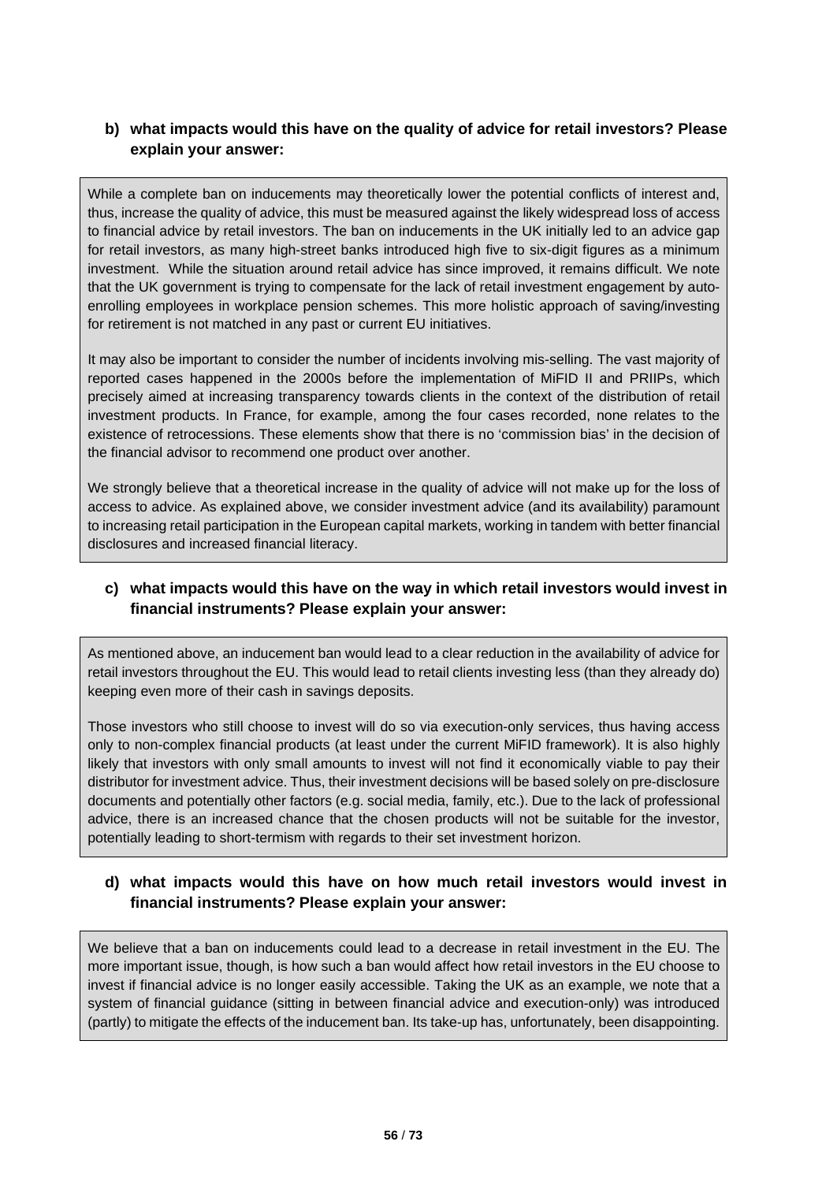**b) what impacts would this have on the quality of advice for retail investors? Please explain your answer:**

While a complete ban on inducements may theoretically lower the potential conflicts of interest and, thus, increase the quality of advice, this must be measured against the likely widespread loss of access to financial advice by retail investors. The ban on inducements in the UK initially led to an advice gap for retail investors, as many high-street banks introduced high five to six-digit figures as a minimum investment. While the situation around retail advice has since improved, it remains difficult. We note that the UK government is trying to compensate for the lack of retail investment engagement by auto-enrolling employees in workplace pension schemes. This more holistic approach of saving/investing for retirement is not matched in any past or current EU initiatives.

It may also be important to consider the number of incidents involving mis-selling. The vast majority of reported cases happened in the 2000s before the implementation of MiFID II and PRIIPs, which precisely aimed at increasing transparency towards clients in the context of the distribution of retail investment products. In France, for example, among the four cases recorded, none relates to the existence of retrocessions. These elements show that there is no 'commission bias' in the decision of the financial advisor to recommend one product over another.

We strongly believe that a theoretical increase in the quality of advice will not make up for the loss of access to advice. As explained above, we consider investment advice (and its availability) paramount to increasing retail participation in the European capital markets, working in tandem with better financial disclosures and increased financial literacy.

**c) what impacts would this have on the way in which retail investors would invest in financial instruments? Please explain your answer:**

As mentioned above, an inducement ban would lead to a clear reduction in the availability of advice for retail investors throughout the EU. This would lead to retail clients investing less (than they already do) keeping even more of their cash in savings deposits.

Those investors who still choose to invest will do so via execution-only services, thus having access only to non-complex financial products (at least under the current MiFID framework). It is also highly likely that investors with only small amounts to invest will not find it economically viable to pay their distributor for investment advice. Thus, their investment decisions will be based solely on pre-disclosure documents and potentially other factors (e.g. social media, family, etc.). Due to the lack of professional advice, there is an increased chance that the chosen products will not be suitable for the investor, potentially leading to short-termism with regards to their set investment horizon.

**d) what impacts would this have on how much retail investors would invest in financial instruments? Please explain your answer:**

We believe that a ban on inducements could lead to a decrease in retail investment in the EU. The more important issue, though, is how such a ban would affect how retail investors in the EU choose to invest if financial advice is no longer easily accessible. Taking the UK as an example, we note that a system of financial guidance (sitting in between financial advice and execution-only) was introduced (partly) to mitigate the effects of the inducement ban. Its take-up has, unfortunately, been disappointing.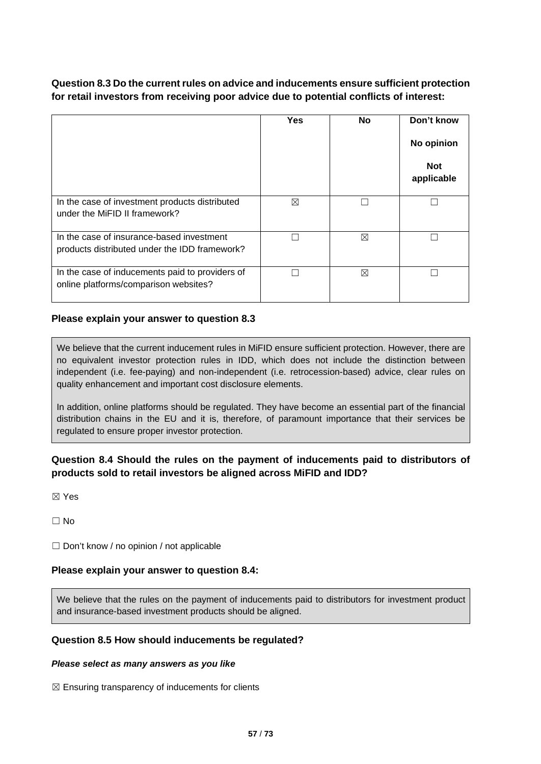**Question 8.3 Do the current rules on advice and inducements ensure sufficient protection for retail investors from receiving poor advice due to potential conflicts of interest:**

| | Yes | No | Don't know<br>No opinion<br>Not applicable |
|---|---|---|---|
| In the case of investment products distributed under the MiFID II framework? | ☒ | ☐ | ☐ |
| In the case of insurance-based investment products distributed under the IDD framework? | ☐ | ☒ | ☐ |
| In the case of inducements paid to providers of online platforms/comparison websites? | ☐ | ☒ | ☐ |

**Please explain your answer to question 8.3**

We believe that the current inducement rules in MiFID ensure sufficient protection. However, there are no equivalent investor protection rules in IDD, which does not include the distinction between independent (i.e. fee-paying) and non-independent (i.e. retrocession-based) advice, clear rules on quality enhancement and important cost disclosure elements.

In addition, online platforms should be regulated. They have become an essential part of the financial distribution chains in the EU and it is, therefore, of paramount importance that their services be regulated to ensure proper investor protection.

**Question 8.4 Should the rules on the payment of inducements paid to distributors of products sold to retail investors be aligned across MiFID and IDD?**

☒ Yes

☐ No

☐ Don't know / no opinion / not applicable

**Please explain your answer to question 8.4:**

We believe that the rules on the payment of inducements paid to distributors for investment product and insurance-based investment products should be aligned.

**Question 8.5 How should inducements be regulated?**

***Please select as many answers as you like***

☒ Ensuring transparency of inducements for clients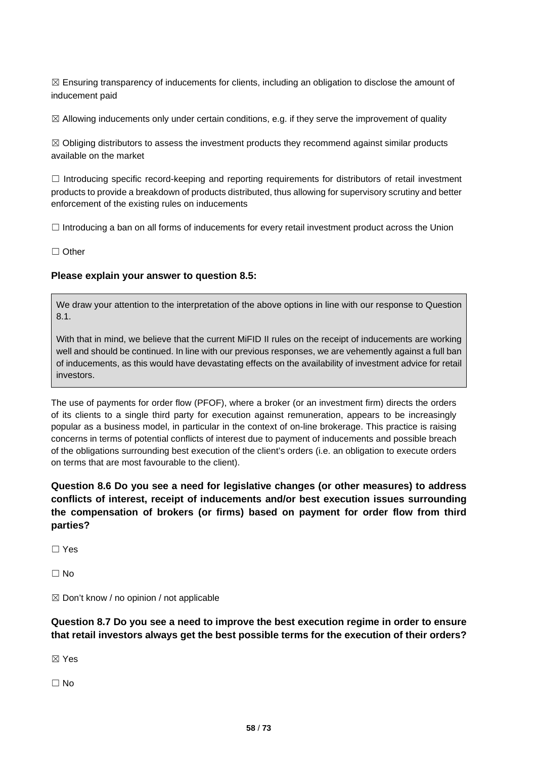☒ Ensuring transparency of inducements for clients, including an obligation to disclose the amount of inducement paid

☒ Allowing inducements only under certain conditions, e.g. if they serve the improvement of quality

☒ Obliging distributors to assess the investment products they recommend against similar products available on the market

☐ Introducing specific record-keeping and reporting requirements for distributors of retail investment products to provide a breakdown of products distributed, thus allowing for supervisory scrutiny and better enforcement of the existing rules on inducements

☐ Introducing a ban on all forms of inducements for every retail investment product across the Union

☐ Other

**Please explain your answer to question 8.5:**

> We draw your attention to the interpretation of the above options in line with our response to Question 8.1.
>
> With that in mind, we believe that the current MiFID II rules on the receipt of inducements are working well and should be continued. In line with our previous responses, we are vehemently against a full ban of inducements, as this would have devastating effects on the availability of investment advice for retail investors.

The use of payments for order flow (PFOF), where a broker (or an investment firm) directs the orders of its clients to a single third party for execution against remuneration, appears to be increasingly popular as a business model, in particular in the context of on-line brokerage. This practice is raising concerns in terms of potential conflicts of interest due to payment of inducements and possible breach of the obligations surrounding best execution of the client's orders (i.e. an obligation to execute orders on terms that are most favourable to the client).

**Question 8.6 Do you see a need for legislative changes (or other measures) to address conflicts of interest, receipt of inducements and/or best execution issues surrounding the compensation of brokers (or firms) based on payment for order flow from third parties?**

☐ Yes

☐ No

☒ Don't know / no opinion / not applicable

**Question 8.7 Do you see a need to improve the best execution regime in order to ensure that retail investors always get the best possible terms for the execution of their orders?**

☒ Yes

☐ No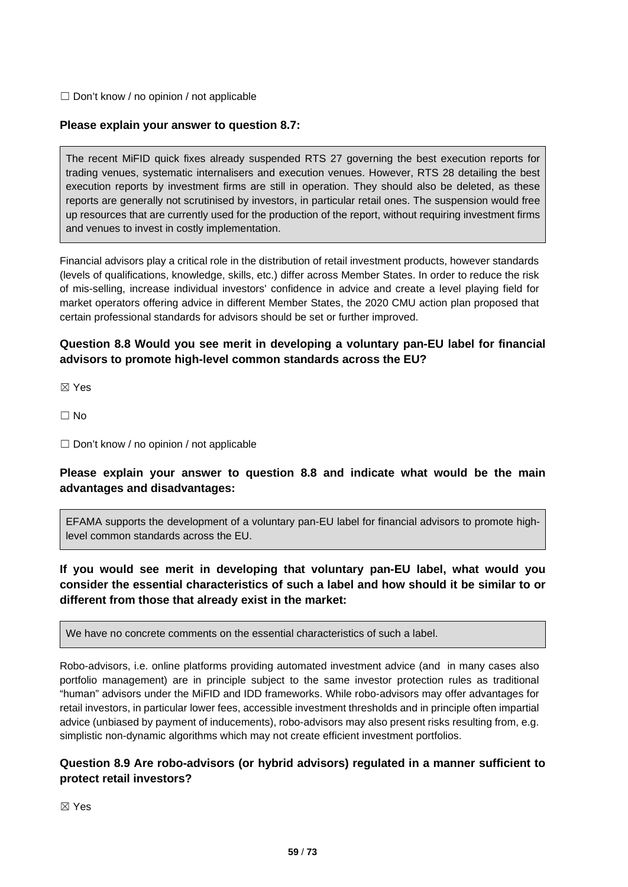☐ Don't know / no opinion / not applicable

**Please explain your answer to question 8.7:**

> The recent MiFID quick fixes already suspended RTS 27 governing the best execution reports for trading venues, systematic internalisers and execution venues. However, RTS 28 detailing the best execution reports by investment firms are still in operation. They should also be deleted, as these reports are generally not scrutinised by investors, in particular retail ones. The suspension would free up resources that are currently used for the production of the report, without requiring investment firms and venues to invest in costly implementation.

Financial advisors play a critical role in the distribution of retail investment products, however standards (levels of qualifications, knowledge, skills, etc.) differ across Member States. In order to reduce the risk of mis-selling, increase individual investors' confidence in advice and create a level playing field for market operators offering advice in different Member States, the 2020 CMU action plan proposed that certain professional standards for advisors should be set or further improved.

**Question 8.8 Would you see merit in developing a voluntary pan-EU label for financial advisors to promote high-level common standards across the EU?**

☒ Yes

☐ No

☐ Don't know / no opinion / not applicable

**Please explain your answer to question 8.8 and indicate what would be the main advantages and disadvantages:**

> EFAMA supports the development of a voluntary pan-EU label for financial advisors to promote high-level common standards across the EU.

**If you would see merit in developing that voluntary pan-EU label, what would you consider the essential characteristics of such a label and how should it be similar to or different from those that already exist in the market:**

> We have no concrete comments on the essential characteristics of such a label.

Robo-advisors, i.e. online platforms providing automated investment advice (and in many cases also portfolio management) are in principle subject to the same investor protection rules as traditional "human" advisors under the MiFID and IDD frameworks. While robo-advisors may offer advantages for retail investors, in particular lower fees, accessible investment thresholds and in principle often impartial advice (unbiased by payment of inducements), robo-advisors may also present risks resulting from, e.g. simplistic non-dynamic algorithms which may not create efficient investment portfolios.

**Question 8.9 Are robo-advisors (or hybrid advisors) regulated in a manner sufficient to protect retail investors?**

☒ Yes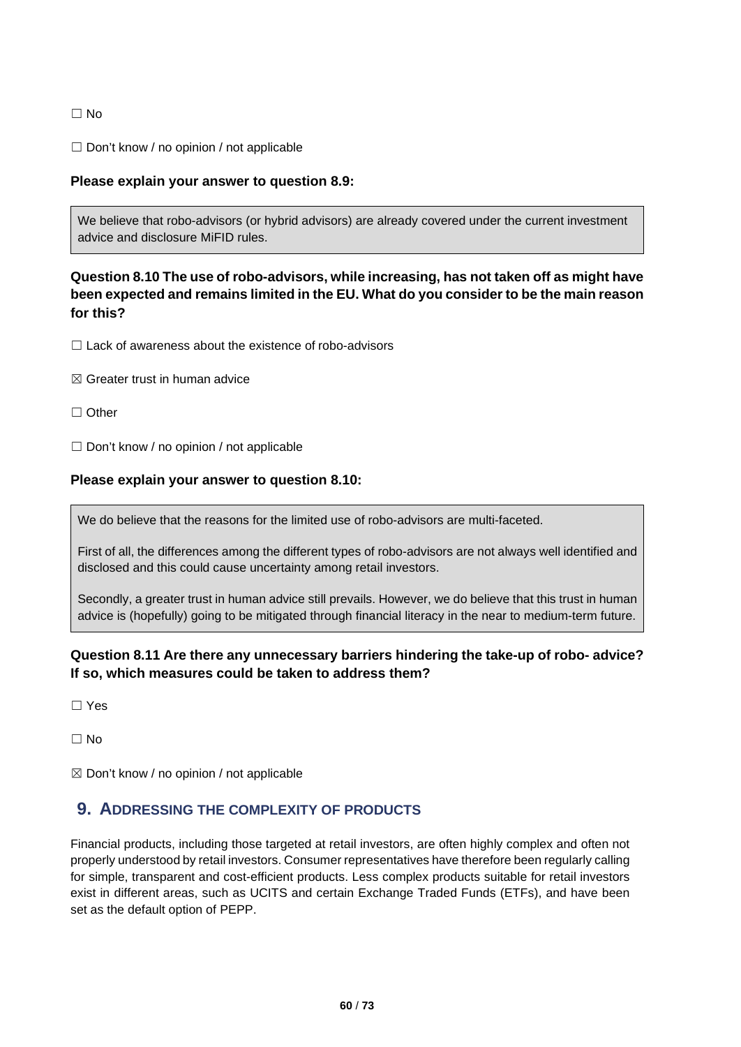☐ No

☐ Don't know / no opinion / not applicable

**Please explain your answer to question 8.9:**

> We believe that robo-advisors (or hybrid advisors) are already covered under the current investment advice and disclosure MiFID rules.

**Question 8.10 The use of robo-advisors, while increasing, has not taken off as might have been expected and remains limited in the EU. What do you consider to be the main reason for this?**

☐ Lack of awareness about the existence of robo-advisors

☒ Greater trust in human advice

☐ Other

☐ Don't know / no opinion / not applicable

**Please explain your answer to question 8.10:**

> We do believe that the reasons for the limited use of robo-advisors are multi-faceted.
>
> First of all, the differences among the different types of robo-advisors are not always well identified and disclosed and this could cause uncertainty among retail investors.
>
> Secondly, a greater trust in human advice still prevails. However, we do believe that this trust in human advice is (hopefully) going to be mitigated through financial literacy in the near to medium-term future.

**Question 8.11 Are there any unnecessary barriers hindering the take-up of robo- advice? If so, which measures could be taken to address them?**

☐ Yes

☐ No

☒ Don't know / no opinion / not applicable

## 9. ADDRESSING THE COMPLEXITY OF PRODUCTS

Financial products, including those targeted at retail investors, are often highly complex and often not properly understood by retail investors. Consumer representatives have therefore been regularly calling for simple, transparent and cost-efficient products. Less complex products suitable for retail investors exist in different areas, such as UCITS and certain Exchange Traded Funds (ETFs), and have been set as the default option of PEPP.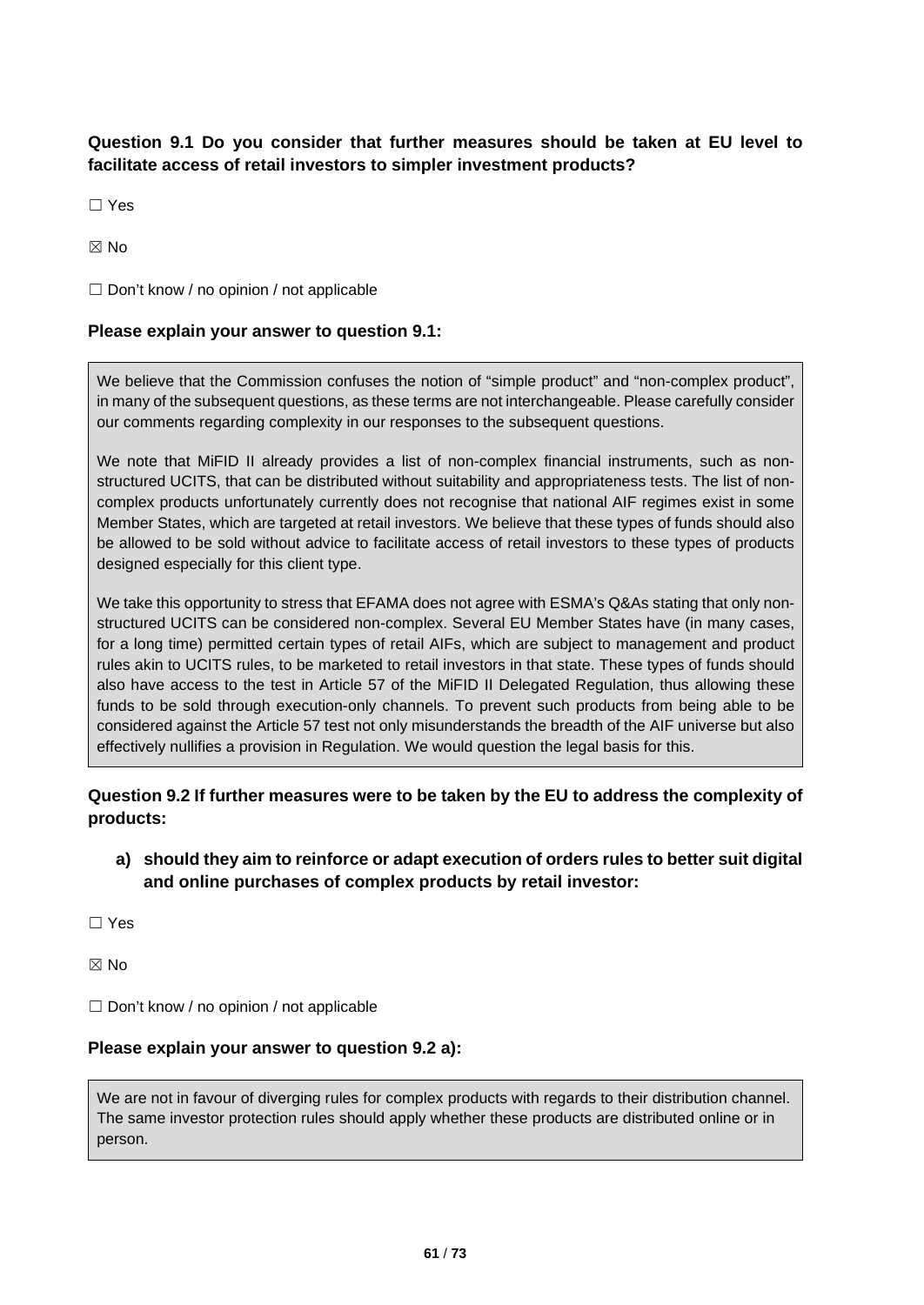**Question 9.1 Do you consider that further measures should be taken at EU level to facilitate access of retail investors to simpler investment products?**

☐ Yes

☒ No

☐ Don't know / no opinion / not applicable

**Please explain your answer to question 9.1:**

We believe that the Commission confuses the notion of "simple product" and "non-complex product", in many of the subsequent questions, as these terms are not interchangeable. Please carefully consider our comments regarding complexity in our responses to the subsequent questions.

We note that MiFID II already provides a list of non-complex financial instruments, such as non-structured UCITS, that can be distributed without suitability and appropriateness tests. The list of non-complex products unfortunately currently does not recognise that national AIF regimes exist in some Member States, which are targeted at retail investors. We believe that these types of funds should also be allowed to be sold without advice to facilitate access of retail investors to these types of products designed especially for this client type.

We take this opportunity to stress that EFAMA does not agree with ESMA's Q&As stating that only non-structured UCITS can be considered non-complex. Several EU Member States have (in many cases, for a long time) permitted certain types of retail AIFs, which are subject to management and product rules akin to UCITS rules, to be marketed to retail investors in that state. These types of funds should also have access to the test in Article 57 of the MiFID II Delegated Regulation, thus allowing these funds to be sold through execution-only channels. To prevent such products from being able to be considered against the Article 57 test not only misunderstands the breadth of the AIF universe but also effectively nullifies a provision in Regulation. We would question the legal basis for this.

**Question 9.2 If further measures were to be taken by the EU to address the complexity of products:**

**a) should they aim to reinforce or adapt execution of orders rules to better suit digital and online purchases of complex products by retail investor:**

☐ Yes

☒ No

☐ Don't know / no opinion / not applicable

**Please explain your answer to question 9.2 a):**

We are not in favour of diverging rules for complex products with regards to their distribution channel. The same investor protection rules should apply whether these products are distributed online or in person.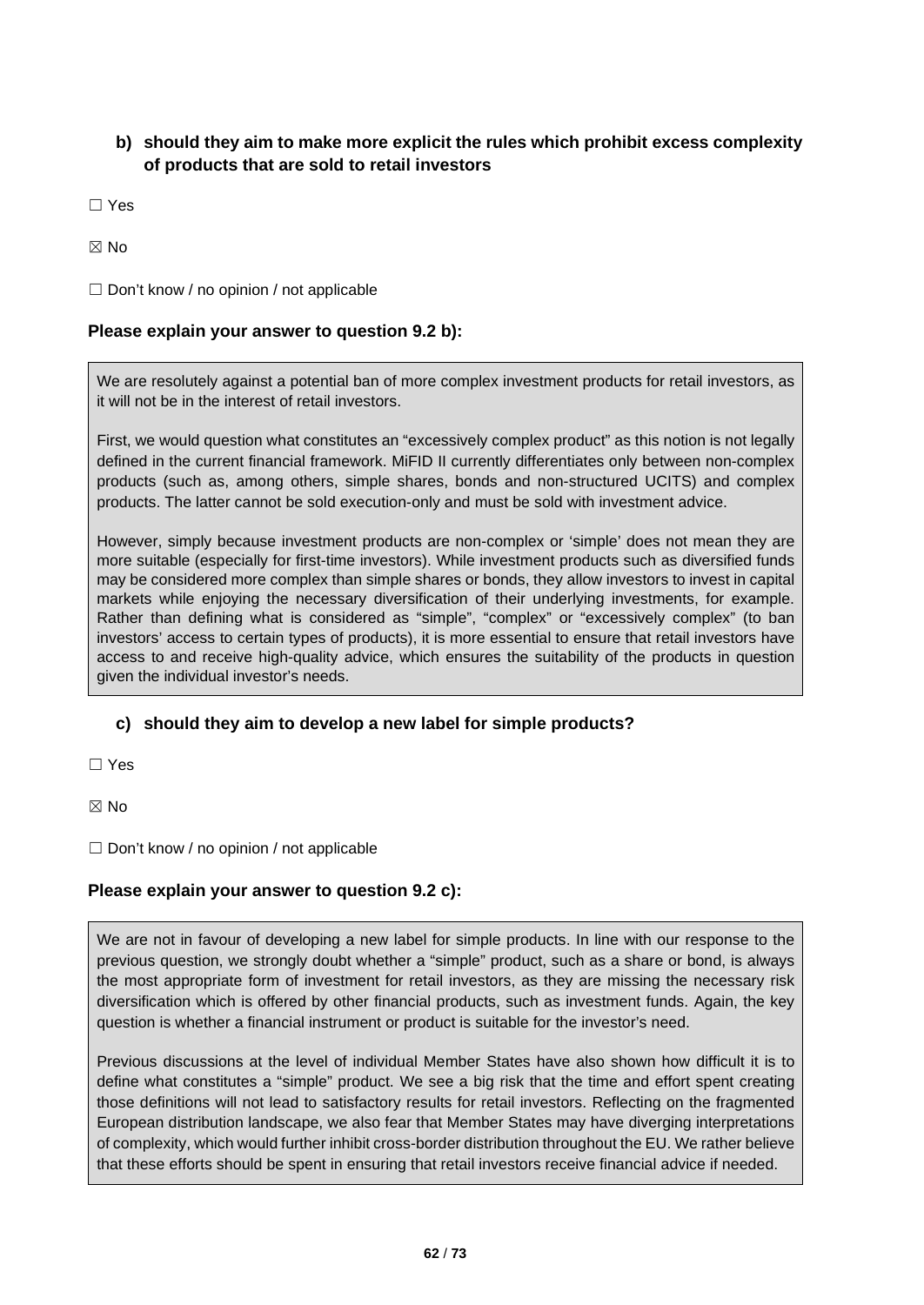**b) should they aim to make more explicit the rules which prohibit excess complexity of products that are sold to retail investors**

☐ Yes

☒ No

☐ Don't know / no opinion / not applicable

**Please explain your answer to question 9.2 b):**

We are resolutely against a potential ban of more complex investment products for retail investors, as it will not be in the interest of retail investors.

First, we would question what constitutes an "excessively complex product" as this notion is not legally defined in the current financial framework. MiFID II currently differentiates only between non-complex products (such as, among others, simple shares, bonds and non-structured UCITS) and complex products. The latter cannot be sold execution-only and must be sold with investment advice.

However, simply because investment products are non-complex or 'simple' does not mean they are more suitable (especially for first-time investors). While investment products such as diversified funds may be considered more complex than simple shares or bonds, they allow investors to invest in capital markets while enjoying the necessary diversification of their underlying investments, for example. Rather than defining what is considered as "simple", "complex" or "excessively complex" (to ban investors' access to certain types of products), it is more essential to ensure that retail investors have access to and receive high-quality advice, which ensures the suitability of the products in question given the individual investor's needs.

**c) should they aim to develop a new label for simple products?**

☐ Yes

☒ No

☐ Don't know / no opinion / not applicable

**Please explain your answer to question 9.2 c):**

We are not in favour of developing a new label for simple products. In line with our response to the previous question, we strongly doubt whether a "simple" product, such as a share or bond, is always the most appropriate form of investment for retail investors, as they are missing the necessary risk diversification which is offered by other financial products, such as investment funds. Again, the key question is whether a financial instrument or product is suitable for the investor's need.

Previous discussions at the level of individual Member States have also shown how difficult it is to define what constitutes a "simple" product. We see a big risk that the time and effort spent creating those definitions will not lead to satisfactory results for retail investors. Reflecting on the fragmented European distribution landscape, we also fear that Member States may have diverging interpretations of complexity, which would further inhibit cross-border distribution throughout the EU. We rather believe that these efforts should be spent in ensuring that retail investors receive financial advice if needed.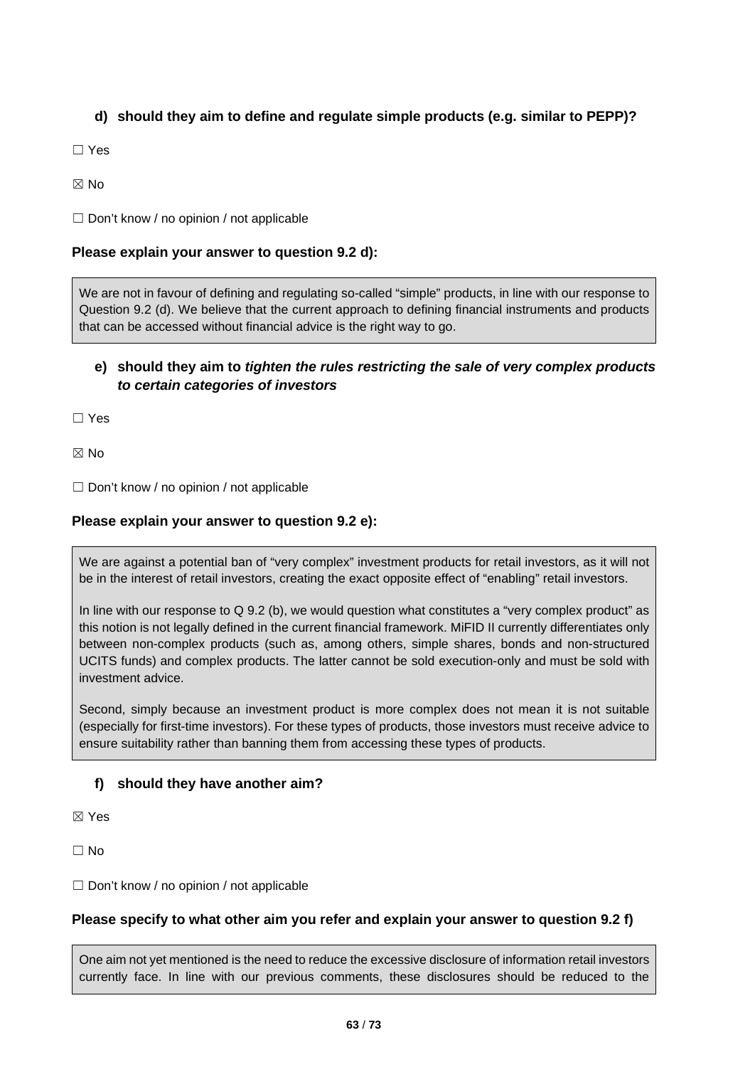### d) should they aim to define and regulate simple products (e.g. similar to PEPP)?

☐ Yes

☒ No

☐ Don't know / no opinion / not applicable

**Please explain your answer to question 9.2 d):**

We are not in favour of defining and regulating so-called "simple" products, in line with our response to Question 9.2 (d). We believe that the current approach to defining financial instruments and products that can be accessed without financial advice is the right way to go.

### e) should they aim to *tighten the rules restricting the sale of very complex products to certain categories of investors*

☐ Yes

☒ No

☐ Don't know / no opinion / not applicable

**Please explain your answer to question 9.2 e):**

We are against a potential ban of "very complex" investment products for retail investors, as it will not be in the interest of retail investors, creating the exact opposite effect of "enabling" retail investors.

In line with our response to Q 9.2 (b), we would question what constitutes a "very complex product" as this notion is not legally defined in the current financial framework. MiFID II currently differentiates only between non-complex products (such as, among others, simple shares, bonds and non-structured UCITS funds) and complex products. The latter cannot be sold execution-only and must be sold with investment advice.

Second, simply because an investment product is more complex does not mean it is not suitable (especially for first-time investors). For these types of products, those investors must receive advice to ensure suitability rather than banning them from accessing these types of products.

### f) should they have another aim?

☒ Yes

☐ No

☐ Don't know / no opinion / not applicable

**Please specify to what other aim you refer and explain your answer to question 9.2 f)**

One aim not yet mentioned is the need to reduce the excessive disclosure of information retail investors currently face. In line with our previous comments, these disclosures should be reduced to the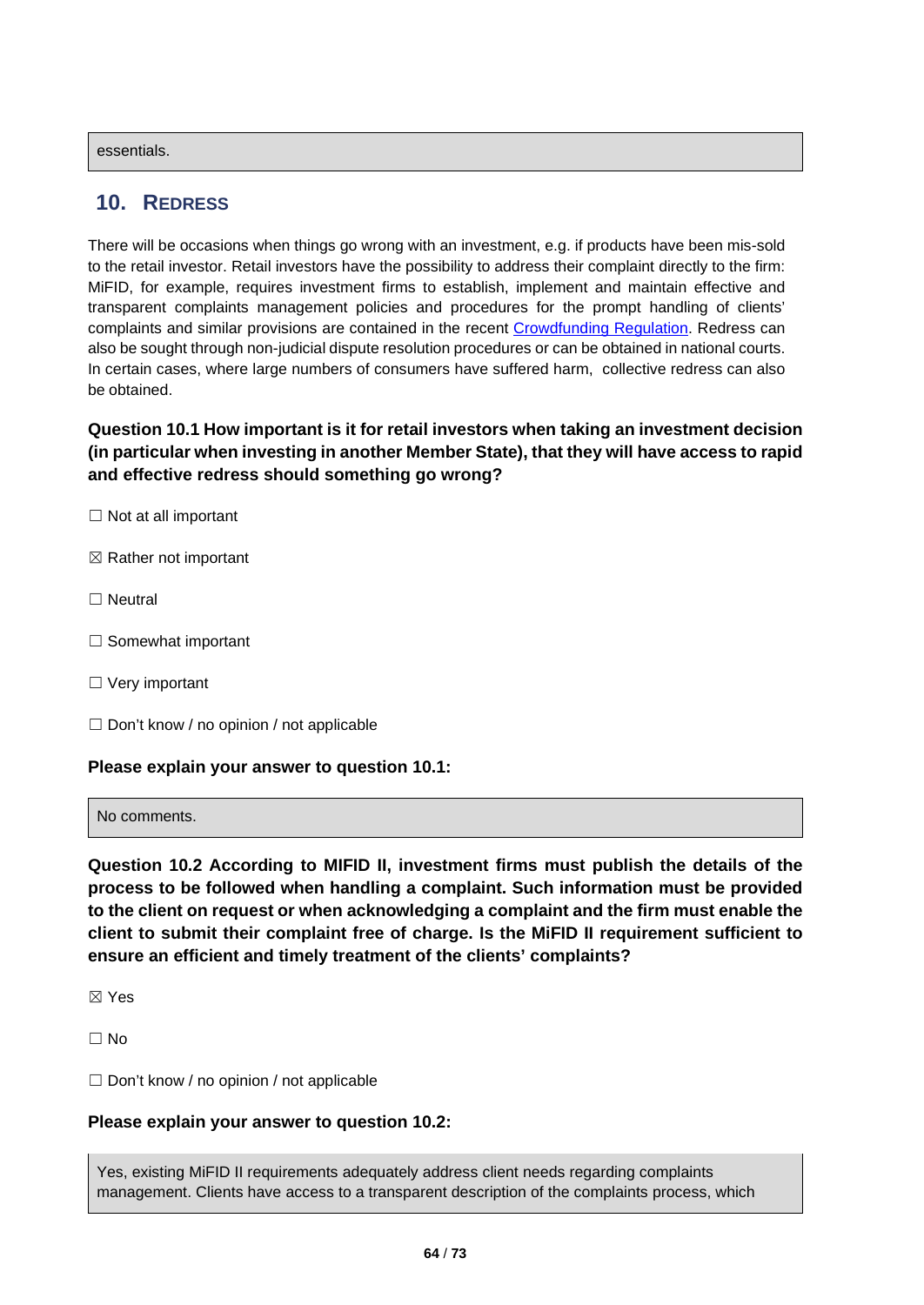essentials.

## 10. Redress

There will be occasions when things go wrong with an investment, e.g. if products have been mis-sold to the retail investor. Retail investors have the possibility to address their complaint directly to the firm: MiFID, for example, requires investment firms to establish, implement and maintain effective and transparent complaints management policies and procedures for the prompt handling of clients' complaints and similar provisions are contained in the recent Crowdfunding Regulation. Redress can also be sought through non-judicial dispute resolution procedures or can be obtained in national courts. In certain cases, where large numbers of consumers have suffered harm, collective redress can also be obtained.

**Question 10.1 How important is it for retail investors when taking an investment decision (in particular when investing in another Member State), that they will have access to rapid and effective redress should something go wrong?**

☐ Not at all important

☒ Rather not important

☐ Neutral

☐ Somewhat important

☐ Very important

☐ Don't know / no opinion / not applicable

**Please explain your answer to question 10.1:**

No comments.

**Question 10.2 According to MIFID II, investment firms must publish the details of the process to be followed when handling a complaint. Such information must be provided to the client on request or when acknowledging a complaint and the firm must enable the client to submit their complaint free of charge. Is the MiFID II requirement sufficient to ensure an efficient and timely treatment of the clients' complaints?**

☒ Yes

☐ No

☐ Don't know / no opinion / not applicable

**Please explain your answer to question 10.2:**

Yes, existing MiFID II requirements adequately address client needs regarding complaints management. Clients have access to a transparent description of the complaints process, which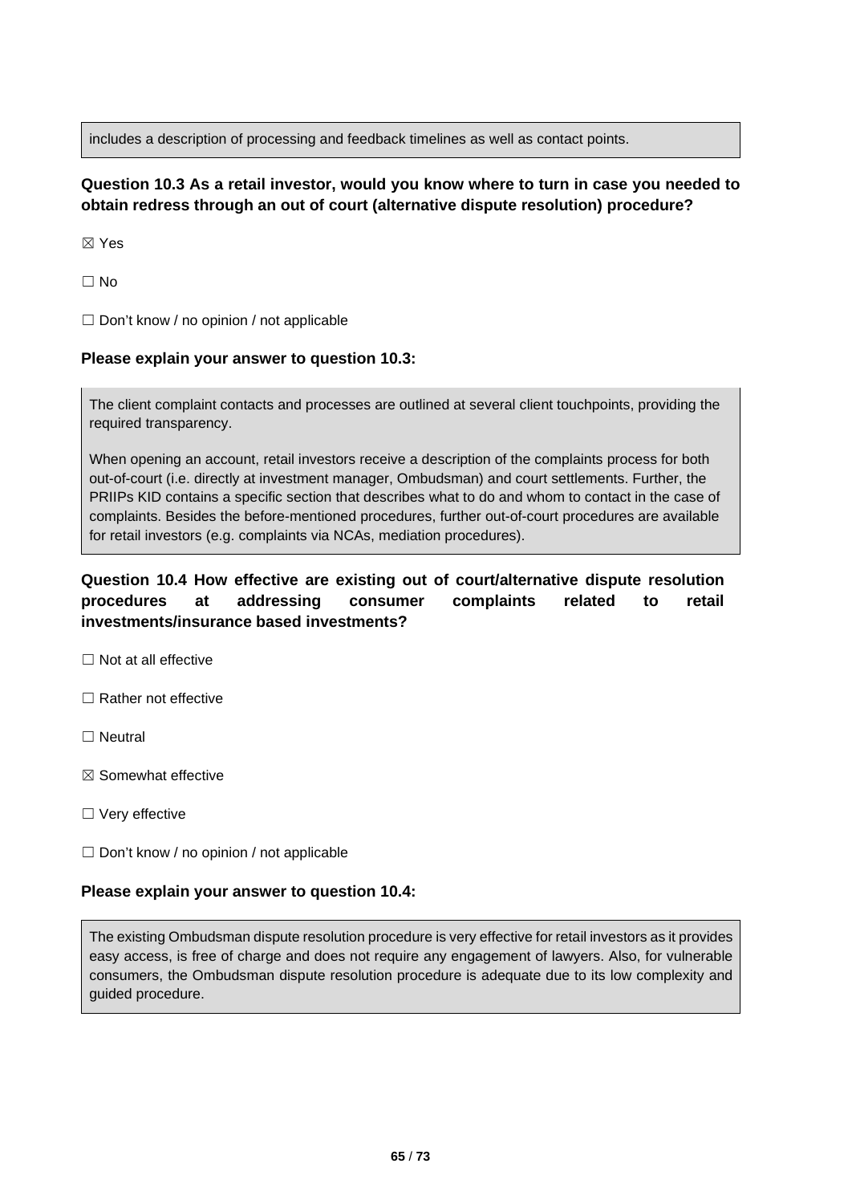includes a description of processing and feedback timelines as well as contact points.

**Question 10.3 As a retail investor, would you know where to turn in case you needed to obtain redress through an out of court (alternative dispute resolution) procedure?**

☒ Yes

☐ No

☐ Don't know / no opinion / not applicable

**Please explain your answer to question 10.3:**

The client complaint contacts and processes are outlined at several client touchpoints, providing the required transparency.

When opening an account, retail investors receive a description of the complaints process for both out-of-court (i.e. directly at investment manager, Ombudsman) and court settlements. Further, the PRIIPs KID contains a specific section that describes what to do and whom to contact in the case of complaints. Besides the before-mentioned procedures, further out-of-court procedures are available for retail investors (e.g. complaints via NCAs, mediation procedures).

**Question 10.4 How effective are existing out of court/alternative dispute resolution procedures at addressing consumer complaints related to retail investments/insurance based investments?**

☐ Not at all effective

☐ Rather not effective

☐ Neutral

☒ Somewhat effective

☐ Very effective

☐ Don't know / no opinion / not applicable

**Please explain your answer to question 10.4:**

The existing Ombudsman dispute resolution procedure is very effective for retail investors as it provides easy access, is free of charge and does not require any engagement of lawyers. Also, for vulnerable consumers, the Ombudsman dispute resolution procedure is adequate due to its low complexity and guided procedure.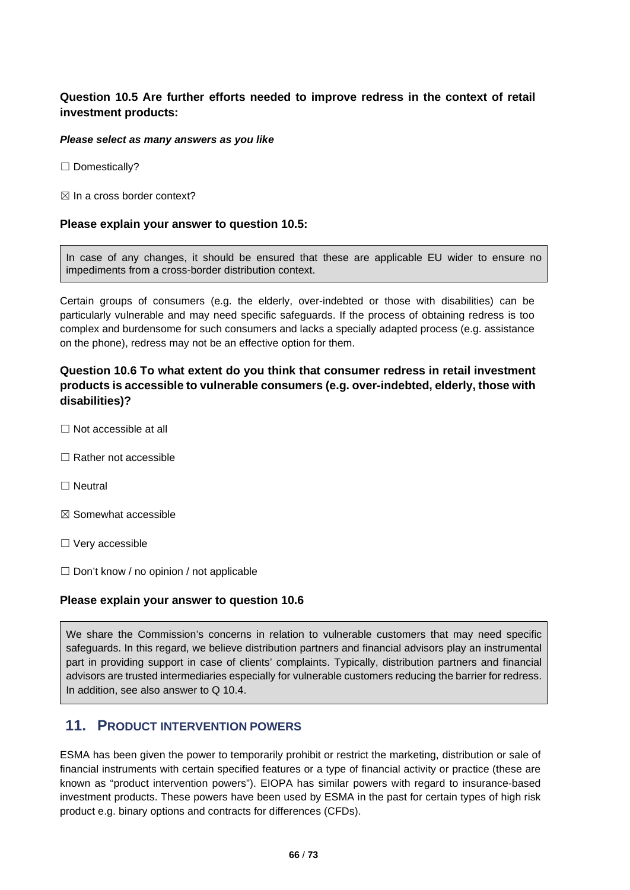### Question 10.5 Are further efforts needed to improve redress in the context of retail investment products:

***Please select as many answers as you like***

☐ Domestically?

☒ In a cross border context?

### Please explain your answer to question 10.5:

> In case of any changes, it should be ensured that these are applicable EU wider to ensure no impediments from a cross-border distribution context.

Certain groups of consumers (e.g. the elderly, over-indebted or those with disabilities) can be particularly vulnerable and may need specific safeguards. If the process of obtaining redress is too complex and burdensome for such consumers and lacks a specially adapted process (e.g. assistance on the phone), redress may not be an effective option for them.

### Question 10.6 To what extent do you think that consumer redress in retail investment products is accessible to vulnerable consumers (e.g. over-indebted, elderly, those with disabilities)?

☐ Not accessible at all

☐ Rather not accessible

☐ Neutral

☒ Somewhat accessible

☐ Very accessible

☐ Don't know / no opinion / not applicable

### Please explain your answer to question 10.6

> We share the Commission's concerns in relation to vulnerable customers that may need specific safeguards. In this regard, we believe distribution partners and financial advisors play an instrumental part in providing support in case of clients' complaints. Typically, distribution partners and financial advisors are trusted intermediaries especially for vulnerable customers reducing the barrier for redress. In addition, see also answer to Q 10.4.

## 11. Product Intervention Powers

ESMA has been given the power to temporarily prohibit or restrict the marketing, distribution or sale of financial instruments with certain specified features or a type of financial activity or practice (these are known as "product intervention powers"). EIOPA has similar powers with regard to insurance-based investment products. These powers have been used by ESMA in the past for certain types of high risk product e.g. binary options and contracts for differences (CFDs).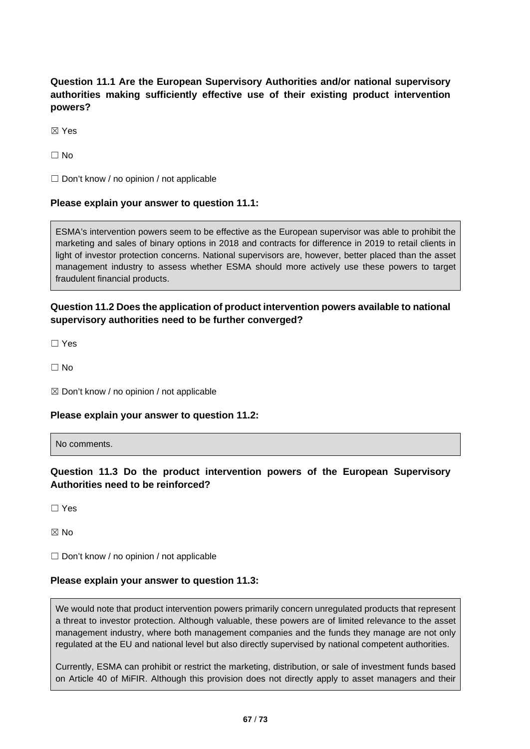**Question 11.1 Are the European Supervisory Authorities and/or national supervisory authorities making sufficiently effective use of their existing product intervention powers?**

☒ Yes

☐ No

☐ Don't know / no opinion / not applicable

**Please explain your answer to question 11.1:**

ESMA's intervention powers seem to be effective as the European supervisor was able to prohibit the marketing and sales of binary options in 2018 and contracts for difference in 2019 to retail clients in light of investor protection concerns. National supervisors are, however, better placed than the asset management industry to assess whether ESMA should more actively use these powers to target fraudulent financial products.

**Question 11.2 Does the application of product intervention powers available to national supervisory authorities need to be further converged?**

☐ Yes

☐ No

☒ Don't know / no opinion / not applicable

**Please explain your answer to question 11.2:**

No comments.

**Question 11.3 Do the product intervention powers of the European Supervisory Authorities need to be reinforced?**

☐ Yes

☒ No

☐ Don't know / no opinion / not applicable

**Please explain your answer to question 11.3:**

We would note that product intervention powers primarily concern unregulated products that represent a threat to investor protection. Although valuable, these powers are of limited relevance to the asset management industry, where both management companies and the funds they manage are not only regulated at the EU and national level but also directly supervised by national competent authorities.

Currently, ESMA can prohibit or restrict the marketing, distribution, or sale of investment funds based on Article 40 of MiFIR. Although this provision does not directly apply to asset managers and their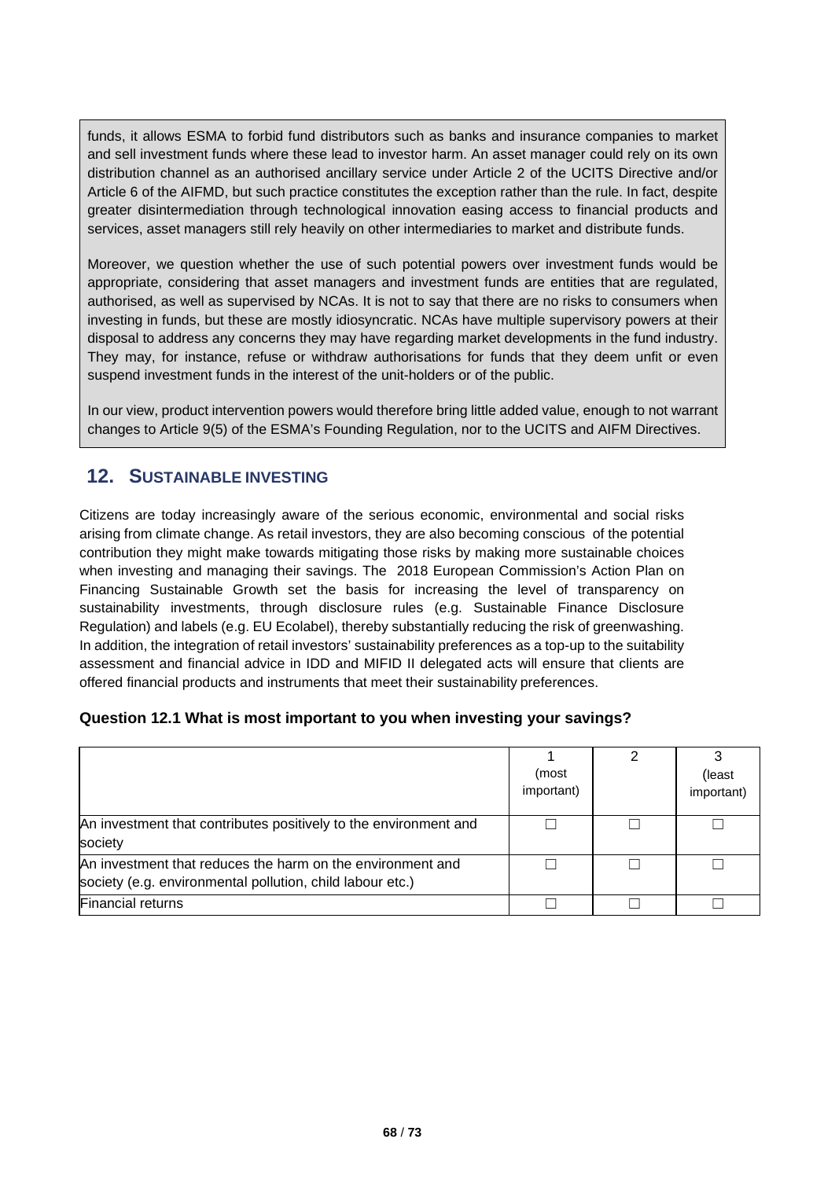funds, it allows ESMA to forbid fund distributors such as banks and insurance companies to market and sell investment funds where these lead to investor harm. An asset manager could rely on its own distribution channel as an authorised ancillary service under Article 2 of the UCITS Directive and/or Article 6 of the AIFMD, but such practice constitutes the exception rather than the rule. In fact, despite greater disintermediation through technological innovation easing access to financial products and services, asset managers still rely heavily on other intermediaries to market and distribute funds.

Moreover, we question whether the use of such potential powers over investment funds would be appropriate, considering that asset managers and investment funds are entities that are regulated, authorised, as well as supervised by NCAs. It is not to say that there are no risks to consumers when investing in funds, but these are mostly idiosyncratic. NCAs have multiple supervisory powers at their disposal to address any concerns they may have regarding market developments in the fund industry. They may, for instance, refuse or withdraw authorisations for funds that they deem unfit or even suspend investment funds in the interest of the unit-holders or of the public.

In our view, product intervention powers would therefore bring little added value, enough to not warrant changes to Article 9(5) of the ESMA's Founding Regulation, nor to the UCITS and AIFM Directives.

## 12. SUSTAINABLE INVESTING

Citizens are today increasingly aware of the serious economic, environmental and social risks arising from climate change. As retail investors, they are also becoming conscious of the potential contribution they might make towards mitigating those risks by making more sustainable choices when investing and managing their savings. The 2018 European Commission's Action Plan on Financing Sustainable Growth set the basis for increasing the level of transparency on sustainability investments, through disclosure rules (e.g. Sustainable Finance Disclosure Regulation) and labels (e.g. EU Ecolabel), thereby substantially reducing the risk of greenwashing. In addition, the integration of retail investors' sustainability preferences as a top-up to the suitability assessment and financial advice in IDD and MIFID II delegated acts will ensure that clients are offered financial products and instruments that meet their sustainability preferences.

**Question 12.1 What is most important to you when investing your savings?**

| | 1 (most important) | 2 | 3 (least important) |
|---|---|---|---|
| An investment that contributes positively to the environment and society | ☐ | ☐ | ☐ |
| An investment that reduces the harm on the environment and society (e.g. environmental pollution, child labour etc.) | ☐ | ☐ | ☐ |
| Financial returns | ☐ | ☐ | ☐ |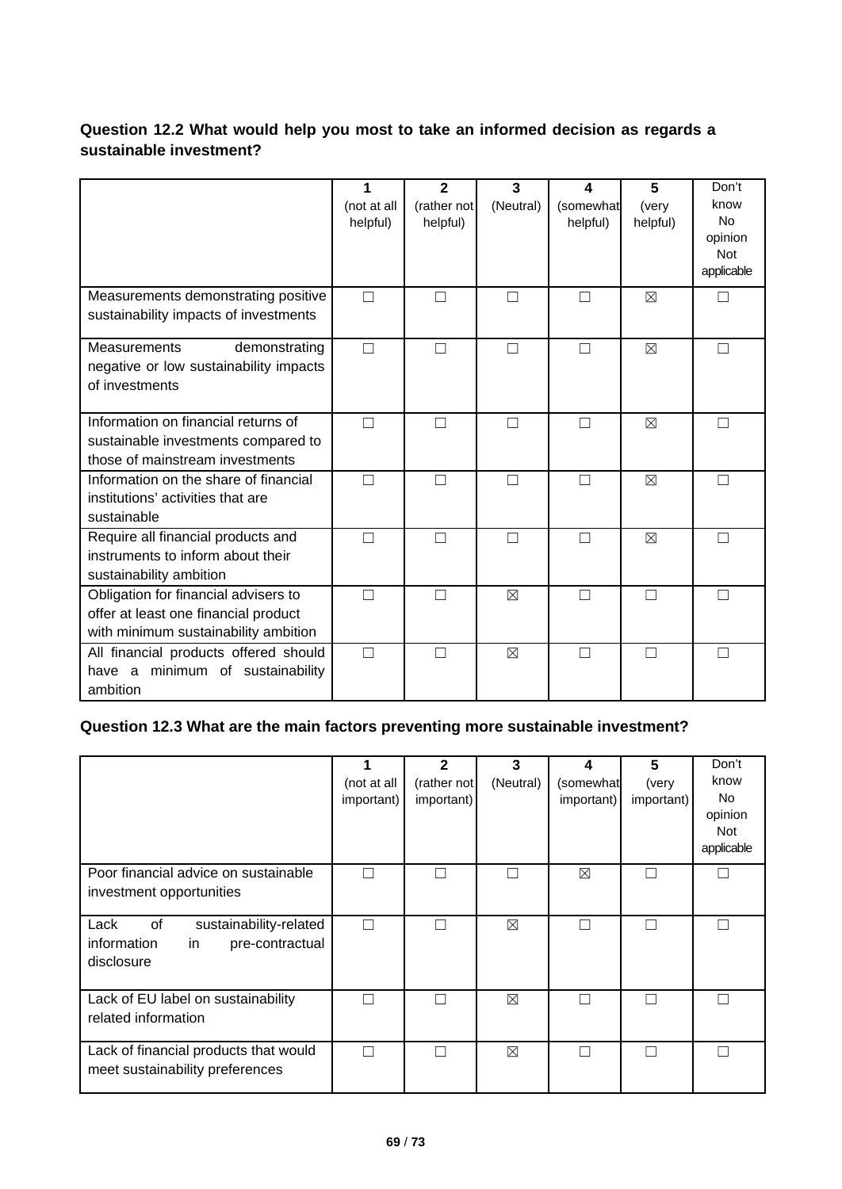**Question 12.2 What would help you most to take an informed decision as regards a sustainable investment?**

| | 1 (not at all helpful) | 2 (rather not helpful) | 3 (Neutral) | 4 (somewhat helpful) | 5 (very helpful) | Don't know No opinion Not applicable |
|---|---|---|---|---|---|---|
| Measurements demonstrating positive sustainability impacts of investments | ☐ | ☐ | ☐ | ☐ | ☒ | ☐ |
| Measurements demonstrating negative or low sustainability impacts of investments | ☐ | ☐ | ☐ | ☐ | ☒ | ☐ |
| Information on financial returns of sustainable investments compared to those of mainstream investments | ☐ | ☐ | ☐ | ☐ | ☒ | ☐ |
| Information on the share of financial institutions' activities that are sustainable | ☐ | ☐ | ☐ | ☐ | ☒ | ☐ |
| Require all financial products and instruments to inform about their sustainability ambition | ☐ | ☐ | ☐ | ☐ | ☒ | ☐ |
| Obligation for financial advisers to offer at least one financial product with minimum sustainability ambition | ☐ | ☐ | ☒ | ☐ | ☐ | ☐ |
| All financial products offered should have a minimum of sustainability ambition | ☐ | ☐ | ☒ | ☐ | ☐ | ☐ |

**Question 12.3 What are the main factors preventing more sustainable investment?**

| | 1 (not at all important) | 2 (rather not important) | 3 (Neutral) | 4 (somewhat important) | 5 (very important) | Don't know No opinion Not applicable |
|---|---|---|---|---|---|---|
| Poor financial advice on sustainable investment opportunities | ☐ | ☐ | ☐ | ☒ | ☐ | ☐ |
| Lack of sustainability-related information in pre-contractual disclosure | ☐ | ☐ | ☒ | ☐ | ☐ | ☐ |
| Lack of EU label on sustainability related information | ☐ | ☐ | ☒ | ☐ | ☐ | ☐ |
| Lack of financial products that would meet sustainability preferences | ☐ | ☐ | ☒ | ☐ | ☐ | ☐ |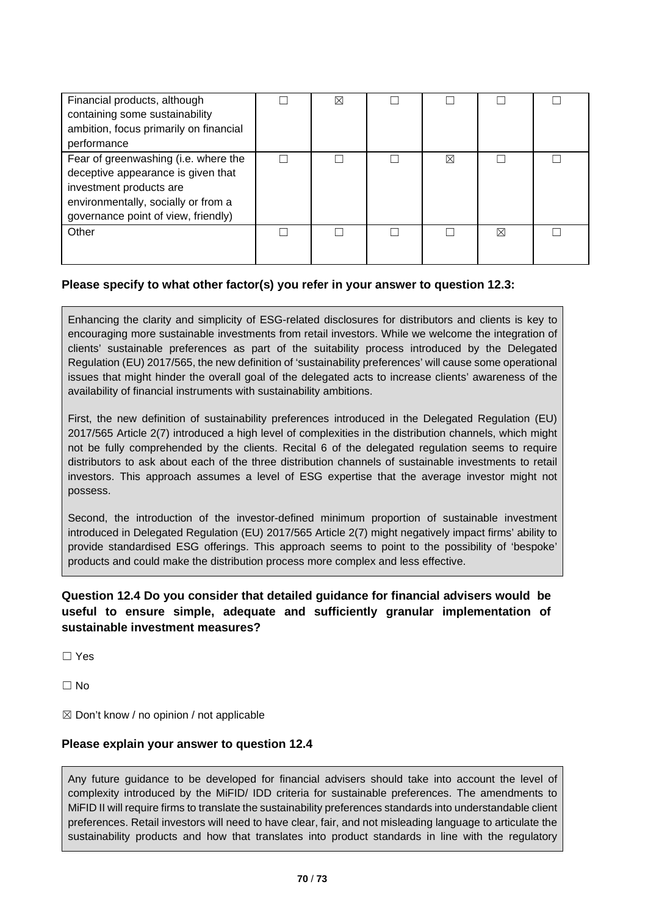| | | | | | | |
|---|---|---|---|---|---|---|
| Financial products, although containing some sustainability ambition, focus primarily on financial performance | ☐ | ☒ | ☐ | ☐ | ☐ | ☐ |
| Fear of greenwashing (i.e. where the deceptive appearance is given that investment products are environmentally, socially or from a governance point of view, friendly) | ☐ | ☐ | ☐ | ☒ | ☐ | ☐ |
| Other | ☐ | ☐ | ☐ | ☐ | ☒ | ☐ |

**Please specify to what other factor(s) you refer in your answer to question 12.3:**

Enhancing the clarity and simplicity of ESG-related disclosures for distributors and clients is key to encouraging more sustainable investments from retail investors. While we welcome the integration of clients' sustainable preferences as part of the suitability process introduced by the Delegated Regulation (EU) 2017/565, the new definition of 'sustainability preferences' will cause some operational issues that might hinder the overall goal of the delegated acts to increase clients' awareness of the availability of financial instruments with sustainability ambitions.

First, the new definition of sustainability preferences introduced in the Delegated Regulation (EU) 2017/565 Article 2(7) introduced a high level of complexities in the distribution channels, which might not be fully comprehended by the clients. Recital 6 of the delegated regulation seems to require distributors to ask about each of the three distribution channels of sustainable investments to retail investors. This approach assumes a level of ESG expertise that the average investor might not possess.

Second, the introduction of the investor-defined minimum proportion of sustainable investment introduced in Delegated Regulation (EU) 2017/565 Article 2(7) might negatively impact firms' ability to provide standardised ESG offerings. This approach seems to point to the possibility of 'bespoke' products and could make the distribution process more complex and less effective.

**Question 12.4 Do you consider that detailed guidance for financial advisers would be useful to ensure simple, adequate and sufficiently granular implementation of sustainable investment measures?**

☐ Yes

☐ No

☒ Don't know / no opinion / not applicable

**Please explain your answer to question 12.4**

Any future guidance to be developed for financial advisers should take into account the level of complexity introduced by the MiFID/ IDD criteria for sustainable preferences. The amendments to MiFID II will require firms to translate the sustainability preferences standards into understandable client preferences. Retail investors will need to have clear, fair, and not misleading language to articulate the sustainability products and how that translates into product standards in line with the regulatory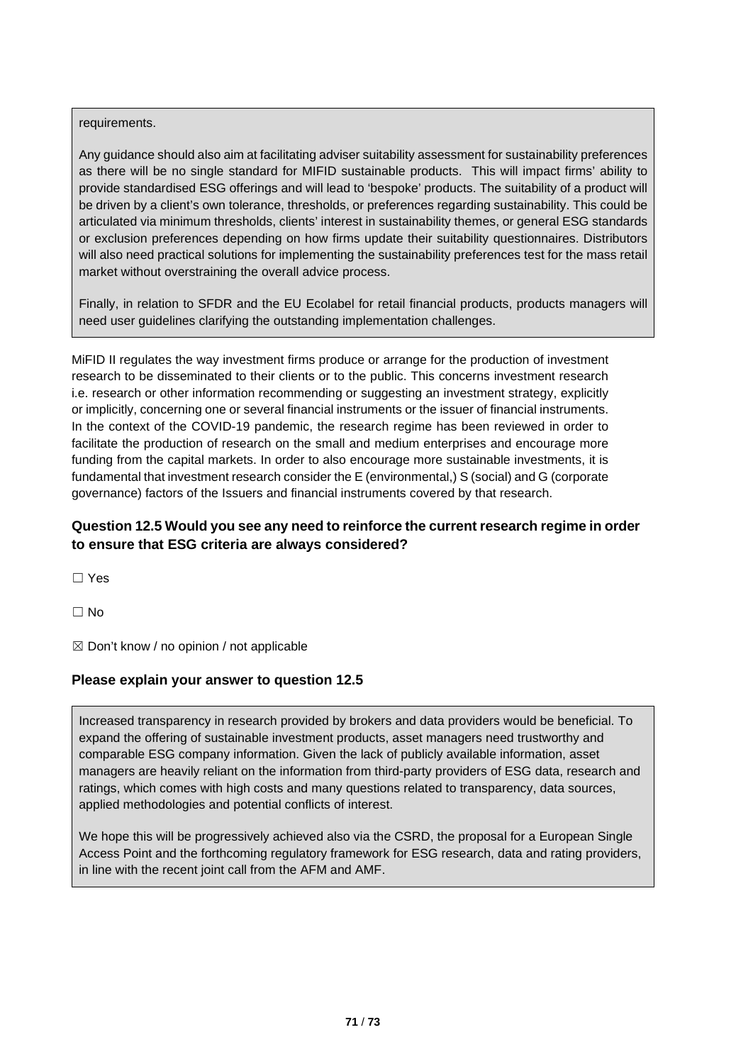requirements.

Any guidance should also aim at facilitating adviser suitability assessment for sustainability preferences as there will be no single standard for MIFID sustainable products. This will impact firms' ability to provide standardised ESG offerings and will lead to 'bespoke' products. The suitability of a product will be driven by a client's own tolerance, thresholds, or preferences regarding sustainability. This could be articulated via minimum thresholds, clients' interest in sustainability themes, or general ESG standards or exclusion preferences depending on how firms update their suitability questionnaires. Distributors will also need practical solutions for implementing the sustainability preferences test for the mass retail market without overstraining the overall advice process.

Finally, in relation to SFDR and the EU Ecolabel for retail financial products, products managers will need user guidelines clarifying the outstanding implementation challenges.

MiFID II regulates the way investment firms produce or arrange for the production of investment research to be disseminated to their clients or to the public. This concerns investment research i.e. research or other information recommending or suggesting an investment strategy, explicitly or implicitly, concerning one or several financial instruments or the issuer of financial instruments. In the context of the COVID-19 pandemic, the research regime has been reviewed in order to facilitate the production of research on the small and medium enterprises and encourage more funding from the capital markets. In order to also encourage more sustainable investments, it is fundamental that investment research consider the E (environmental,) S (social) and G (corporate governance) factors of the Issuers and financial instruments covered by that research.

### Question 12.5 Would you see any need to reinforce the current research regime in order to ensure that ESG criteria are always considered?

☐ Yes

☐ No

☒ Don't know / no opinion / not applicable

### Please explain your answer to question 12.5

Increased transparency in research provided by brokers and data providers would be beneficial. To expand the offering of sustainable investment products, asset managers need trustworthy and comparable ESG company information. Given the lack of publicly available information, asset managers are heavily reliant on the information from third-party providers of ESG data, research and ratings, which comes with high costs and many questions related to transparency, data sources, applied methodologies and potential conflicts of interest.

We hope this will be progressively achieved also via the CSRD, the proposal for a European Single Access Point and the forthcoming regulatory framework for ESG research, data and rating providers, in line with the recent joint call from the AFM and AMF.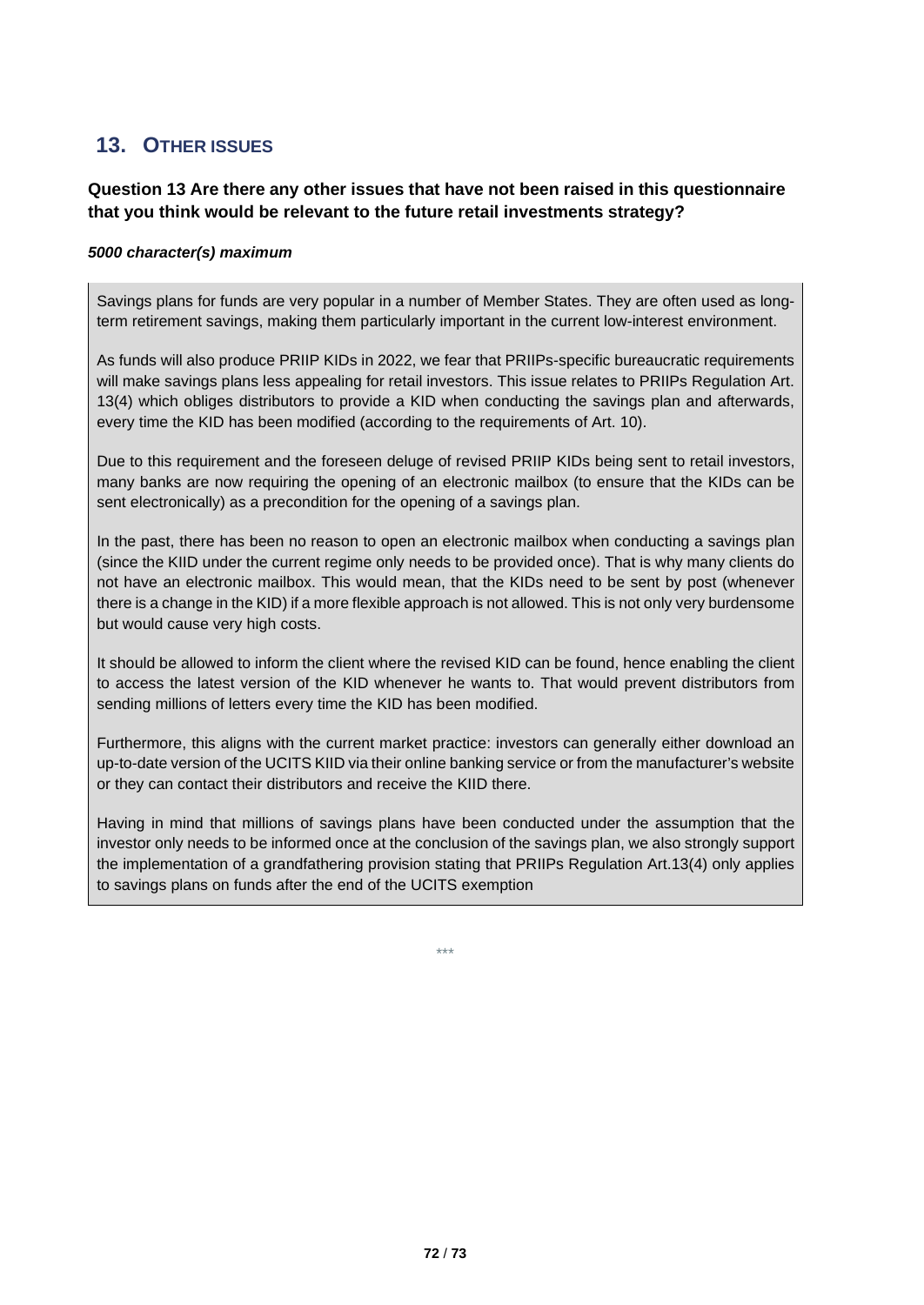## 13. Other issues

**Question 13 Are there any other issues that have not been raised in this questionnaire that you think would be relevant to the future retail investments strategy?**

***5000 character(s) maximum***

Savings plans for funds are very popular in a number of Member States. They are often used as long-term retirement savings, making them particularly important in the current low-interest environment.

As funds will also produce PRIIP KIDs in 2022, we fear that PRIIPs-specific bureaucratic requirements will make savings plans less appealing for retail investors. This issue relates to PRIIPs Regulation Art. 13(4) which obliges distributors to provide a KID when conducting the savings plan and afterwards, every time the KID has been modified (according to the requirements of Art. 10).

Due to this requirement and the foreseen deluge of revised PRIIP KIDs being sent to retail investors, many banks are now requiring the opening of an electronic mailbox (to ensure that the KIDs can be sent electronically) as a precondition for the opening of a savings plan.

In the past, there has been no reason to open an electronic mailbox when conducting a savings plan (since the KIID under the current regime only needs to be provided once). That is why many clients do not have an electronic mailbox. This would mean, that the KIDs need to be sent by post (whenever there is a change in the KID) if a more flexible approach is not allowed. This is not only very burdensome but would cause very high costs.

It should be allowed to inform the client where the revised KID can be found, hence enabling the client to access the latest version of the KID whenever he wants to. That would prevent distributors from sending millions of letters every time the KID has been modified.

Furthermore, this aligns with the current market practice: investors can generally either download an up-to-date version of the UCITS KIID via their online banking service or from the manufacturer's website or they can contact their distributors and receive the KIID there.

Having in mind that millions of savings plans have been conducted under the assumption that the investor only needs to be informed once at the conclusion of the savings plan, we also strongly support the implementation of a grandfathering provision stating that PRIIPs Regulation Art.13(4) only applies to savings plans on funds after the end of the UCITS exemption

\*\*\*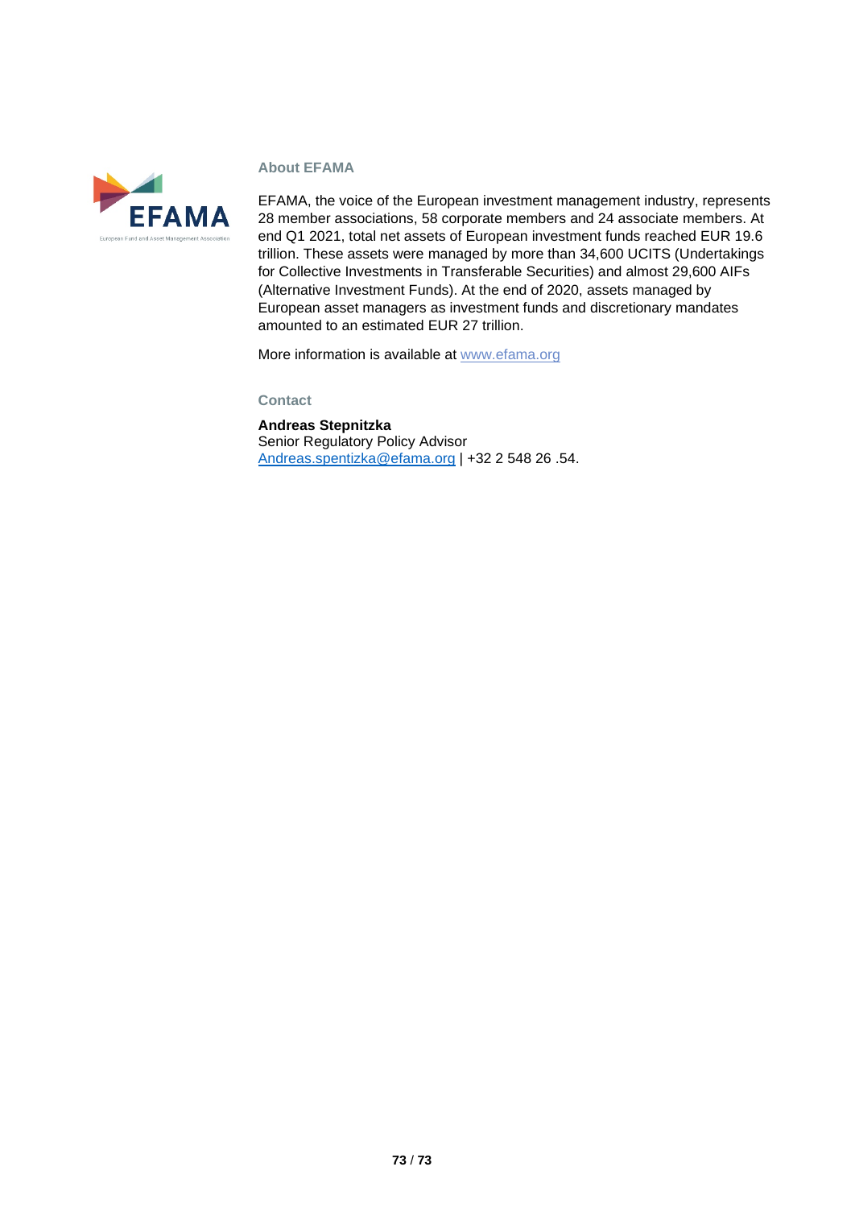### About EFAMA

EFAMA, the voice of the European investment management industry, represents 28 member associations, 58 corporate members and 24 associate members. At end Q1 2021, total net assets of European investment funds reached EUR 19.6 trillion. These assets were managed by more than 34,600 UCITS (Undertakings for Collective Investments in Transferable Securities) and almost 29,600 AIFs (Alternative Investment Funds). At the end of 2020, assets managed by European asset managers as investment funds and discretionary mandates amounted to an estimated EUR 27 trillion.

More information is available at www.efama.org

### Contact

**Andreas Stepnitzka**
Senior Regulatory Policy Advisor
Andreas.spentizka@efama.org | +32 2 548 26 .54.